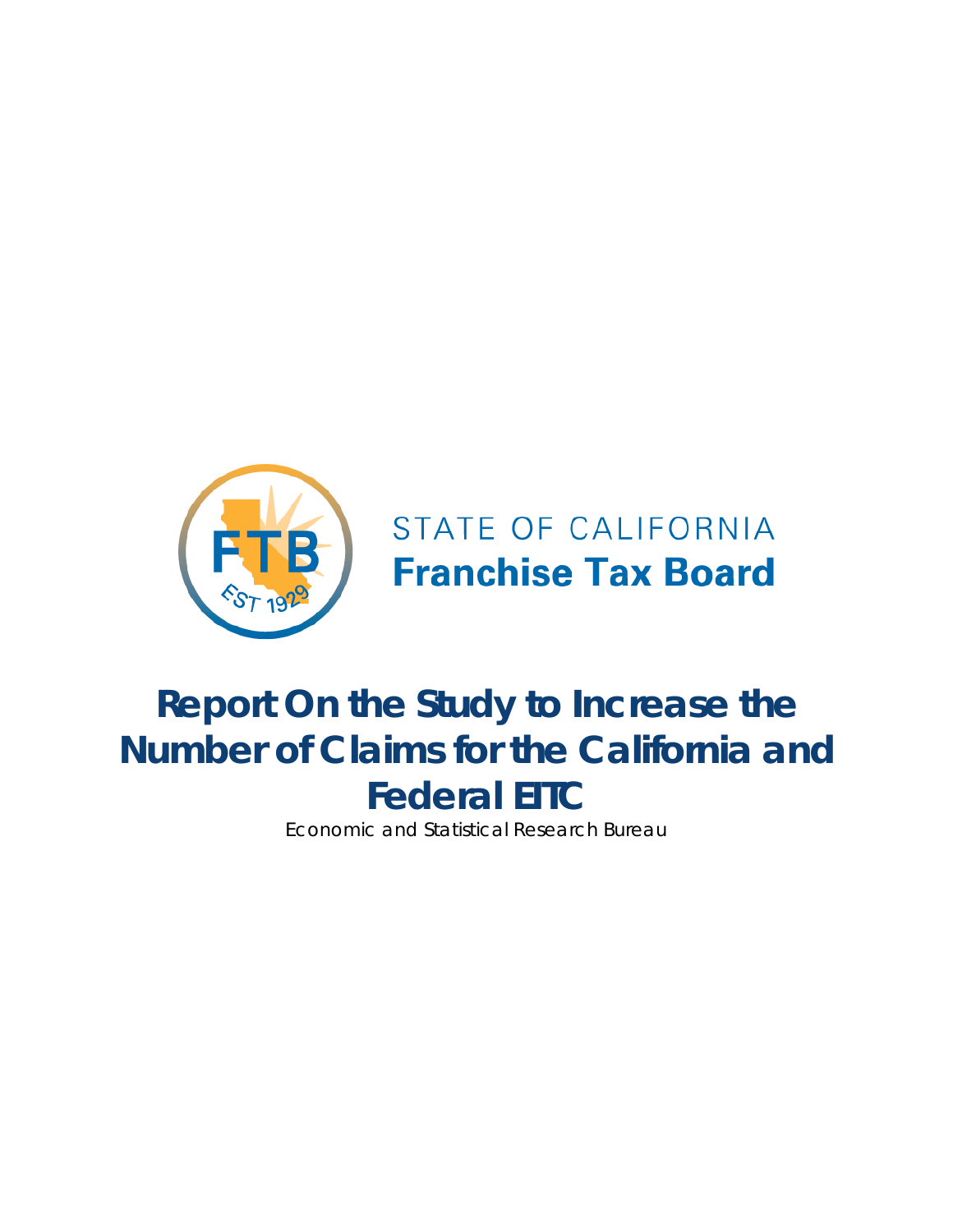STATE OF CALIFORNIA

**Franchise Tax Board**

# Report On the Study to Increase the Number of Claims for the California and Federal EITC

Economic and Statistical Research Bureau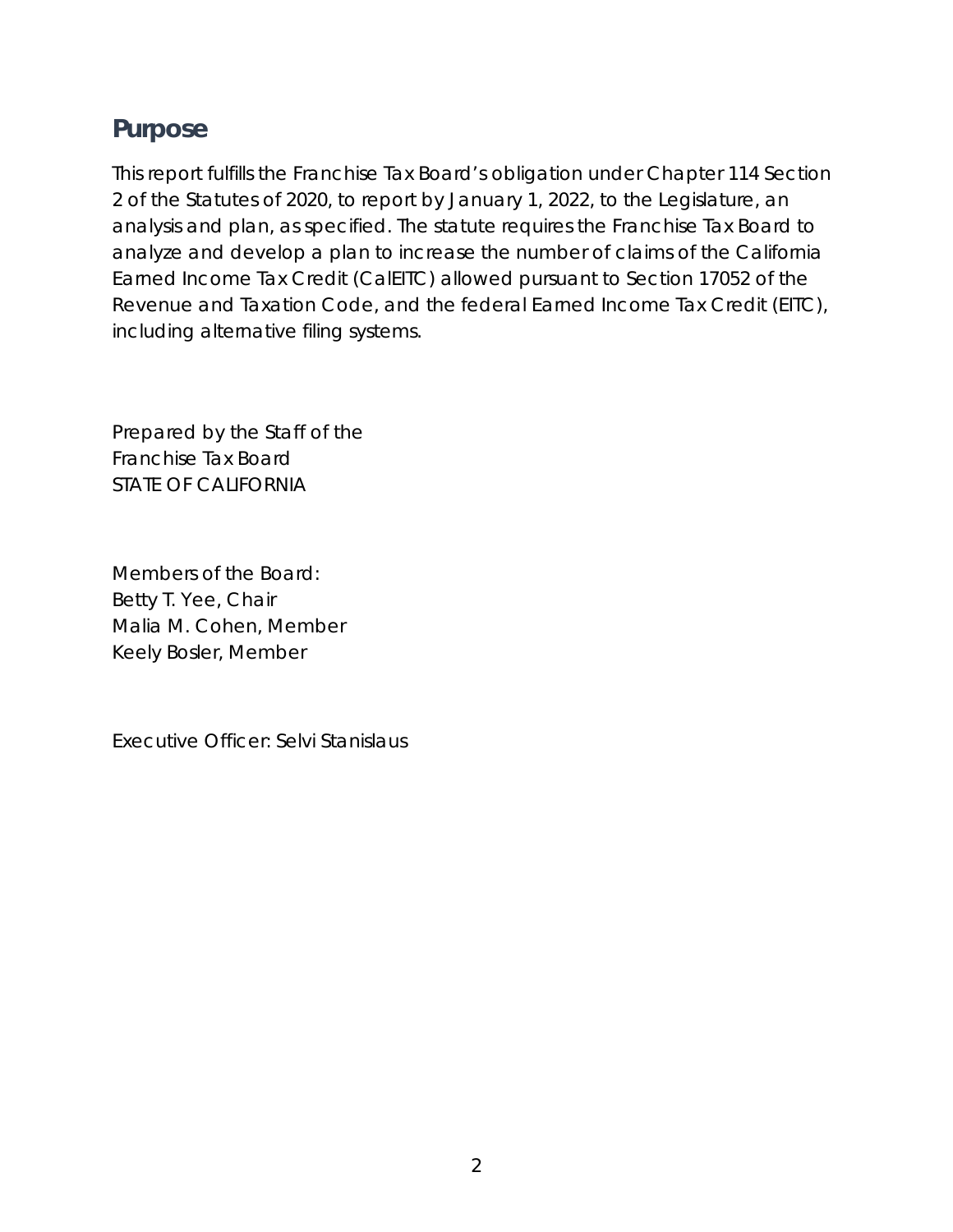## Purpose

This report fulfills the Franchise Tax Board's obligation under Chapter 114 Section 2 of the Statutes of 2020, to report by January 1, 2022, to the Legislature, an analysis and plan, as specified. The statute requires the Franchise Tax Board to analyze and develop a plan to increase the number of claims of the California Earned Income Tax Credit (CalEITC) allowed pursuant to Section 17052 of the Revenue and Taxation Code, and the federal Earned Income Tax Credit (EITC), including alternative filing systems.

Prepared by the Staff of the
Franchise Tax Board
STATE OF CALIFORNIA

Members of the Board:
Betty T. Yee, Chair
Malia M. Cohen, Member
Keely Bosler, Member

Executive Officer: Selvi Stanislaus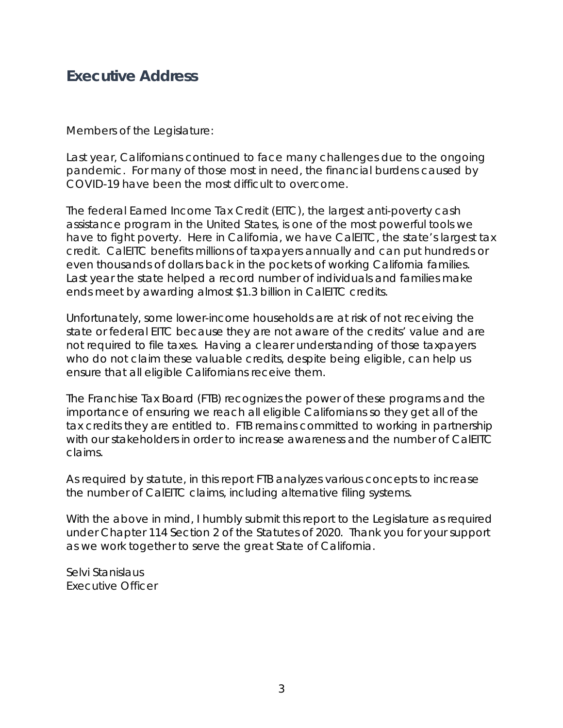# Executive Address

Members of the Legislature:

Last year, Californians continued to face many challenges due to the ongoing pandemic. For many of those most in need, the financial burdens caused by COVID-19 have been the most difficult to overcome.

The federal Earned Income Tax Credit (EITC), the largest anti-poverty cash assistance program in the United States, is one of the most powerful tools we have to fight poverty. Here in California, we have CalEITC, the state's largest tax credit. CalEITC benefits millions of taxpayers annually and can put hundreds or even thousands of dollars back in the pockets of working California families. Last year the state helped a record number of individuals and families make ends meet by awarding almost $1.3 billion in CalEITC credits.

Unfortunately, some lower-income households are at risk of not receiving the state or federal EITC because they are not aware of the credits' value and are not required to file taxes. Having a clearer understanding of those taxpayers who do not claim these valuable credits, despite being eligible, can help us ensure that all eligible Californians receive them.

The Franchise Tax Board (FTB) recognizes the power of these programs and the importance of ensuring we reach all eligible Californians so they get all of the tax credits they are entitled to. FTB remains committed to working in partnership with our stakeholders in order to increase awareness and the number of CalEITC claims.

As required by statute, in this report FTB analyzes various concepts to increase the number of CalEITC claims, including alternative filing systems.

With the above in mind, I humbly submit this report to the Legislature as required under Chapter 114 Section 2 of the Statutes of 2020. Thank you for your support as we work together to serve the great State of California.

Selvi Stanislaus
Executive Officer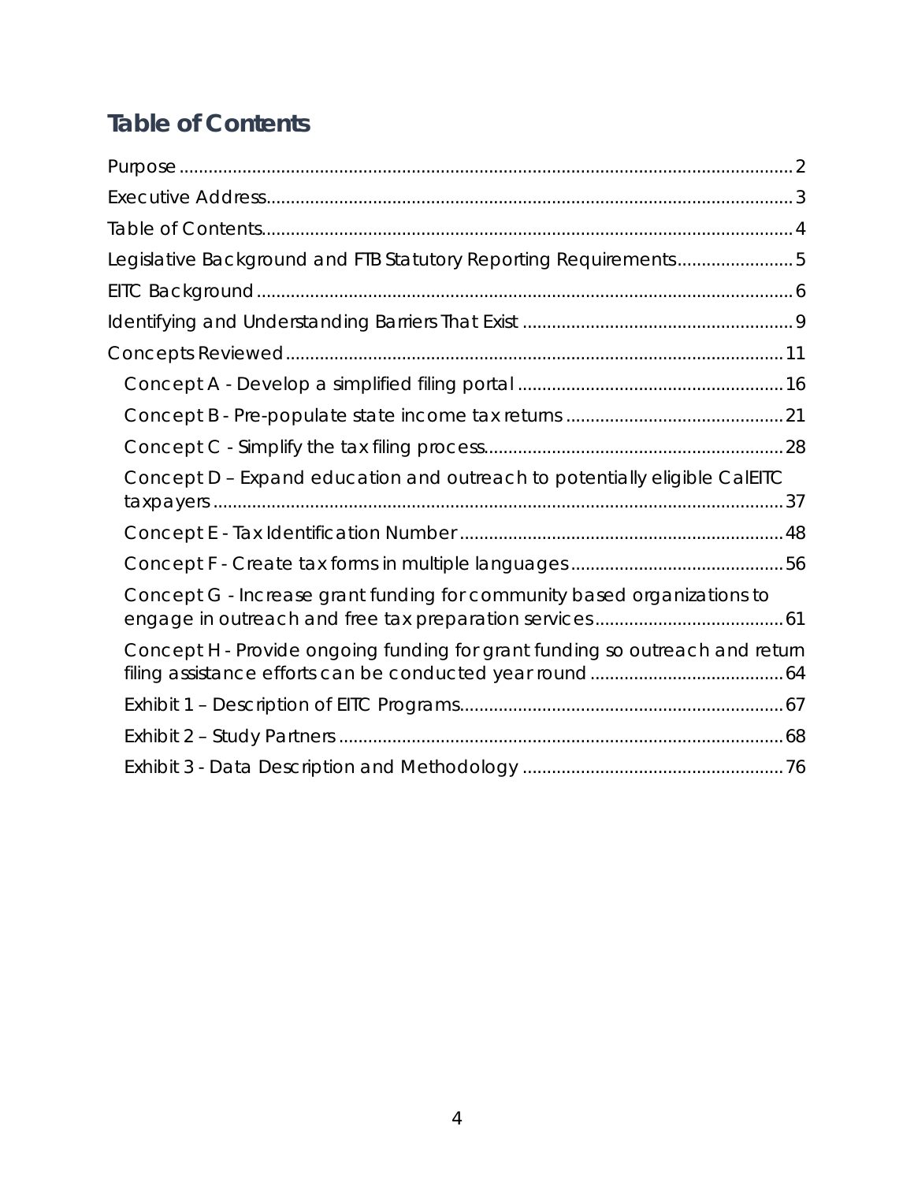# Table of Contents

Purpose ........................................................................................................ 2

Executive Address........................................................................................ 3

Table of Contents.......................................................................................... 4

Legislative Background and FTB Statutory Reporting Requirements........................ 5

EITC Background ........................................................................................... 6

Identifying and Understanding Barriers That Exist ........................................................ 9

Concepts Reviewed ........................................................................................ 11

- Concept A - Develop a simplified filing portal ...................................................... 16
- Concept B - Pre-populate state income tax returns ............................................ 21
- Concept C - Simplify the tax filing process............................................................ 28
- Concept D – Expand education and outreach to potentially eligible CalEITC taxpayers ...................................................................................................... 37
- Concept E - Tax Identification Number .................................................................. 48
- Concept F - Create tax forms in multiple languages ............................................ 56
- Concept G - Increase grant funding for community based organizations to engage in outreach and free tax preparation services ....................................... 61
- Concept H - Provide ongoing funding for grant funding so outreach and return filing assistance efforts can be conducted year round ....................................... 64
- Exhibit 1 – Description of EITC Programs.................................................................. 67
- Exhibit 2 – Study Partners ........................................................................................ 68
- Exhibit 3 - Data Description and Methodology ...................................................... 76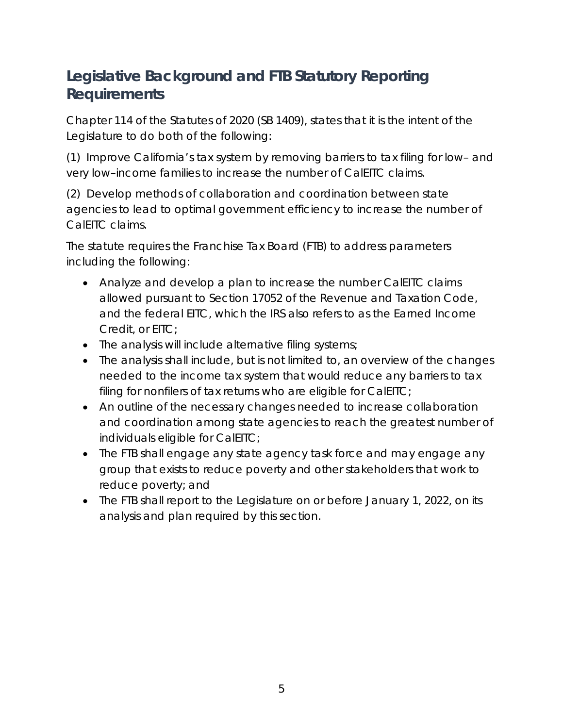## Legislative Background and FTB Statutory Reporting Requirements

Chapter 114 of the Statutes of 2020 (SB 1409), states that it is the intent of the Legislature to do both of the following:

(1) Improve California's tax system by removing barriers to tax filing for low– and very low–income families to increase the number of CalEITC claims.

(2) Develop methods of collaboration and coordination between state agencies to lead to optimal government efficiency to increase the number of CalEITC claims.

The statute requires the Franchise Tax Board (FTB) to address parameters including the following:

- Analyze and develop a plan to increase the number CalEITC claims allowed pursuant to Section 17052 of the Revenue and Taxation Code, and the federal EITC, which the IRS also refers to as the Earned Income Credit, or EITC;
- The analysis will include alternative filing systems;
- The analysis shall include, but is not limited to, an overview of the changes needed to the income tax system that would reduce any barriers to tax filing for nonfilers of tax returns who are eligible for CalEITC;
- An outline of the necessary changes needed to increase collaboration and coordination among state agencies to reach the greatest number of individuals eligible for CalEITC;
- The FTB shall engage any state agency task force and may engage any group that exists to reduce poverty and other stakeholders that work to reduce poverty; and
- The FTB shall report to the Legislature on or before January 1, 2022, on its analysis and plan required by this section.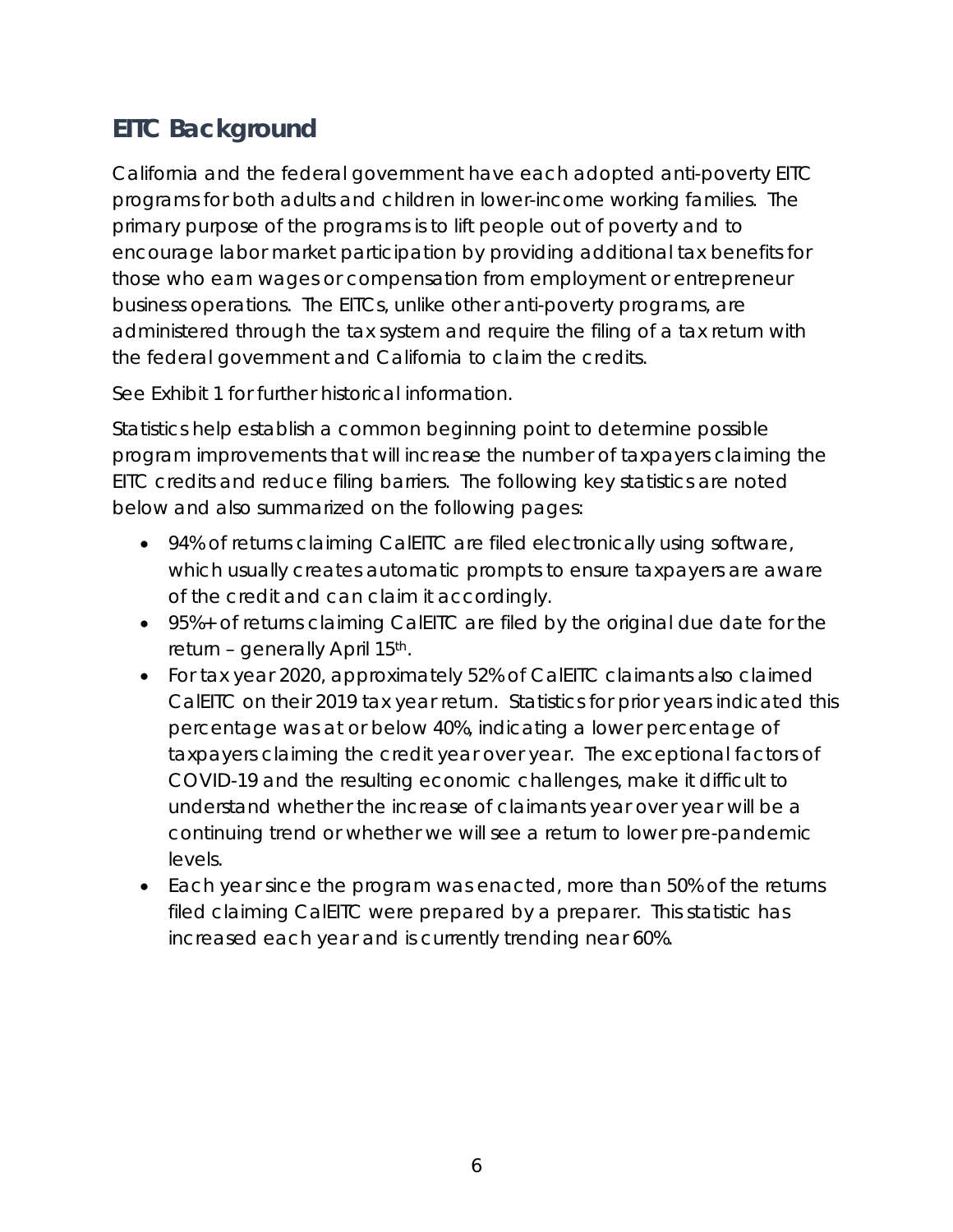## EITC Background

California and the federal government have each adopted anti-poverty EITC programs for both adults and children in lower-income working families. The primary purpose of the programs is to lift people out of poverty and to encourage labor market participation by providing additional tax benefits for those who earn wages or compensation from employment or entrepreneur business operations. The EITCs, unlike other anti-poverty programs, are administered through the tax system and require the filing of a tax return with the federal government and California to claim the credits.

See Exhibit 1 for further historical information.

Statistics help establish a common beginning point to determine possible program improvements that will increase the number of taxpayers claiming the EITC credits and reduce filing barriers. The following key statistics are noted below and also summarized on the following pages:

- 94% of returns claiming CalEITC are filed electronically using software, which usually creates automatic prompts to ensure taxpayers are aware of the credit and can claim it accordingly.
- 95%+ of returns claiming CalEITC are filed by the original due date for the return – generally April 15th.
- For tax year 2020, approximately 52% of CalEITC claimants also claimed CalEITC on their 2019 tax year return. Statistics for prior years indicated this percentage was at or below 40%, indicating a lower percentage of taxpayers claiming the credit year over year. The exceptional factors of COVID-19 and the resulting economic challenges, make it difficult to understand whether the increase of claimants year over year will be a continuing trend or whether we will see a return to lower pre-pandemic levels.
- Each year since the program was enacted, more than 50% of the returns filed claiming CalEITC were prepared by a preparer. This statistic has increased each year and is currently trending near 60%.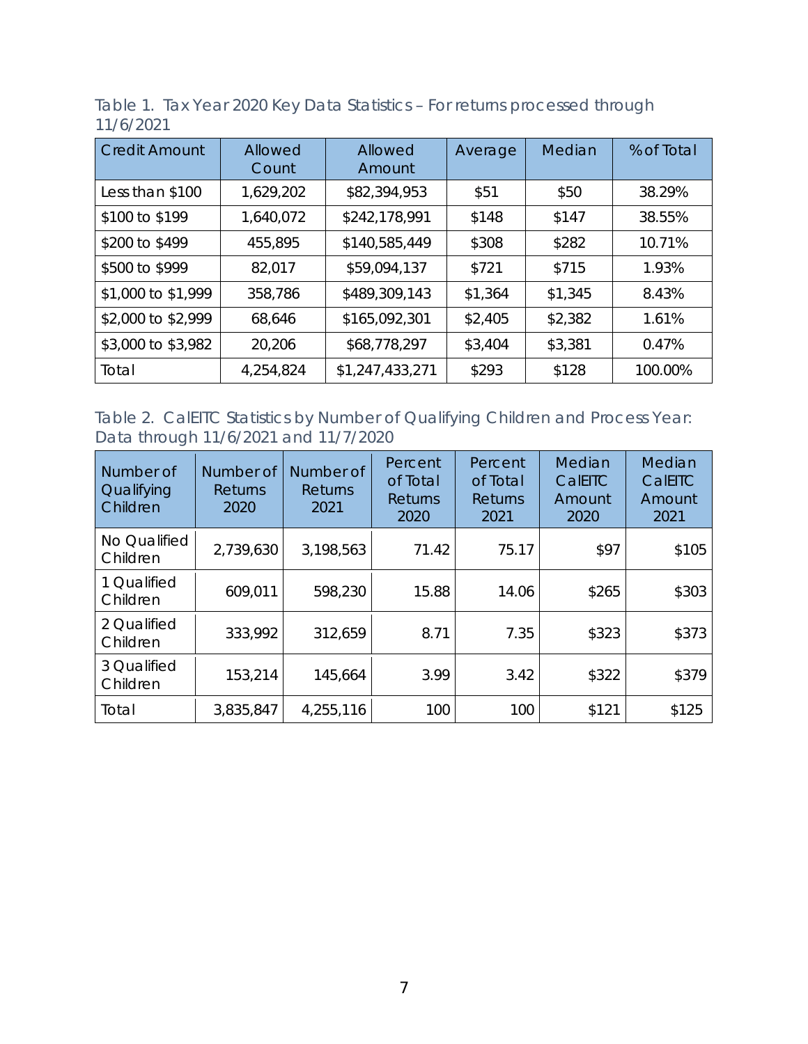Table 1. Tax Year 2020 Key Data Statistics – For returns processed through 11/6/2021

| Credit Amount | Allowed Count | Allowed Amount | Average | Median | % of Total |
|---|---|---|---|---|---|
| Less than $100 | 1,629,202 | $82,394,953 | $51 | $50 | 38.29% |
| $100 to $199 | 1,640,072 | $242,178,991 | $148 | $147 | 38.55% |
| $200 to $499 | 455,895 | $140,585,449 | $308 | $282 | 10.71% |
| $500 to $999 | 82,017 | $59,094,137 | $721 | $715 | 1.93% |
| $1,000 to $1,999 | 358,786 | $489,309,143 | $1,364 | $1,345 | 8.43% |
| $2,000 to $2,999 | 68,646 | $165,092,301 | $2,405 | $2,382 | 1.61% |
| $3,000 to $3,982 | 20,206 | $68,778,297 | $3,404 | $3,381 | 0.47% |
| Total | 4,254,824 | $1,247,433,271 | $293 | $128 | 100.00% |

Table 2. CalEITC Statistics by Number of Qualifying Children and Process Year: Data through 11/6/2021 and 11/7/2020

| Number of Qualifying Children | Number of Returns 2020 | Number of Returns 2021 | Percent of Total Returns 2020 | Percent of Total Returns 2021 | Median CalEITC Amount 2020 | Median CalEITC Amount 2021 |
|---|---|---|---|---|---|---|
| No Qualified Children | 2,739,630 | 3,198,563 | 71.42 | 75.17 | $97 | $105 |
| 1 Qualified Children | 609,011 | 598,230 | 15.88 | 14.06 | $265 | $303 |
| 2 Qualified Children | 333,992 | 312,659 | 8.71 | 7.35 | $323 | $373 |
| 3 Qualified Children | 153,214 | 145,664 | 3.99 | 3.42 | $322 | $379 |
| Total | 3,835,847 | 4,255,116 | 100 | 100 | $121 | $125 |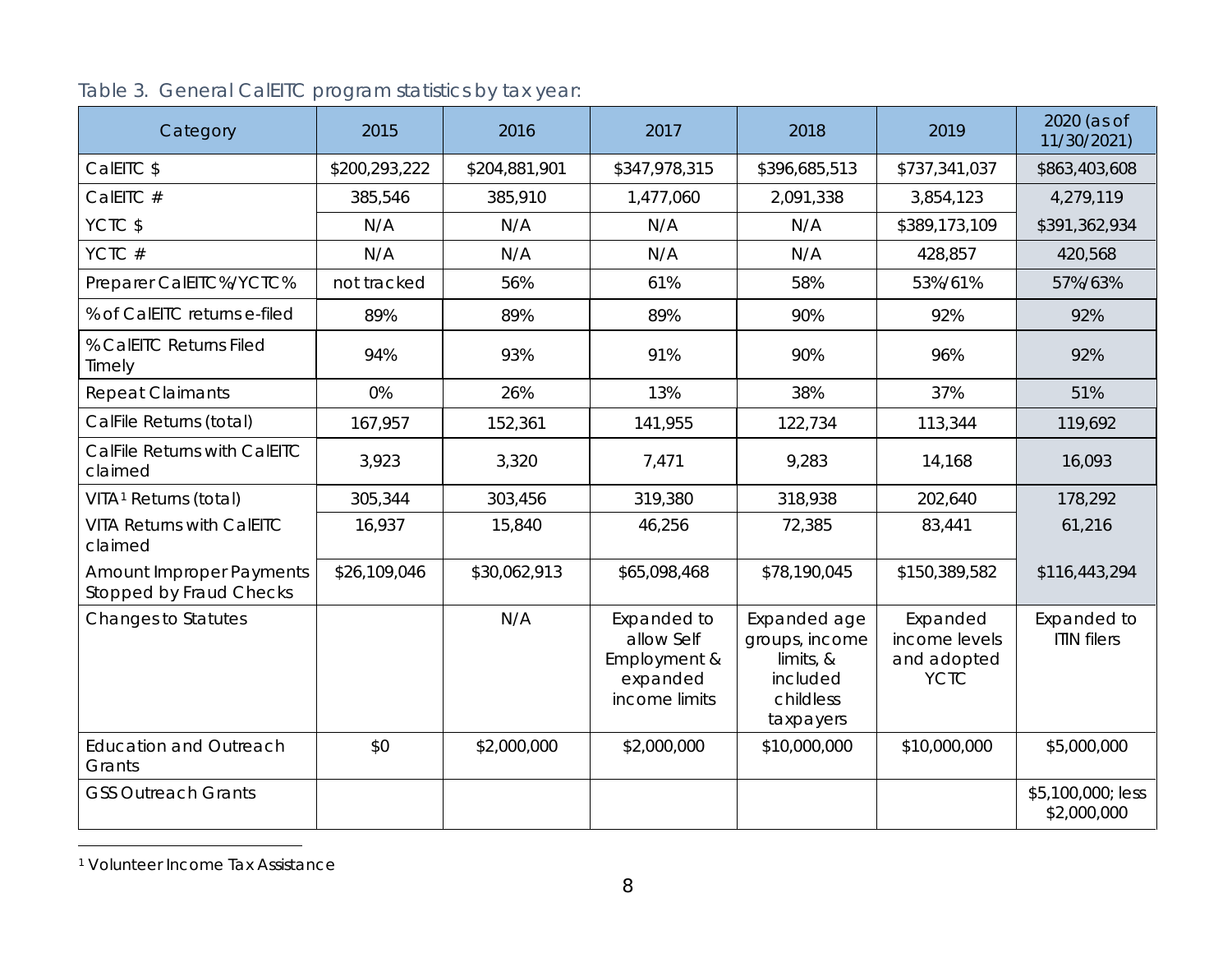Table 3. General CalEITC program statistics by tax year:

| Category | 2015 | 2016 | 2017 | 2018 | 2019 | 2020 (as of 11/30/2021) |
|---|---|---|---|---|---|---|
| CalEITC $ | $200,293,222 | $204,881,901 | $347,978,315 | $396,685,513 | $737,341,037 | $863,403,608 |
| CalEITC # | 385,546 | 385,910 | 1,477,060 | 2,091,338 | 3,854,123 | 4,279,119 |
| YCTC $ | N/A | N/A | N/A | N/A | $389,173,109 | $391,362,934 |
| YCTC # | N/A | N/A | N/A | N/A | 428,857 | 420,568 |
| Preparer CalEITC%/YCTC% | not tracked | 56% | 61% | 58% | 53%/61% | 57%/63% |
| % of CalEITC returns e-filed | 89% | 89% | 89% | 90% | 92% | 92% |
| % CalEITC Returns Filed Timely | 94% | 93% | 91% | 90% | 96% | 92% |
| Repeat Claimants | 0% | 26% | 13% | 38% | 37% | 51% |
| CalFile Returns (total) | 167,957 | 152,361 | 141,955 | 122,734 | 113,344 | 119,692 |
| CalFile Returns with CalEITC claimed | 3,923 | 3,320 | 7,471 | 9,283 | 14,168 | 16,093 |
| VITA[1] Returns (total) | 305,344 | 303,456 | 319,380 | 318,938 | 202,640 | 178,292 |
| VITA Returns with CalEITC claimed | 16,937 | 15,840 | 46,256 | 72,385 | 83,441 | 61,216 |
| Amount Improper Payments Stopped by Fraud Checks | $26,109,046 | $30,062,913 | $65,098,468 | $78,190,045 | $150,389,582 | $116,443,294 |
| Changes to Statutes | | N/A | Expanded to allow Self Employment & expanded income limits | Expanded age groups, income limits, & included childless taxpayers | Expanded income levels and adopted YCTC | Expanded to ITIN filers |
| Education and Outreach Grants | $0 | $2,000,000 | $2,000,000 | $10,000,000 | $10,000,000 | $5,000,000 |
| GSS Outreach Grants | | | | | | $5,100,000; less $2,000,000 |

[1] Volunteer Income Tax Assistance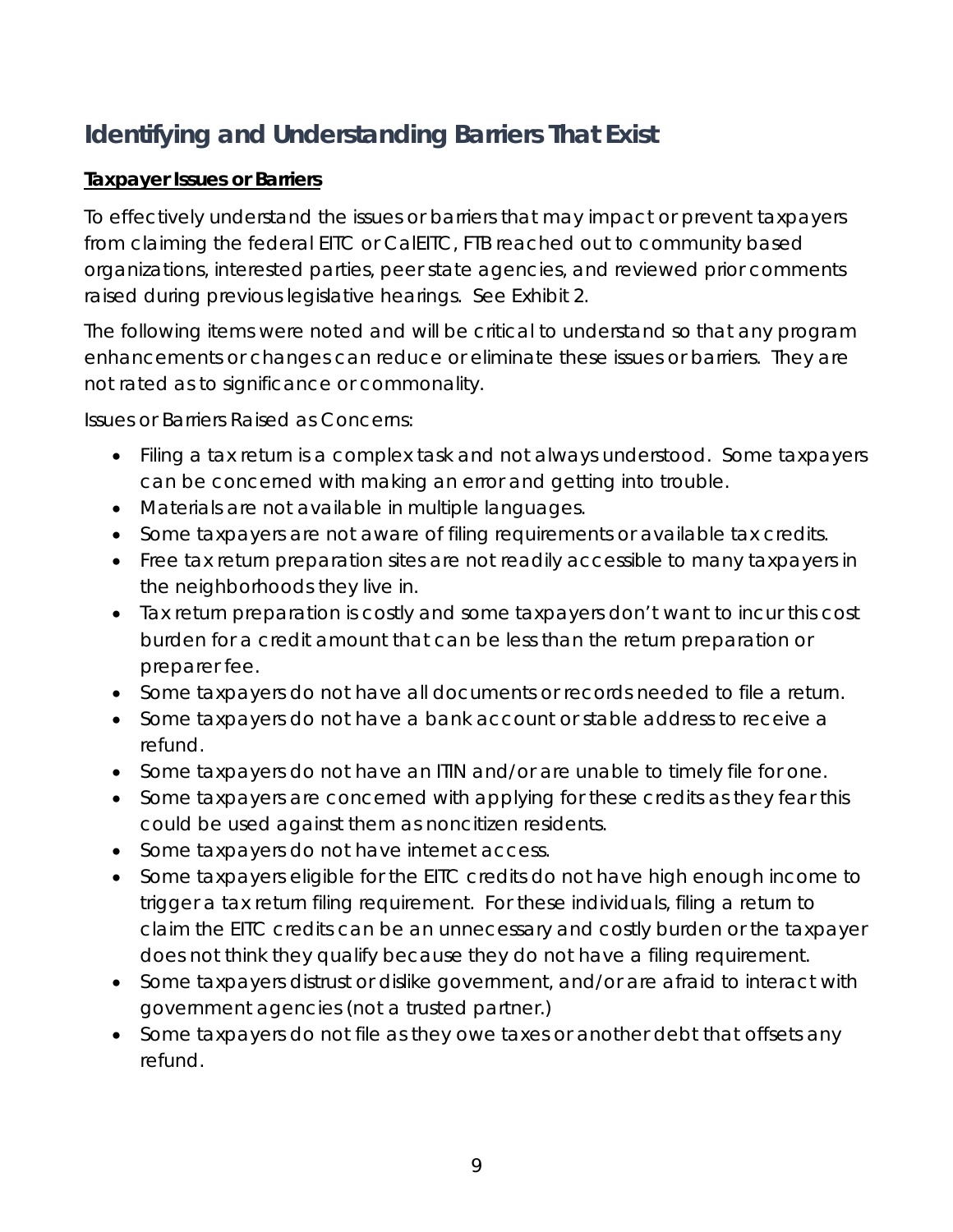## Identifying and Understanding Barriers That Exist

**Taxpayer Issues or Barriers**

To effectively understand the issues or barriers that may impact or prevent taxpayers from claiming the federal EITC or CalEITC, FTB reached out to community based organizations, interested parties, peer state agencies, and reviewed prior comments raised during previous legislative hearings. See Exhibit 2.

The following items were noted and will be critical to understand so that any program enhancements or changes can reduce or eliminate these issues or barriers. They are not rated as to significance or commonality.

Issues or Barriers Raised as Concerns:

- Filing a tax return is a complex task and not always understood. Some taxpayers can be concerned with making an error and getting into trouble.
- Materials are not available in multiple languages.
- Some taxpayers are not aware of filing requirements or available tax credits.
- Free tax return preparation sites are not readily accessible to many taxpayers in the neighborhoods they live in.
- Tax return preparation is costly and some taxpayers don't want to incur this cost burden for a credit amount that can be less than the return preparation or preparer fee.
- Some taxpayers do not have all documents or records needed to file a return.
- Some taxpayers do not have a bank account or stable address to receive a refund.
- Some taxpayers do not have an ITIN and/or are unable to timely file for one.
- Some taxpayers are concerned with applying for these credits as they fear this could be used against them as noncitizen residents.
- Some taxpayers do not have internet access.
- Some taxpayers eligible for the EITC credits do not have high enough income to trigger a tax return filing requirement. For these individuals, filing a return to claim the EITC credits can be an unnecessary and costly burden or the taxpayer does not think they qualify because they do not have a filing requirement.
- Some taxpayers distrust or dislike government, and/or are afraid to interact with government agencies (not a trusted partner.)
- Some taxpayers do not file as they owe taxes or another debt that offsets any refund.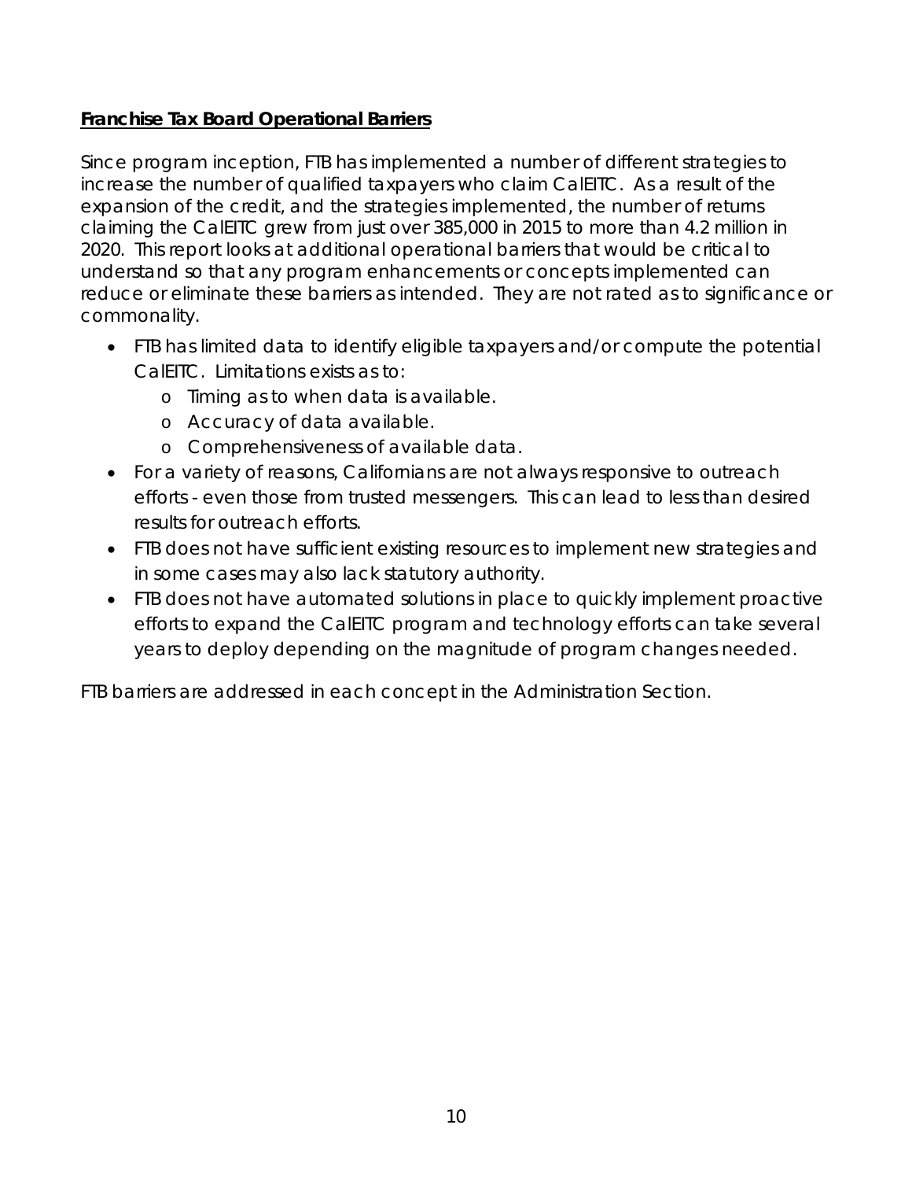**Franchise Tax Board Operational Barriers**

Since program inception, FTB has implemented a number of different strategies to increase the number of qualified taxpayers who claim CalEITC. As a result of the expansion of the credit, and the strategies implemented, the number of returns claiming the CalEITC grew from just over 385,000 in 2015 to more than 4.2 million in 2020. This report looks at additional operational barriers that would be critical to understand so that any program enhancements or concepts implemented can reduce or eliminate these barriers as intended. They are not rated as to significance or commonality.

- FTB has limited data to identify eligible taxpayers and/or compute the potential CalEITC. Limitations exists as to:
    - Timing as to when data is available.
    - Accuracy of data available.
    - Comprehensiveness of available data.
- For a variety of reasons, Californians are not always responsive to outreach efforts - even those from trusted messengers. This can lead to less than desired results for outreach efforts.
- FTB does not have sufficient existing resources to implement new strategies and in some cases may also lack statutory authority.
- FTB does not have automated solutions in place to quickly implement proactive efforts to expand the CalEITC program and technology efforts can take several years to deploy depending on the magnitude of program changes needed.

FTB barriers are addressed in each concept in the Administration Section.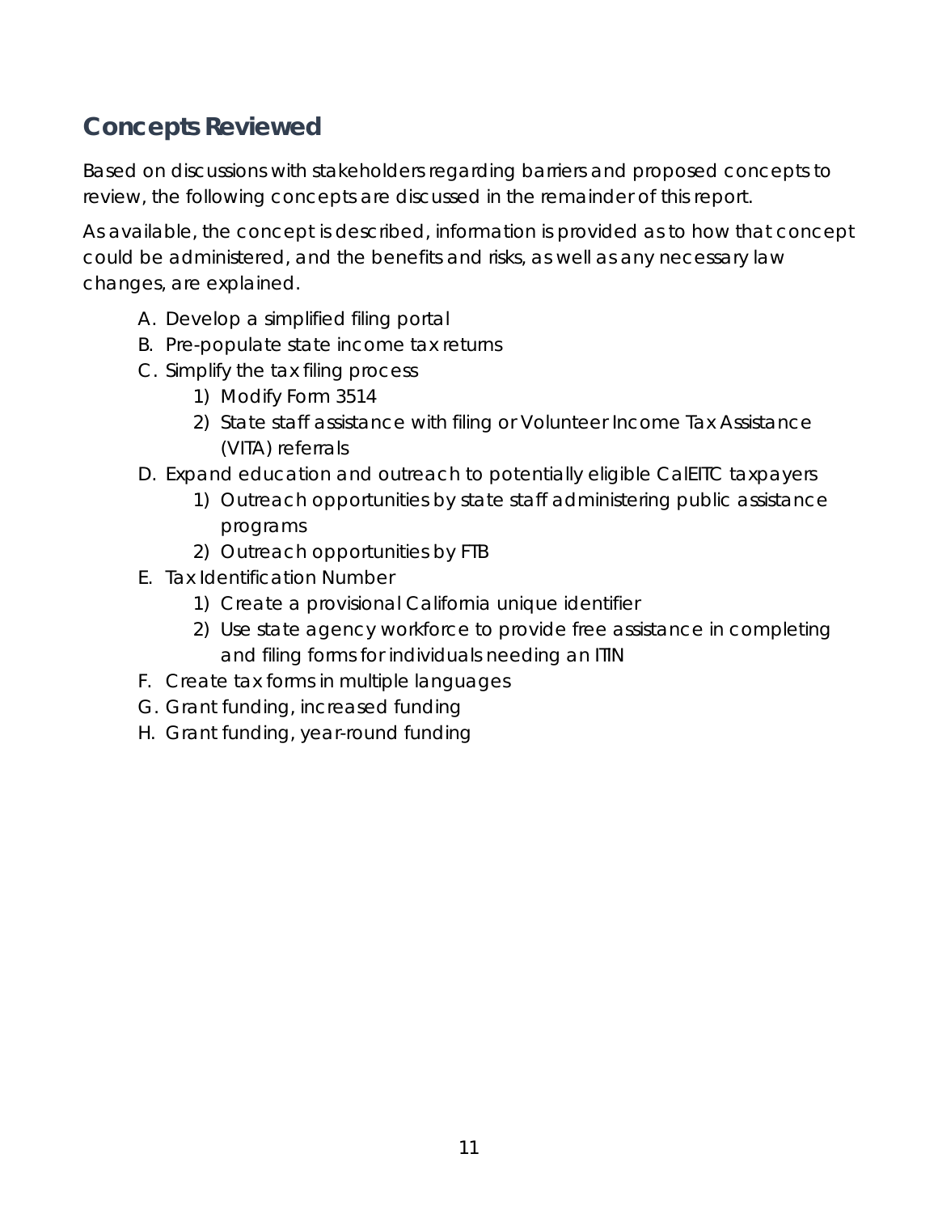## Concepts Reviewed

Based on discussions with stakeholders regarding barriers and proposed concepts to review, the following concepts are discussed in the remainder of this report.

As available, the concept is described, information is provided as to how that concept could be administered, and the benefits and risks, as well as any necessary law changes, are explained.

A. Develop a simplified filing portal
B. Pre-populate state income tax returns
C. Simplify the tax filing process
    1) Modify Form 3514
    2) State staff assistance with filing or Volunteer Income Tax Assistance (VITA) referrals
D. Expand education and outreach to potentially eligible CalEITC taxpayers
    1) Outreach opportunities by state staff administering public assistance programs
    2) Outreach opportunities by FTB
E. Tax Identification Number
    1) Create a provisional California unique identifier
    2) Use state agency workforce to provide free assistance in completing and filing forms for individuals needing an ITIN
F. Create tax forms in multiple languages
G. Grant funding, increased funding
H. Grant funding, year-round funding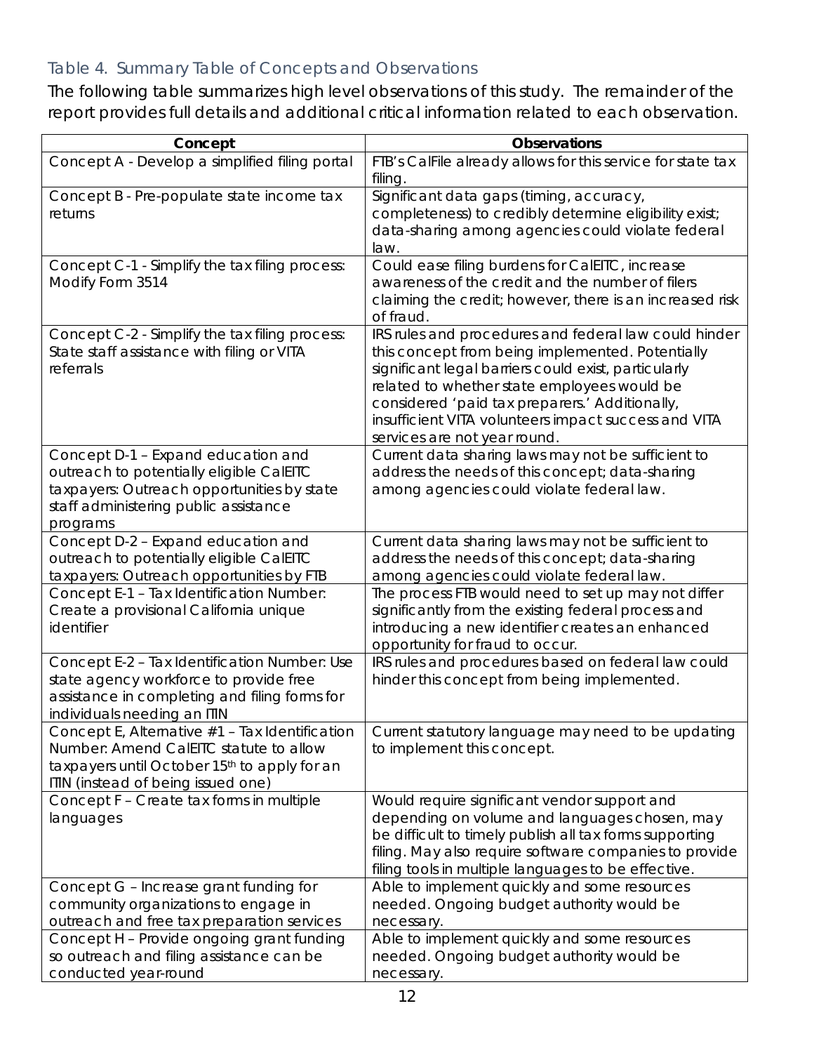### Table 4. Summary Table of Concepts and Observations

The following table summarizes high level observations of this study. The remainder of the report provides full details and additional critical information related to each observation.

| Concept | Observations |
| --- | --- |
| Concept A - Develop a simplified filing portal | FTB's CalFile already allows for this service for state tax filing. |
| Concept B - Pre-populate state income tax returns | Significant data gaps (timing, accuracy, completeness) to credibly determine eligibility exist; data-sharing among agencies could violate federal law. |
| Concept C-1 - Simplify the tax filing process: Modify Form 3514 | Could ease filing burdens for CalEITC, increase awareness of the credit and the number of filers claiming the credit; however, there is an increased risk of fraud. |
| Concept C-2 - Simplify the tax filing process: State staff assistance with filing or VITA referrals | IRS rules and procedures and federal law could hinder this concept from being implemented. Potentially significant legal barriers could exist, particularly related to whether state employees would be considered 'paid tax preparers.' Additionally, insufficient VITA volunteers impact success and VITA services are not year round. |
| Concept D-1 – Expand education and outreach to potentially eligible CalEITC taxpayers: Outreach opportunities by state staff administering public assistance programs | Current data sharing laws may not be sufficient to address the needs of this concept; data-sharing among agencies could violate federal law. |
| Concept D-2 – Expand education and outreach to potentially eligible CalEITC taxpayers: Outreach opportunities by FTB | Current data sharing laws may not be sufficient to address the needs of this concept; data-sharing among agencies could violate federal law. |
| Concept E-1 – Tax Identification Number: Create a provisional California unique identifier | The process FTB would need to set up may not differ significantly from the existing federal process and introducing a new identifier creates an enhanced opportunity for fraud to occur. |
| Concept E-2 – Tax Identification Number: Use state agency workforce to provide free assistance in completing and filing forms for individuals needing an ITIN | IRS rules and procedures based on federal law could hinder this concept from being implemented. |
| Concept E, Alternative #1 – Tax Identification Number: Amend CalEITC statute to allow taxpayers until October 15th to apply for an ITIN (instead of being issued one) | Current statutory language may need to be updating to implement this concept. |
| Concept F – Create tax forms in multiple languages | Would require significant vendor support and depending on volume and languages chosen, may be difficult to timely publish all tax forms supporting filing. May also require software companies to provide filing tools in multiple languages to be effective. |
| Concept G – Increase grant funding for community organizations to engage in outreach and free tax preparation services | Able to implement quickly and some resources needed. Ongoing budget authority would be necessary. |
| Concept H – Provide ongoing grant funding so outreach and filing assistance can be conducted year-round | Able to implement quickly and some resources needed. Ongoing budget authority would be necessary. |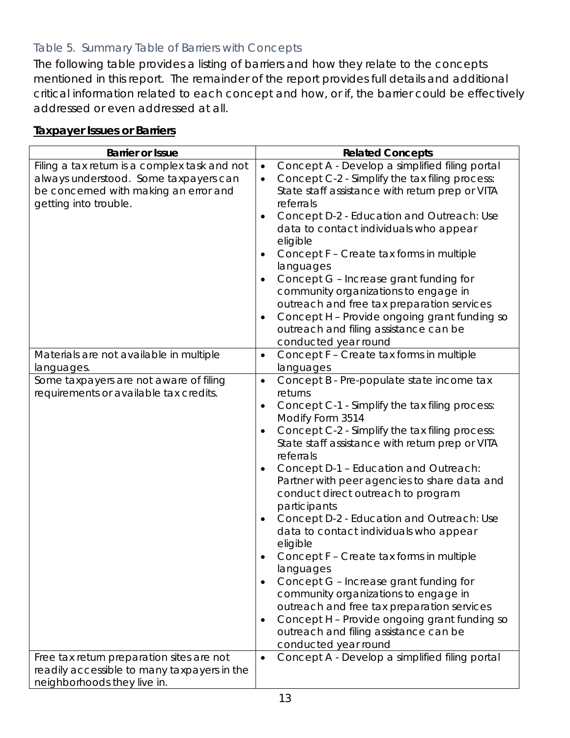### Table 5. Summary Table of Barriers with Concepts

The following table provides a listing of barriers and how they relate to the concepts mentioned in this report. The remainder of the report provides full details and additional critical information related to each concept and how, or if, the barrier could be effectively addressed or even addressed at all.

**Taxpayer Issues or Barriers**

| Barrier or Issue | Related Concepts |
|---|---|
| Filing a tax return is a complex task and not always understood. Some taxpayers can be concerned with making an error and getting into trouble. | • Concept A - Develop a simplified filing portal<br>• Concept C-2 - Simplify the tax filing process: State staff assistance with return prep or VITA referrals<br>• Concept D-2 - Education and Outreach: Use data to contact individuals who appear eligible<br>• Concept F – Create tax forms in multiple languages<br>• Concept G – Increase grant funding for community organizations to engage in outreach and free tax preparation services<br>• Concept H – Provide ongoing grant funding so outreach and filing assistance can be conducted year round |
| Materials are not available in multiple languages. | • Concept F – Create tax forms in multiple languages |
| Some taxpayers are not aware of filing requirements or available tax credits. | • Concept B - Pre-populate state income tax returns<br>• Concept C-1 - Simplify the tax filing process: Modify Form 3514<br>• Concept C-2 - Simplify the tax filing process: State staff assistance with return prep or VITA referrals<br>• Concept D-1 – Education and Outreach: Partner with peer agencies to share data and conduct direct outreach to program participants<br>• Concept D-2 - Education and Outreach: Use data to contact individuals who appear eligible<br>• Concept F – Create tax forms in multiple languages<br>• Concept G – Increase grant funding for community organizations to engage in outreach and free tax preparation services<br>• Concept H – Provide ongoing grant funding so outreach and filing assistance can be conducted year round |
| Free tax return preparation sites are not readily accessible to many taxpayers in the neighborhoods they live in. | • Concept A - Develop a simplified filing portal |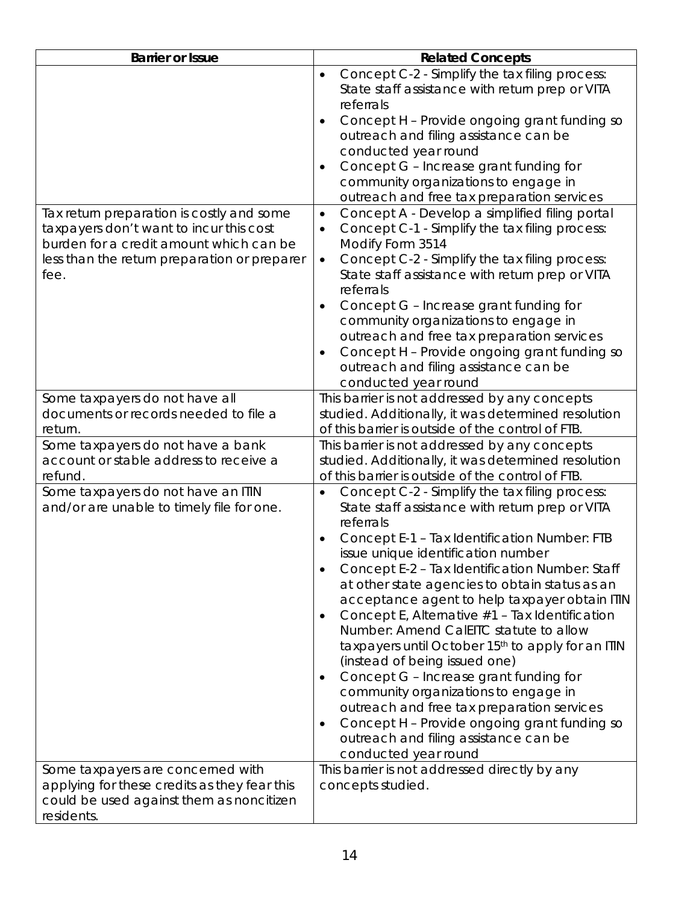| Barrier or Issue | Related Concepts |
|---|---|
| | • Concept C-2 - Simplify the tax filing process: State staff assistance with return prep or VITA referrals<br>• Concept H – Provide ongoing grant funding so outreach and filing assistance can be conducted year round<br>• Concept G – Increase grant funding for community organizations to engage in outreach and free tax preparation services |
| Tax return preparation is costly and some taxpayers don't want to incur this cost burden for a credit amount which can be less than the return preparation or preparer fee. | • Concept A - Develop a simplified filing portal<br>• Concept C-1 - Simplify the tax filing process: Modify Form 3514<br>• Concept C-2 - Simplify the tax filing process: State staff assistance with return prep or VITA referrals<br>• Concept G – Increase grant funding for community organizations to engage in outreach and free tax preparation services<br>• Concept H – Provide ongoing grant funding so outreach and filing assistance can be conducted year round |
| Some taxpayers do not have all documents or records needed to file a return. | This barrier is not addressed by any concepts studied. Additionally, it was determined resolution of this barrier is outside of the control of FTB. |
| Some taxpayers do not have a bank account or stable address to receive a refund. | This barrier is not addressed by any concepts studied. Additionally, it was determined resolution of this barrier is outside of the control of FTB. |
| Some taxpayers do not have an ITIN and/or are unable to timely file for one. | • Concept C-2 - Simplify the tax filing process: State staff assistance with return prep or VITA referrals<br>• Concept E-1 – Tax Identification Number: FTB issue unique identification number<br>• Concept E-2 – Tax Identification Number: Staff at other state agencies to obtain status as an acceptance agent to help taxpayer obtain ITIN<br>• Concept E, Alternative #1 – Tax Identification Number: Amend CalEITC statute to allow taxpayers until October 15th to apply for an ITIN (instead of being issued one)<br>• Concept G – Increase grant funding for community organizations to engage in outreach and free tax preparation services<br>• Concept H – Provide ongoing grant funding so outreach and filing assistance can be conducted year round |
| Some taxpayers are concerned with applying for these credits as they fear this could be used against them as noncitizen residents. | This barrier is not addressed directly by any concepts studied. |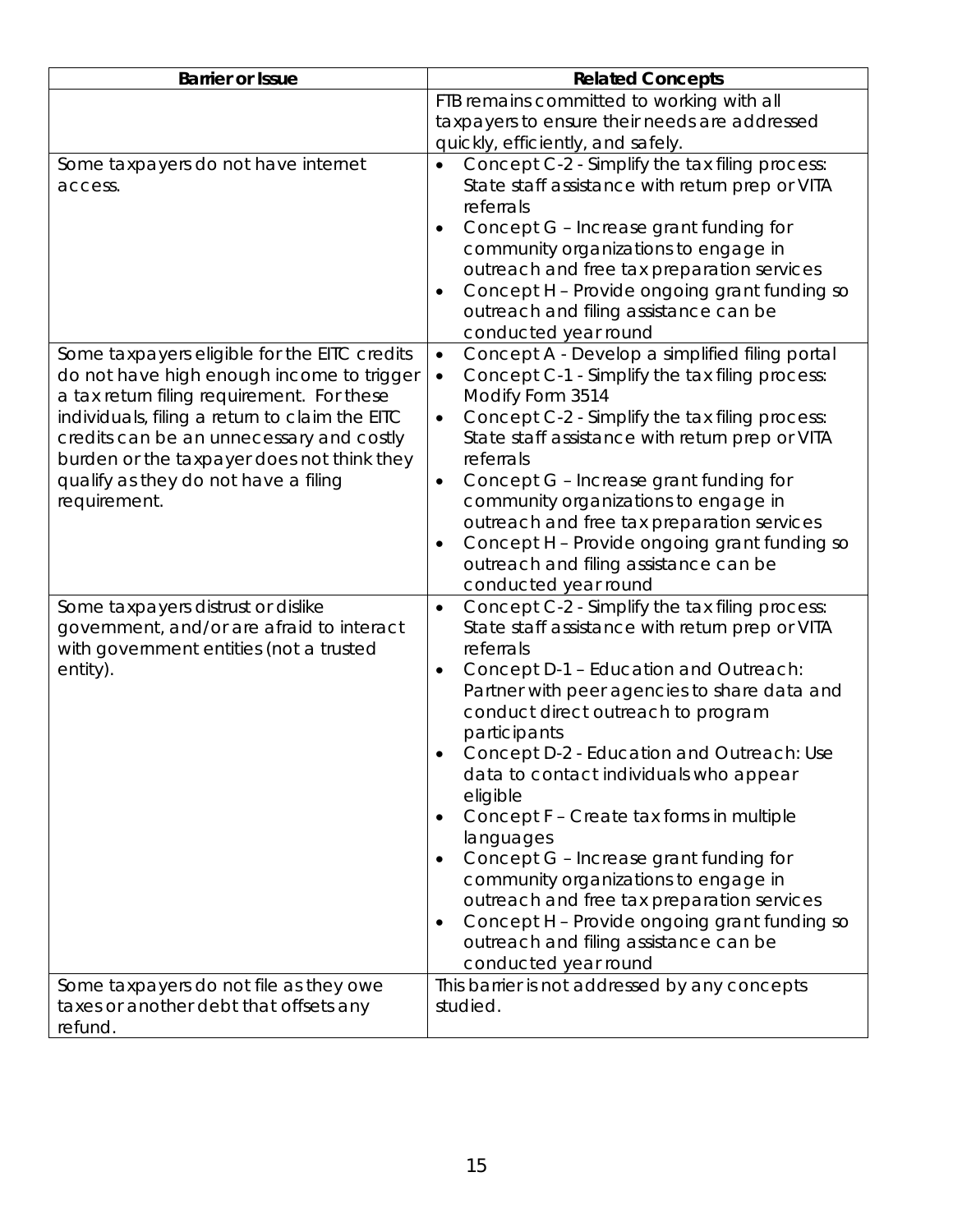| Barrier or Issue | Related Concepts |
| --- | --- |
| | FTB remains committed to working with all taxpayers to ensure their needs are addressed quickly, efficiently, and safely. |
| Some taxpayers do not have internet access. | • Concept C-2 - Simplify the tax filing process: State staff assistance with return prep or VITA referrals<br>• Concept G – Increase grant funding for community organizations to engage in outreach and free tax preparation services<br>• Concept H – Provide ongoing grant funding so outreach and filing assistance can be conducted year round |
| Some taxpayers eligible for the EITC credits do not have high enough income to trigger a tax return filing requirement. For these individuals, filing a return to claim the EITC credits can be an unnecessary and costly burden or the taxpayer does not think they qualify as they do not have a filing requirement. | • Concept A - Develop a simplified filing portal<br>• Concept C-1 - Simplify the tax filing process: Modify Form 3514<br>• Concept C-2 - Simplify the tax filing process: State staff assistance with return prep or VITA referrals<br>• Concept G – Increase grant funding for community organizations to engage in outreach and free tax preparation services<br>• Concept H – Provide ongoing grant funding so outreach and filing assistance can be conducted year round |
| Some taxpayers distrust or dislike government, and/or are afraid to interact with government entities (not a trusted entity). | • Concept C-2 - Simplify the tax filing process: State staff assistance with return prep or VITA referrals<br>• Concept D-1 – Education and Outreach: Partner with peer agencies to share data and conduct direct outreach to program participants<br>• Concept D-2 - Education and Outreach: Use data to contact individuals who appear eligible<br>• Concept F – Create tax forms in multiple languages<br>• Concept G – Increase grant funding for community organizations to engage in outreach and free tax preparation services<br>• Concept H – Provide ongoing grant funding so outreach and filing assistance can be conducted year round |
| Some taxpayers do not file as they owe taxes or another debt that offsets any refund. | This barrier is not addressed by any concepts studied. |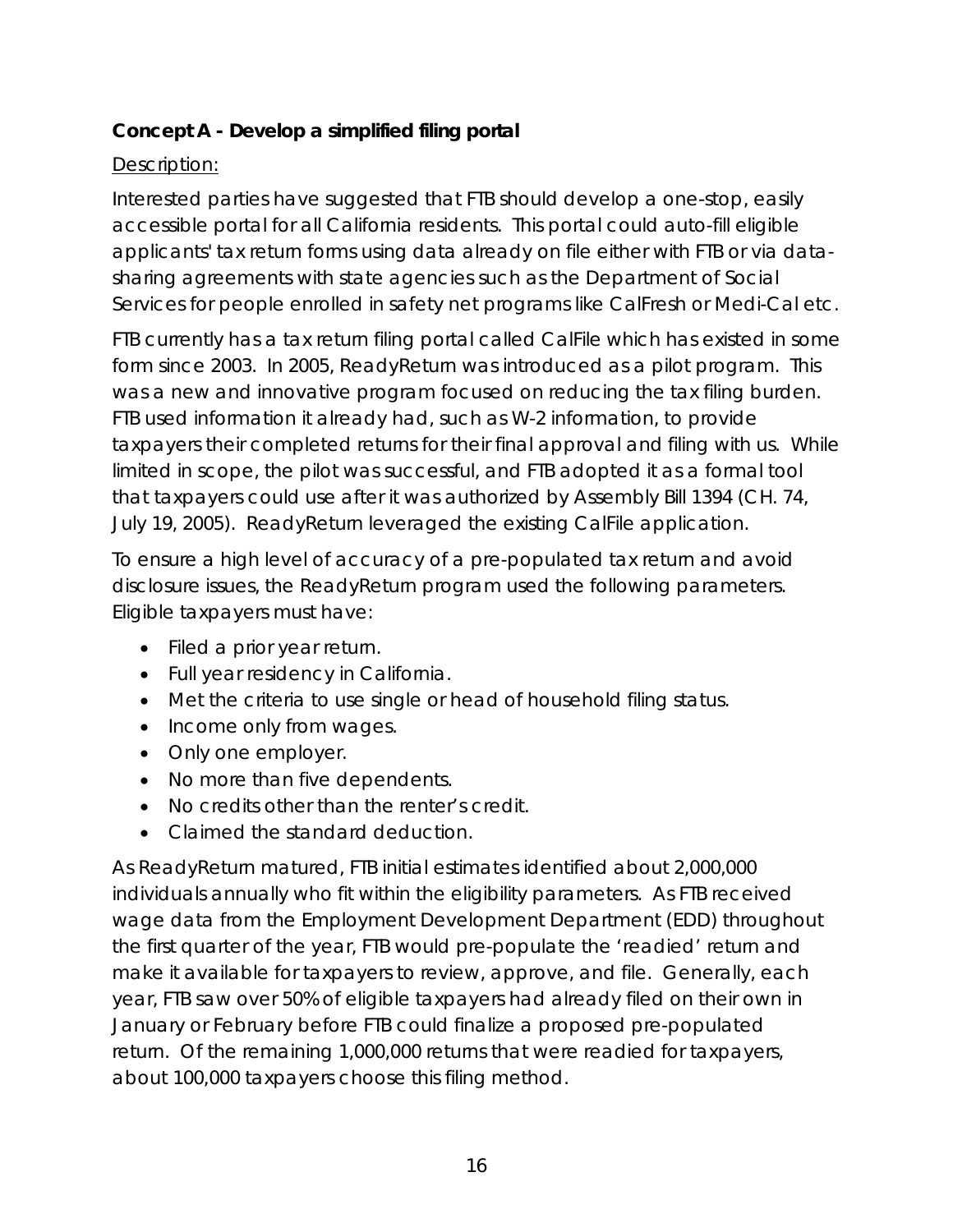**Concept A - Develop a simplified filing portal**

Description:

Interested parties have suggested that FTB should develop a one-stop, easily accessible portal for all California residents. This portal could auto-fill eligible applicants' tax return forms using data already on file either with FTB or via data-sharing agreements with state agencies such as the Department of Social Services for people enrolled in safety net programs like CalFresh or Medi-Cal etc.

FTB currently has a tax return filing portal called CalFile which has existed in some form since 2003. In 2005, ReadyReturn was introduced as a pilot program. This was a new and innovative program focused on reducing the tax filing burden. FTB used information it already had, such as W-2 information, to provide taxpayers their completed returns for their final approval and filing with us. While limited in scope, the pilot was successful, and FTB adopted it as a formal tool that taxpayers could use after it was authorized by Assembly Bill 1394 (CH. 74, July 19, 2005). ReadyReturn leveraged the existing CalFile application.

To ensure a high level of accuracy of a pre-populated tax return and avoid disclosure issues, the ReadyReturn program used the following parameters. Eligible taxpayers must have:

- Filed a prior year return.
- Full year residency in California.
- Met the criteria to use single or head of household filing status.
- Income only from wages.
- Only one employer.
- No more than five dependents.
- No credits other than the renter's credit.
- Claimed the standard deduction.

As ReadyReturn matured, FTB initial estimates identified about 2,000,000 individuals annually who fit within the eligibility parameters. As FTB received wage data from the Employment Development Department (EDD) throughout the first quarter of the year, FTB would pre-populate the 'readied' return and make it available for taxpayers to review, approve, and file. Generally, each year, FTB saw over 50% of eligible taxpayers had already filed on their own in January or February before FTB could finalize a proposed pre-populated return. Of the remaining 1,000,000 returns that were readied for taxpayers, about 100,000 taxpayers choose this filing method.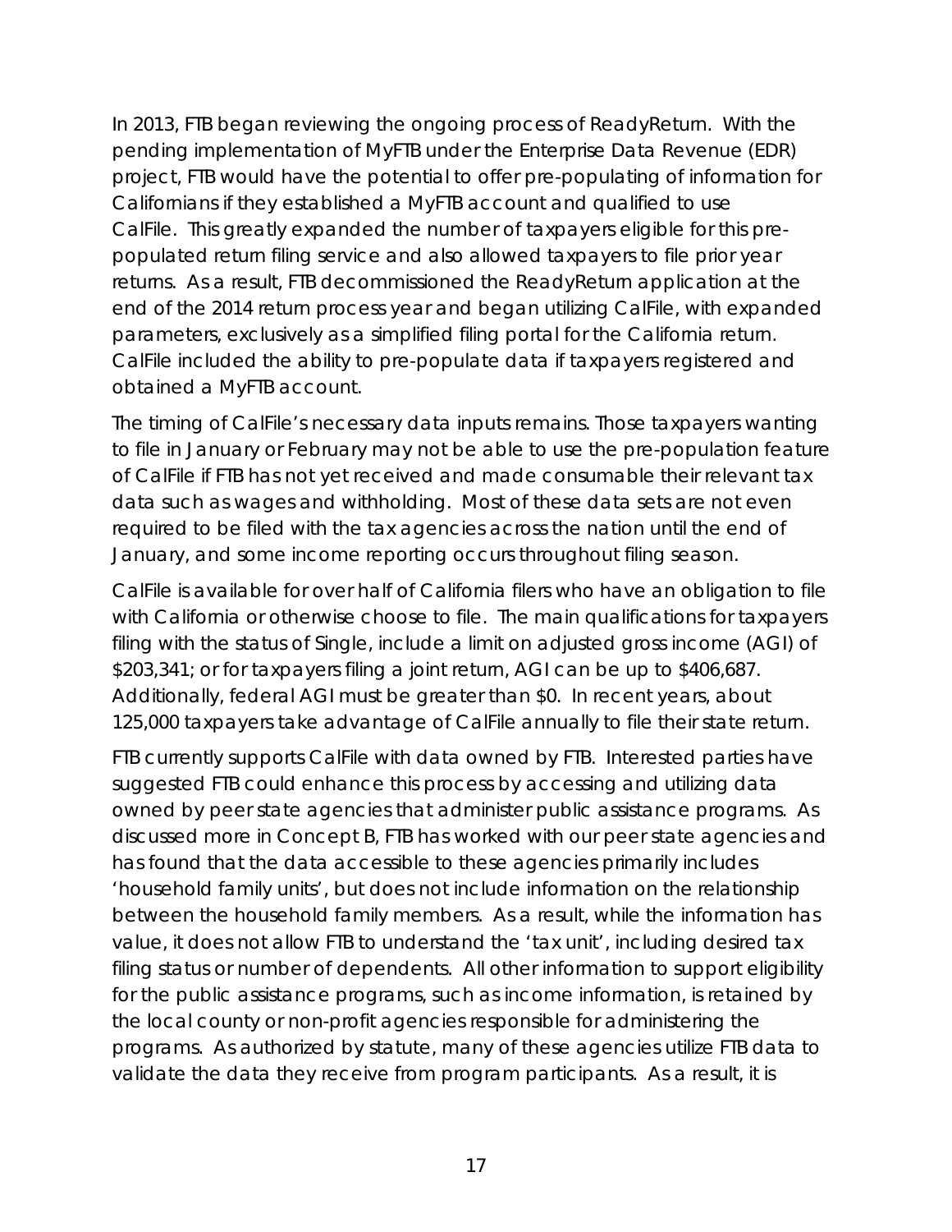In 2013, FTB began reviewing the ongoing process of ReadyReturn. With the pending implementation of MyFTB under the Enterprise Data Revenue (EDR) project, FTB would have the potential to offer pre-populating of information for Californians if they established a MyFTB account and qualified to use CalFile. This greatly expanded the number of taxpayers eligible for this pre-populated return filing service and also allowed taxpayers to file prior year returns. As a result, FTB decommissioned the ReadyReturn application at the end of the 2014 return process year and began utilizing CalFile, with expanded parameters, exclusively as a simplified filing portal for the California return. CalFile included the ability to pre-populate data if taxpayers registered and obtained a MyFTB account.

The timing of CalFile's necessary data inputs remains. Those taxpayers wanting to file in January or February may not be able to use the pre-population feature of CalFile if FTB has not yet received and made consumable their relevant tax data such as wages and withholding. Most of these data sets are not even required to be filed with the tax agencies across the nation until the end of January, and some income reporting occurs throughout filing season.

CalFile is available for over half of California filers who have an obligation to file with California or otherwise choose to file. The main qualifications for taxpayers filing with the status of Single, include a limit on adjusted gross income (AGI) of $203,341; or for taxpayers filing a joint return, AGI can be up to $406,687. Additionally, federal AGI must be greater than $0. In recent years, about 125,000 taxpayers take advantage of CalFile annually to file their state return.

FTB currently supports CalFile with data owned by FTB. Interested parties have suggested FTB could enhance this process by accessing and utilizing data owned by peer state agencies that administer public assistance programs. As discussed more in Concept B, FTB has worked with our peer state agencies and has found that the data accessible to these agencies primarily includes 'household family units', but does not include information on the relationship between the household family members. As a result, while the information has value, it does not allow FTB to understand the 'tax unit', including desired tax filing status or number of dependents. All other information to support eligibility for the public assistance programs, such as income information, is retained by the local county or non-profit agencies responsible for administering the programs. As authorized by statute, many of these agencies utilize FTB data to validate the data they receive from program participants. As a result, it is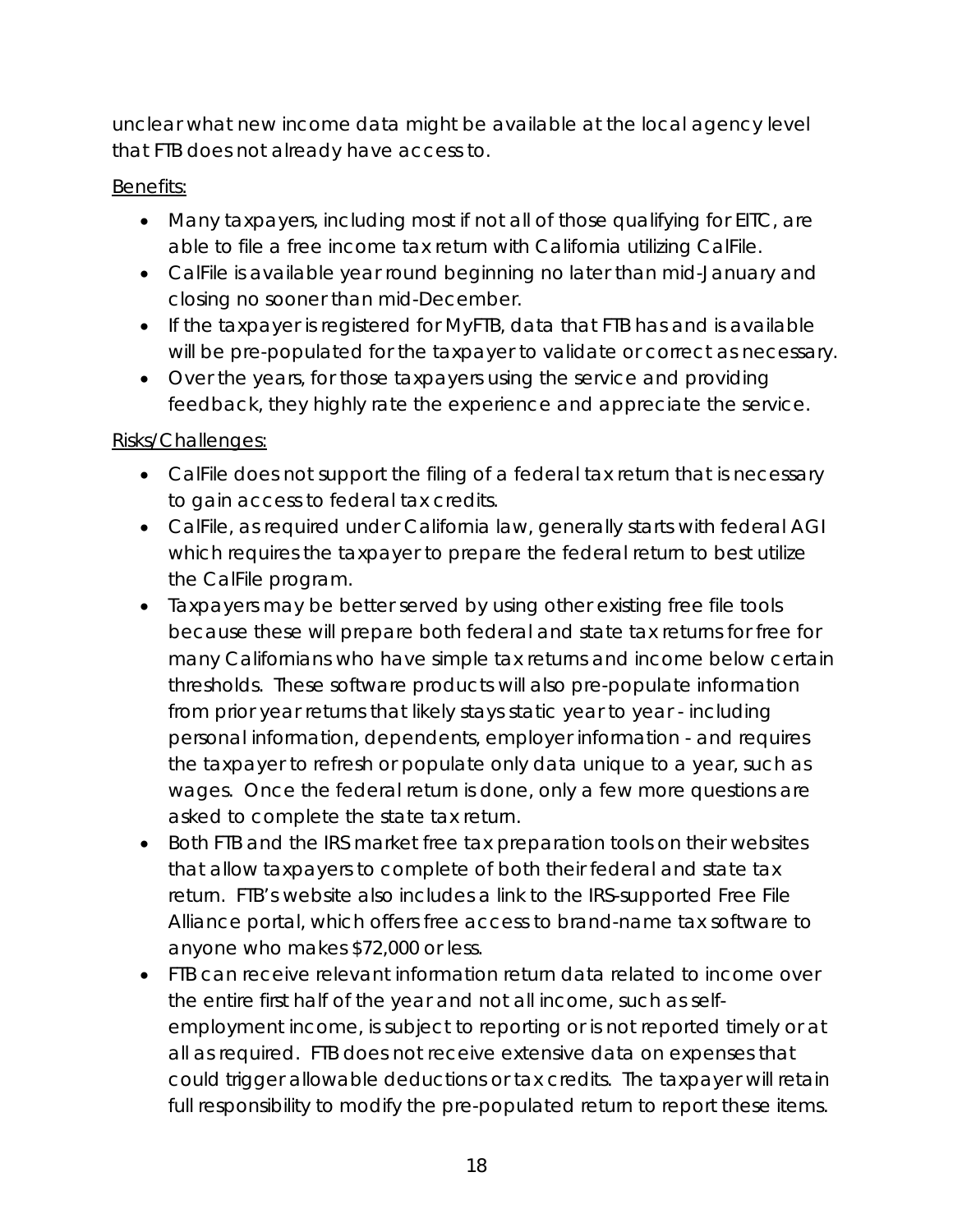unclear what new income data might be available at the local agency level that FTB does not already have access to.

Benefits:

- Many taxpayers, including most if not all of those qualifying for EITC, are able to file a free income tax return with California utilizing CalFile.
- CalFile is available year round beginning no later than mid-January and closing no sooner than mid-December.
- If the taxpayer is registered for MyFTB, data that FTB has and is available will be pre-populated for the taxpayer to validate or correct as necessary.
- Over the years, for those taxpayers using the service and providing feedback, they highly rate the experience and appreciate the service.

Risks/Challenges:

- CalFile does not support the filing of a federal tax return that is necessary to gain access to federal tax credits.
- CalFile, as required under California law, generally starts with federal AGI which requires the taxpayer to prepare the federal return to best utilize the CalFile program.
- Taxpayers may be better served by using other existing free file tools because these will prepare both federal and state tax returns for free for many Californians who have simple tax returns and income below certain thresholds. These software products will also pre-populate information from prior year returns that likely stays static year to year - including personal information, dependents, employer information - and requires the taxpayer to refresh or populate only data unique to a year, such as wages. Once the federal return is done, only a few more questions are asked to complete the state tax return.
- Both FTB and the IRS market free tax preparation tools on their websites that allow taxpayers to complete of both their federal and state tax return. FTB's website also includes a link to the IRS-supported Free File Alliance portal, which offers free access to brand-name tax software to anyone who makes $72,000 or less.
- FTB can receive relevant information return data related to income over the entire first half of the year and not all income, such as self-employment income, is subject to reporting or is not reported timely or at all as required. FTB does not receive extensive data on expenses that could trigger allowable deductions or tax credits. The taxpayer will retain full responsibility to modify the pre-populated return to report these items.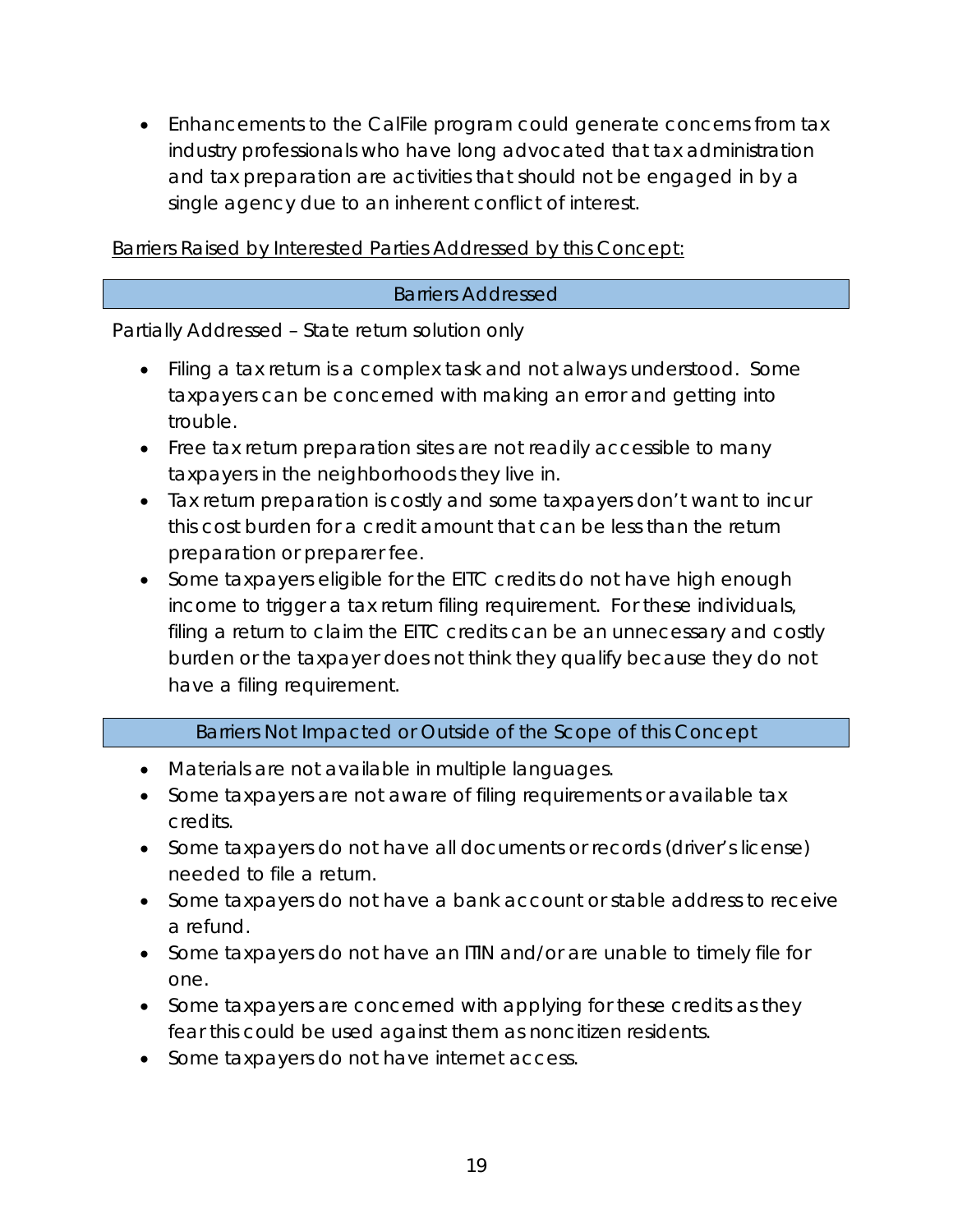- Enhancements to the CalFile program could generate concerns from tax industry professionals who have long advocated that tax administration and tax preparation are activities that should not be engaged in by a single agency due to an inherent conflict of interest.

<u>Barriers Raised by Interested Parties Addressed by this Concept:</u>

| Barriers Addressed |
| --- |

Partially Addressed – State return solution only

- Filing a tax return is a complex task and not always understood. Some taxpayers can be concerned with making an error and getting into trouble.
- Free tax return preparation sites are not readily accessible to many taxpayers in the neighborhoods they live in.
- Tax return preparation is costly and some taxpayers don't want to incur this cost burden for a credit amount that can be less than the return preparation or preparer fee.
- Some taxpayers eligible for the EITC credits do not have high enough income to trigger a tax return filing requirement. For these individuals, filing a return to claim the EITC credits can be an unnecessary and costly burden or the taxpayer does not think they qualify because they do not have a filing requirement.

| Barriers Not Impacted or Outside of the Scope of this Concept |
| --- |

- Materials are not available in multiple languages.
- Some taxpayers are not aware of filing requirements or available tax credits.
- Some taxpayers do not have all documents or records (driver's license) needed to file a return.
- Some taxpayers do not have a bank account or stable address to receive a refund.
- Some taxpayers do not have an ITIN and/or are unable to timely file for one.
- Some taxpayers are concerned with applying for these credits as they fear this could be used against them as noncitizen residents.
- Some taxpayers do not have internet access.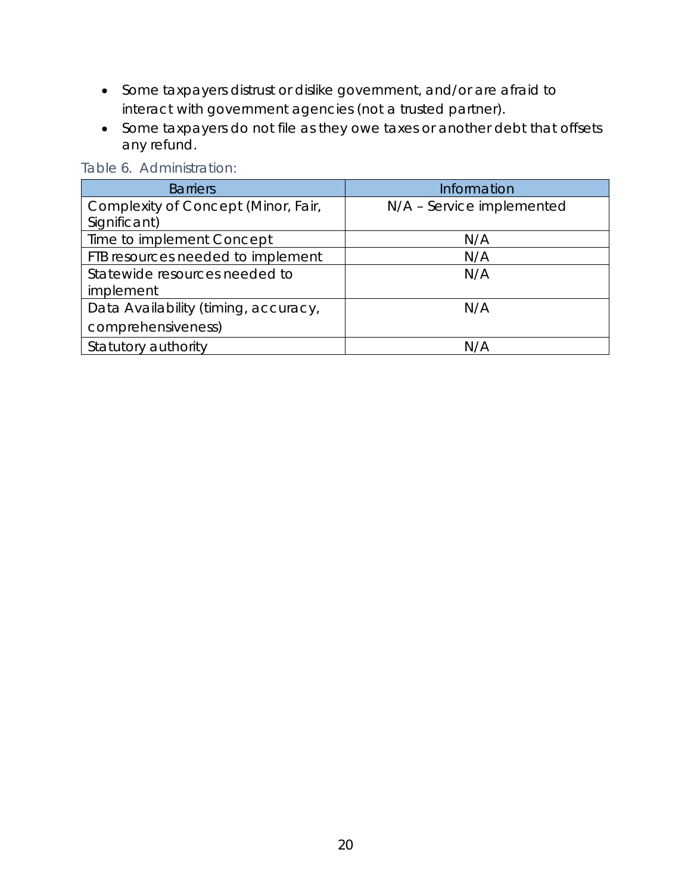- Some taxpayers distrust or dislike government, and/or are afraid to interact with government agencies (not a trusted partner).
- Some taxpayers do not file as they owe taxes or another debt that offsets any refund.

Table 6. Administration:

| Barriers | Information |
| --- | --- |
| Complexity of Concept (Minor, Fair, Significant) | N/A – Service implemented |
| Time to implement Concept | N/A |
| FTB resources needed to implement | N/A |
| Statewide resources needed to implement | N/A |
| Data Availability (timing, accuracy, comprehensiveness) | N/A |
| Statutory authority | N/A |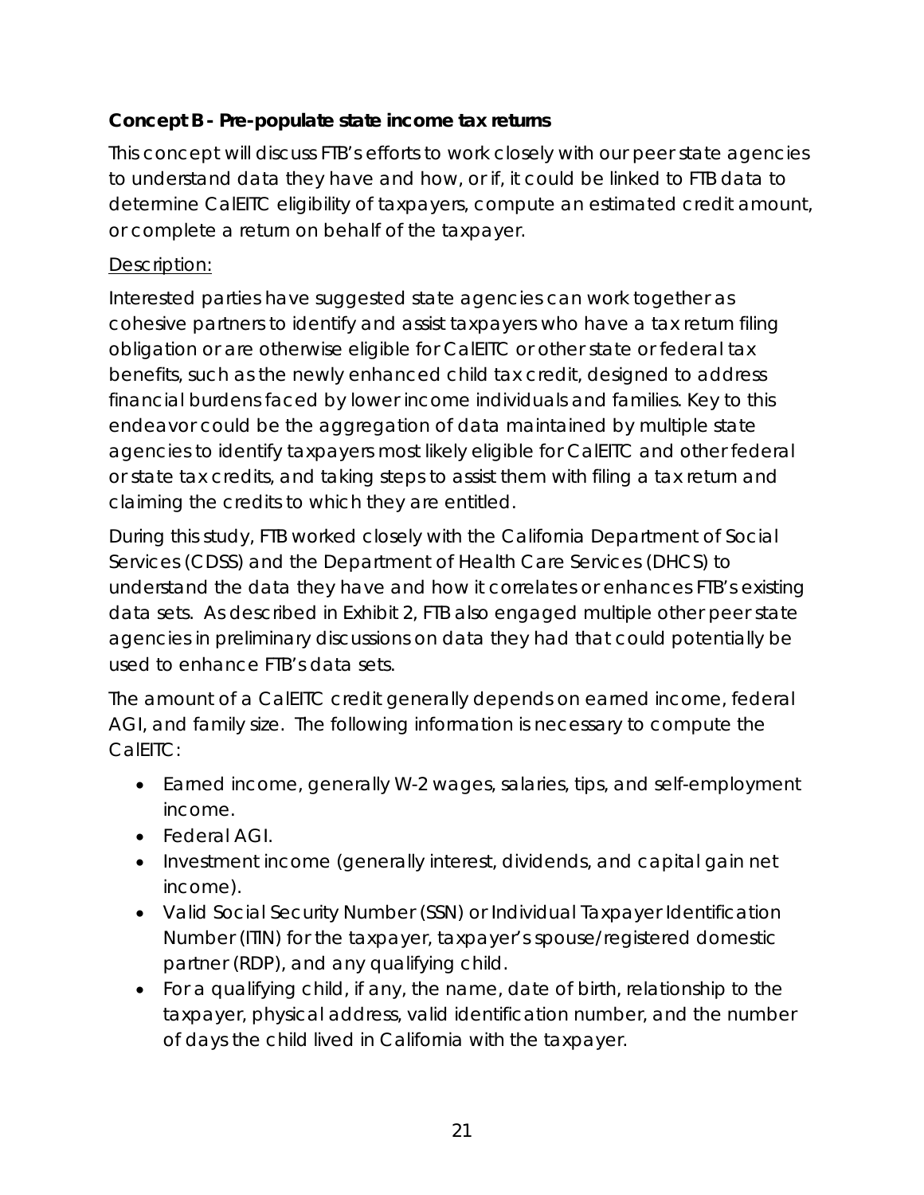**Concept B - Pre-populate state income tax returns**

This concept will discuss FTB's efforts to work closely with our peer state agencies to understand data they have and how, or if, it could be linked to FTB data to determine CalEITC eligibility of taxpayers, compute an estimated credit amount, or complete a return on behalf of the taxpayer.

Description:

Interested parties have suggested state agencies can work together as cohesive partners to identify and assist taxpayers who have a tax return filing obligation or are otherwise eligible for CalEITC or other state or federal tax benefits, such as the newly enhanced child tax credit, designed to address financial burdens faced by lower income individuals and families. Key to this endeavor could be the aggregation of data maintained by multiple state agencies to identify taxpayers most likely eligible for CalEITC and other federal or state tax credits, and taking steps to assist them with filing a tax return and claiming the credits to which they are entitled.

During this study, FTB worked closely with the California Department of Social Services (CDSS) and the Department of Health Care Services (DHCS) to understand the data they have and how it correlates or enhances FTB's existing data sets. As described in Exhibit 2, FTB also engaged multiple other peer state agencies in preliminary discussions on data they had that could potentially be used to enhance FTB's data sets.

The amount of a CalEITC credit generally depends on earned income, federal AGI, and family size. The following information is necessary to compute the CalEITC:

- Earned income, generally W-2 wages, salaries, tips, and self-employment income.
- Federal AGI.
- Investment income (generally interest, dividends, and capital gain net income).
- Valid Social Security Number (SSN) or Individual Taxpayer Identification Number (ITIN) for the taxpayer, taxpayer's spouse/registered domestic partner (RDP), and any qualifying child.
- For a qualifying child, if any, the name, date of birth, relationship to the taxpayer, physical address, valid identification number, and the number of days the child lived in California with the taxpayer.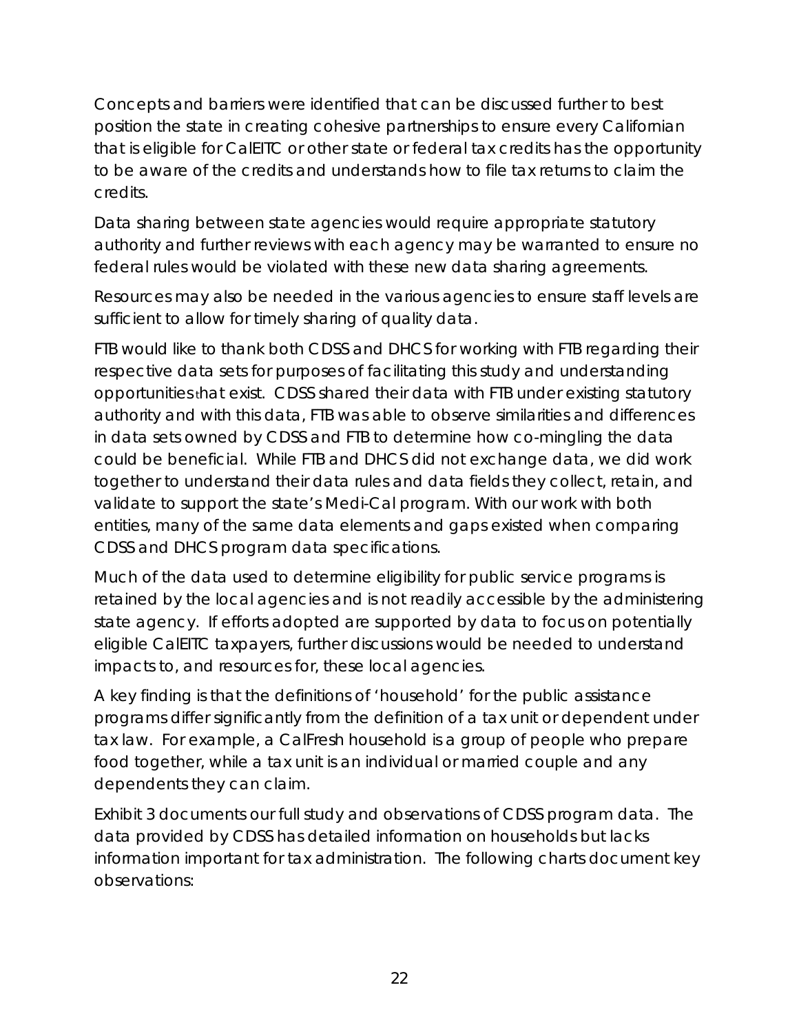Concepts and barriers were identified that can be discussed further to best position the state in creating cohesive partnerships to ensure every Californian that is eligible for CalEITC or other state or federal tax credits has the opportunity to be aware of the credits and understands how to file tax returns to claim the credits.

Data sharing between state agencies would require appropriate statutory authority and further reviews with each agency may be warranted to ensure no federal rules would be violated with these new data sharing agreements.

Resources may also be needed in the various agencies to ensure staff levels are sufficient to allow for timely sharing of quality data.

FTB would like to thank both CDSS and DHCS for working with FTB regarding their respective data sets for purposes of facilitating this study and understanding opportunities that exist. CDSS shared their data with FTB under existing statutory authority and with this data, FTB was able to observe similarities and differences in data sets owned by CDSS and FTB to determine how co-mingling the data could be beneficial. While FTB and DHCS did not exchange data, we did work together to understand their data rules and data fields they collect, retain, and validate to support the state's Medi-Cal program. With our work with both entities, many of the same data elements and gaps existed when comparing CDSS and DHCS program data specifications.

Much of the data used to determine eligibility for public service programs is retained by the local agencies and is not readily accessible by the administering state agency. If efforts adopted are supported by data to focus on potentially eligible CalEITC taxpayers, further discussions would be needed to understand impacts to, and resources for, these local agencies.

A key finding is that the definitions of 'household' for the public assistance programs differ significantly from the definition of a tax unit or dependent under tax law. For example, a CalFresh household is a group of people who prepare food together, while a tax unit is an individual or married couple and any dependents they can claim.

Exhibit 3 documents our full study and observations of CDSS program data. The data provided by CDSS has detailed information on households but lacks information important for tax administration. The following charts document key observations: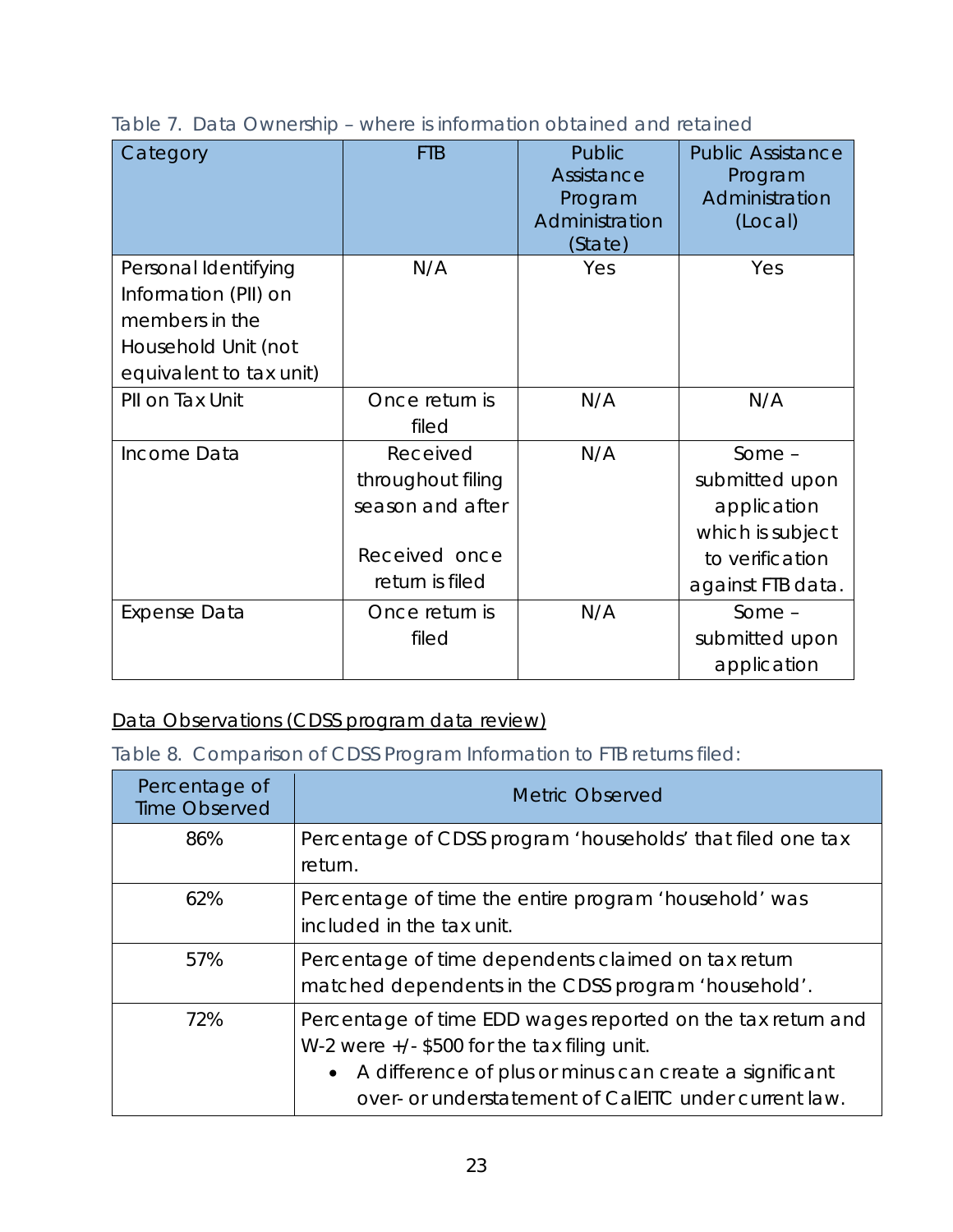Table 7. Data Ownership – where is information obtained and retained

| Category | FTB | Public Assistance Program Administration (State) | Public Assistance Program Administration (Local) |
|---|---|---|---|
| Personal Identifying Information (PII) on members in the Household Unit (not equivalent to tax unit) | N/A | Yes | Yes |
| PII on Tax Unit | Once return is filed | N/A | N/A |
| Income Data | Received throughout filing season and after<br><br>Received once return is filed | N/A | Some – submitted upon application which is subject to verification against FTB data. |
| Expense Data | Once return is filed | N/A | Some – submitted upon application |

<u>Data Observations (CDSS program data review)</u>

Table 8. Comparison of CDSS Program Information to FTB returns filed:

| Percentage of Time Observed | Metric Observed |
|---|---|
| 86% | Percentage of CDSS program 'households' that filed one tax return. |
| 62% | Percentage of time the entire program 'household' was included in the tax unit. |
| 57% | Percentage of time dependents claimed on tax return matched dependents in the CDSS program 'household'. |
| 72% | Percentage of time EDD wages reported on the tax return and W-2 were +/- $500 for the tax filing unit.<br>• A difference of plus or minus can create a significant over- or understatement of CalEITC under current law. |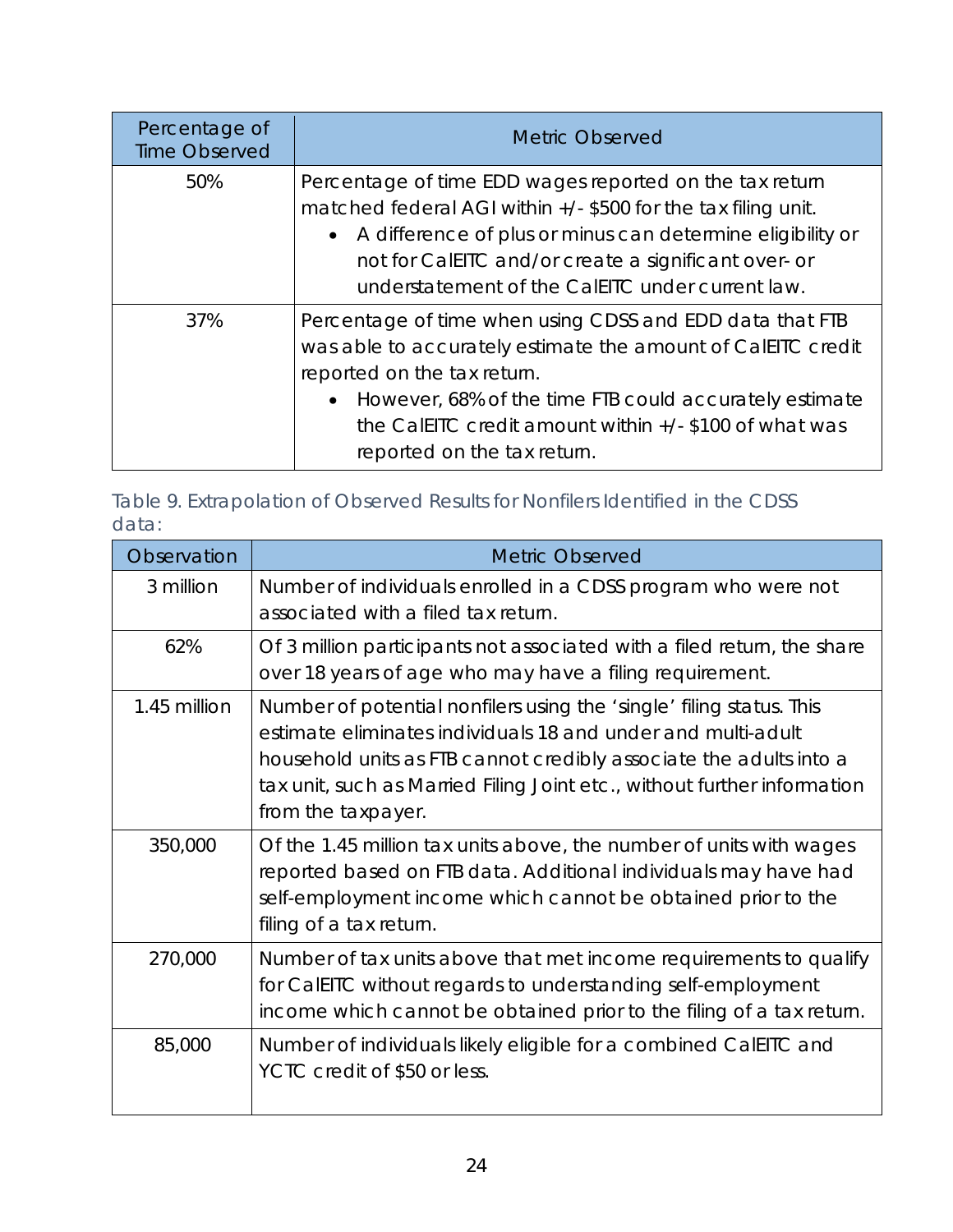| Percentage of Time Observed | Metric Observed |
|---|---|
| 50% | Percentage of time EDD wages reported on the tax return matched federal AGI within +/- $500 for the tax filing unit.<br>• A difference of plus or minus can determine eligibility or not for CalEITC and/or create a significant over- or understatement of the CalEITC under current law. |
| 37% | Percentage of time when using CDSS and EDD data that FTB was able to accurately estimate the amount of CalEITC credit reported on the tax return.<br>• However, 68% of the time FTB could accurately estimate the CalEITC credit amount within +/- $100 of what was reported on the tax return. |

Table 9. Extrapolation of Observed Results for Nonfilers Identified in the CDSS data:

| Observation | Metric Observed |
|---|---|
| 3 million | Number of individuals enrolled in a CDSS program who were not associated with a filed tax return. |
| 62% | Of 3 million participants not associated with a filed return, the share over 18 years of age who may have a filing requirement. |
| 1.45 million | Number of potential nonfilers using the 'single' filing status. This estimate eliminates individuals 18 and under and multi-adult household units as FTB cannot credibly associate the adults into a tax unit, such as Married Filing Joint etc., without further information from the taxpayer. |
| 350,000 | Of the 1.45 million tax units above, the number of units with wages reported based on FTB data. Additional individuals may have had self-employment income which cannot be obtained prior to the filing of a tax return. |
| 270,000 | Number of tax units above that met income requirements to qualify for CalEITC without regards to understanding self-employment income which cannot be obtained prior to the filing of a tax return. |
| 85,000 | Number of individuals likely eligible for a combined CalEITC and YCTC credit of $50 or less. |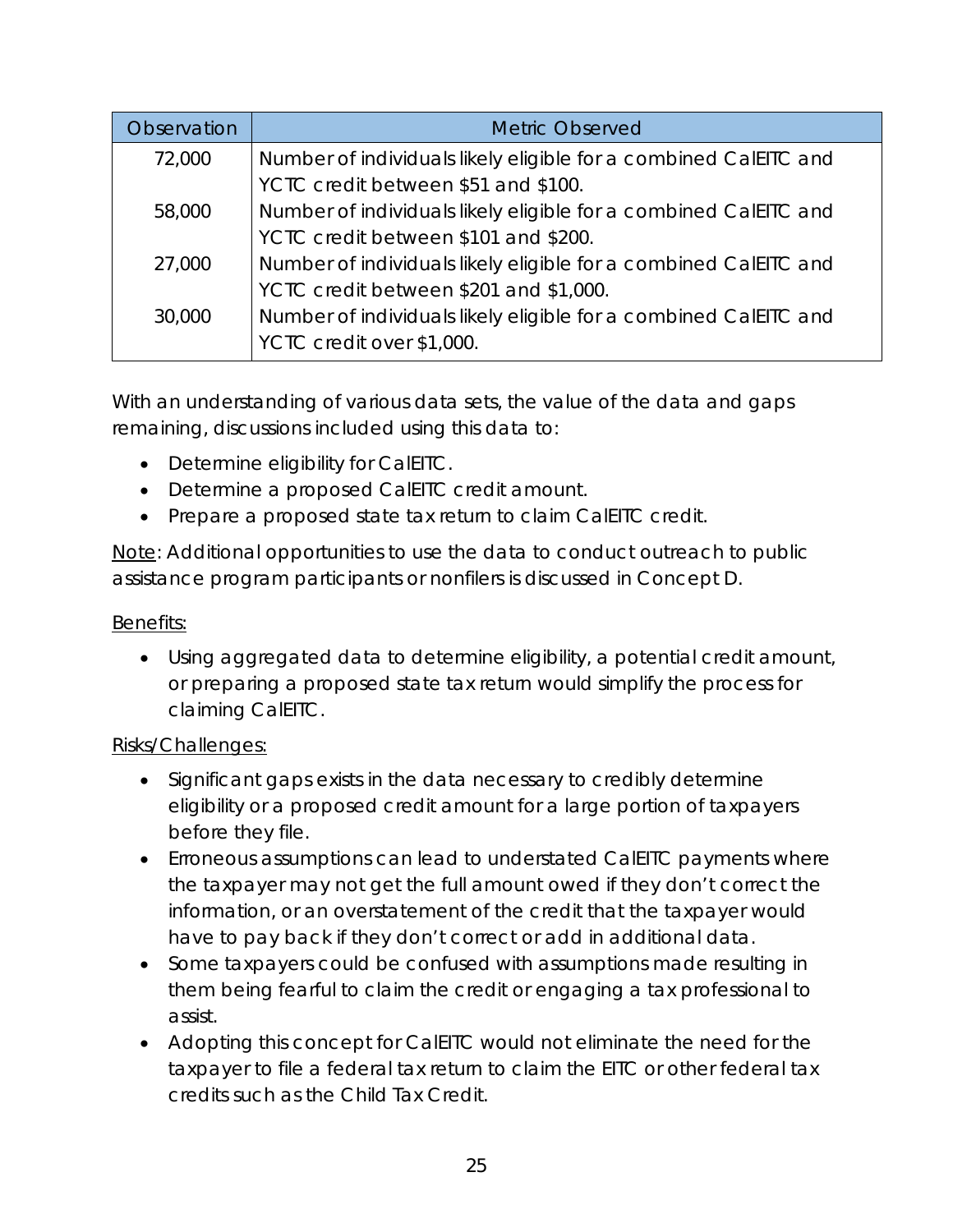| Observation | Metric Observed |
|---|---|
| 72,000 | Number of individuals likely eligible for a combined CalEITC and YCTC credit between $51 and $100. |
| 58,000 | Number of individuals likely eligible for a combined CalEITC and YCTC credit between $101 and $200. |
| 27,000 | Number of individuals likely eligible for a combined CalEITC and YCTC credit between $201 and $1,000. |
| 30,000 | Number of individuals likely eligible for a combined CalEITC and YCTC credit over $1,000. |

With an understanding of various data sets, the value of the data and gaps remaining, discussions included using this data to:

- Determine eligibility for CalEITC.
- Determine a proposed CalEITC credit amount.
- Prepare a proposed state tax return to claim CalEITC credit.

Note: Additional opportunities to use the data to conduct outreach to public assistance program participants or nonfilers is discussed in Concept D.

Benefits:

- Using aggregated data to determine eligibility, a potential credit amount, or preparing a proposed state tax return would simplify the process for claiming CalEITC.

Risks/Challenges:

- Significant gaps exists in the data necessary to credibly determine eligibility or a proposed credit amount for a large portion of taxpayers before they file.
- Erroneous assumptions can lead to understated CalEITC payments where the taxpayer may not get the full amount owed if they don't correct the information, or an overstatement of the credit that the taxpayer would have to pay back if they don't correct or add in additional data.
- Some taxpayers could be confused with assumptions made resulting in them being fearful to claim the credit or engaging a tax professional to assist.
- Adopting this concept for CalEITC would not eliminate the need for the taxpayer to file a federal tax return to claim the EITC or other federal tax credits such as the Child Tax Credit.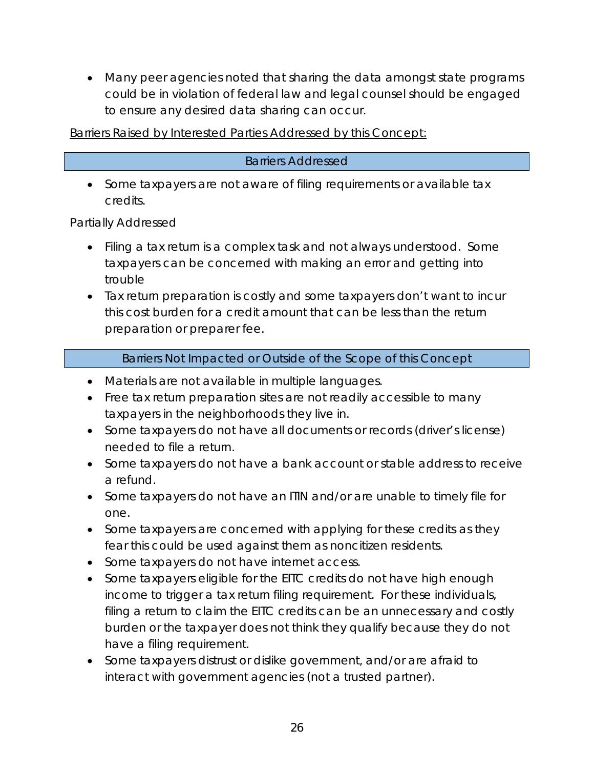- Many peer agencies noted that sharing the data amongst state programs could be in violation of federal law and legal counsel should be engaged to ensure any desired data sharing can occur.

<u>Barriers Raised by Interested Parties Addressed by this Concept:</u>

| Barriers Addressed |
| --- |

- Some taxpayers are not aware of filing requirements or available tax credits.

Partially Addressed

- Filing a tax return is a complex task and not always understood. Some taxpayers can be concerned with making an error and getting into trouble
- Tax return preparation is costly and some taxpayers don't want to incur this cost burden for a credit amount that can be less than the return preparation or preparer fee.

| Barriers Not Impacted or Outside of the Scope of this Concept |
| --- |

- Materials are not available in multiple languages.
- Free tax return preparation sites are not readily accessible to many taxpayers in the neighborhoods they live in.
- Some taxpayers do not have all documents or records (driver's license) needed to file a return.
- Some taxpayers do not have a bank account or stable address to receive a refund.
- Some taxpayers do not have an ITIN and/or are unable to timely file for one.
- Some taxpayers are concerned with applying for these credits as they fear this could be used against them as noncitizen residents.
- Some taxpayers do not have internet access.
- Some taxpayers eligible for the EITC credits do not have high enough income to trigger a tax return filing requirement. For these individuals, filing a return to claim the EITC credits can be an unnecessary and costly burden or the taxpayer does not think they qualify because they do not have a filing requirement.
- Some taxpayers distrust or dislike government, and/or are afraid to interact with government agencies (not a trusted partner).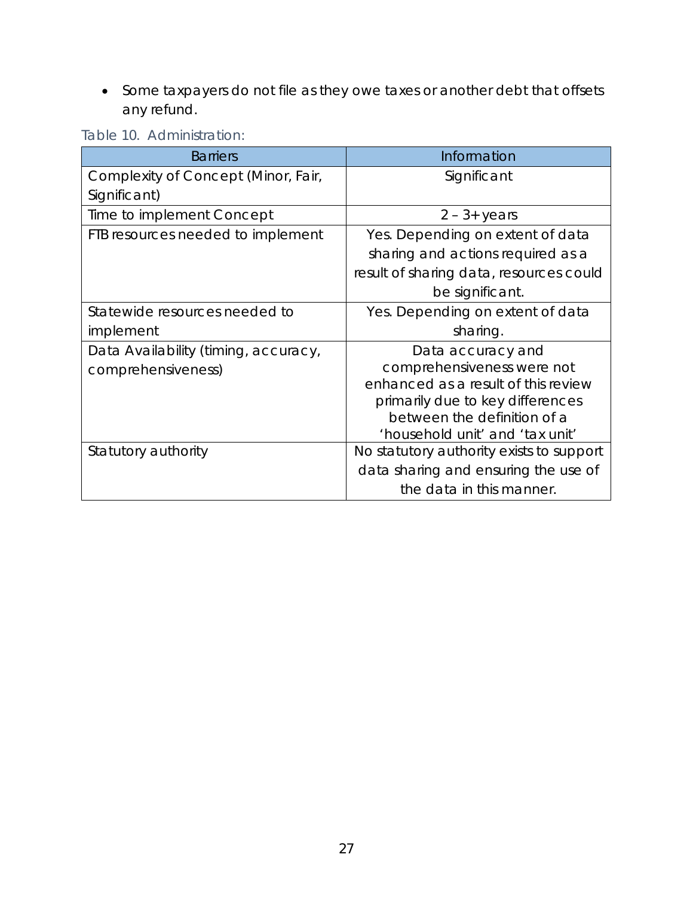- Some taxpayers do not file as they owe taxes or another debt that offsets any refund.

Table 10. Administration:

| Barriers | Information |
| --- | --- |
| Complexity of Concept (Minor, Fair, Significant) | Significant |
| Time to implement Concept | 2 – 3+ years |
| FTB resources needed to implement | Yes. Depending on extent of data sharing and actions required as a result of sharing data, resources could be significant. |
| Statewide resources needed to implement | Yes. Depending on extent of data sharing. |
| Data Availability (timing, accuracy, comprehensiveness) | Data accuracy and comprehensiveness were not enhanced as a result of this review primarily due to key differences between the definition of a 'household unit' and 'tax unit' |
| Statutory authority | No statutory authority exists to support data sharing and ensuring the use of the data in this manner. |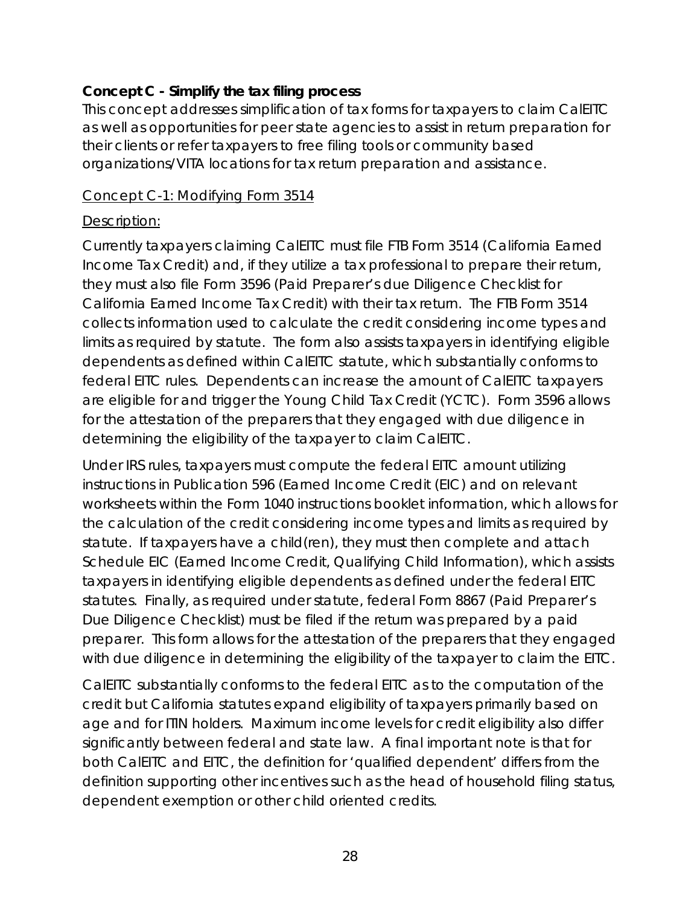**Concept C - Simplify the tax filing process**

This concept addresses simplification of tax forms for taxpayers to claim CalEITC as well as opportunities for peer state agencies to assist in return preparation for their clients or refer taxpayers to free filing tools or community based organizations/VITA locations for tax return preparation and assistance.

<u>Concept C-1: Modifying Form 3514</u>

<u>Description:</u>

Currently taxpayers claiming CalEITC must file FTB Form 3514 (California Earned Income Tax Credit) and, if they utilize a tax professional to prepare their return, they must also file Form 3596 (Paid Preparer's due Diligence Checklist for California Earned Income Tax Credit) with their tax return. The FTB Form 3514 collects information used to calculate the credit considering income types and limits as required by statute. The form also assists taxpayers in identifying eligible dependents as defined within CalEITC statute, which substantially conforms to federal EITC rules. Dependents can increase the amount of CalEITC taxpayers are eligible for and trigger the Young Child Tax Credit (YCTC). Form 3596 allows for the attestation of the preparers that they engaged with due diligence in determining the eligibility of the taxpayer to claim CalEITC.

Under IRS rules, taxpayers must compute the federal EITC amount utilizing instructions in Publication 596 (Earned Income Credit (EIC) and on relevant worksheets within the Form 1040 instructions booklet information, which allows for the calculation of the credit considering income types and limits as required by statute. If taxpayers have a child(ren), they must then complete and attach Schedule EIC (Earned Income Credit, Qualifying Child Information), which assists taxpayers in identifying eligible dependents as defined under the federal EITC statutes. Finally, as required under statute, federal Form 8867 (Paid Preparer's Due Diligence Checklist) must be filed if the return was prepared by a paid preparer. This form allows for the attestation of the preparers that they engaged with due diligence in determining the eligibility of the taxpayer to claim the EITC.

CalEITC substantially conforms to the federal EITC as to the computation of the credit but California statutes expand eligibility of taxpayers primarily based on age and for ITIN holders. Maximum income levels for credit eligibility also differ significantly between federal and state law. A final important note is that for both CalEITC and EITC, the definition for 'qualified dependent' differs from the definition supporting other incentives such as the head of household filing status, dependent exemption or other child oriented credits.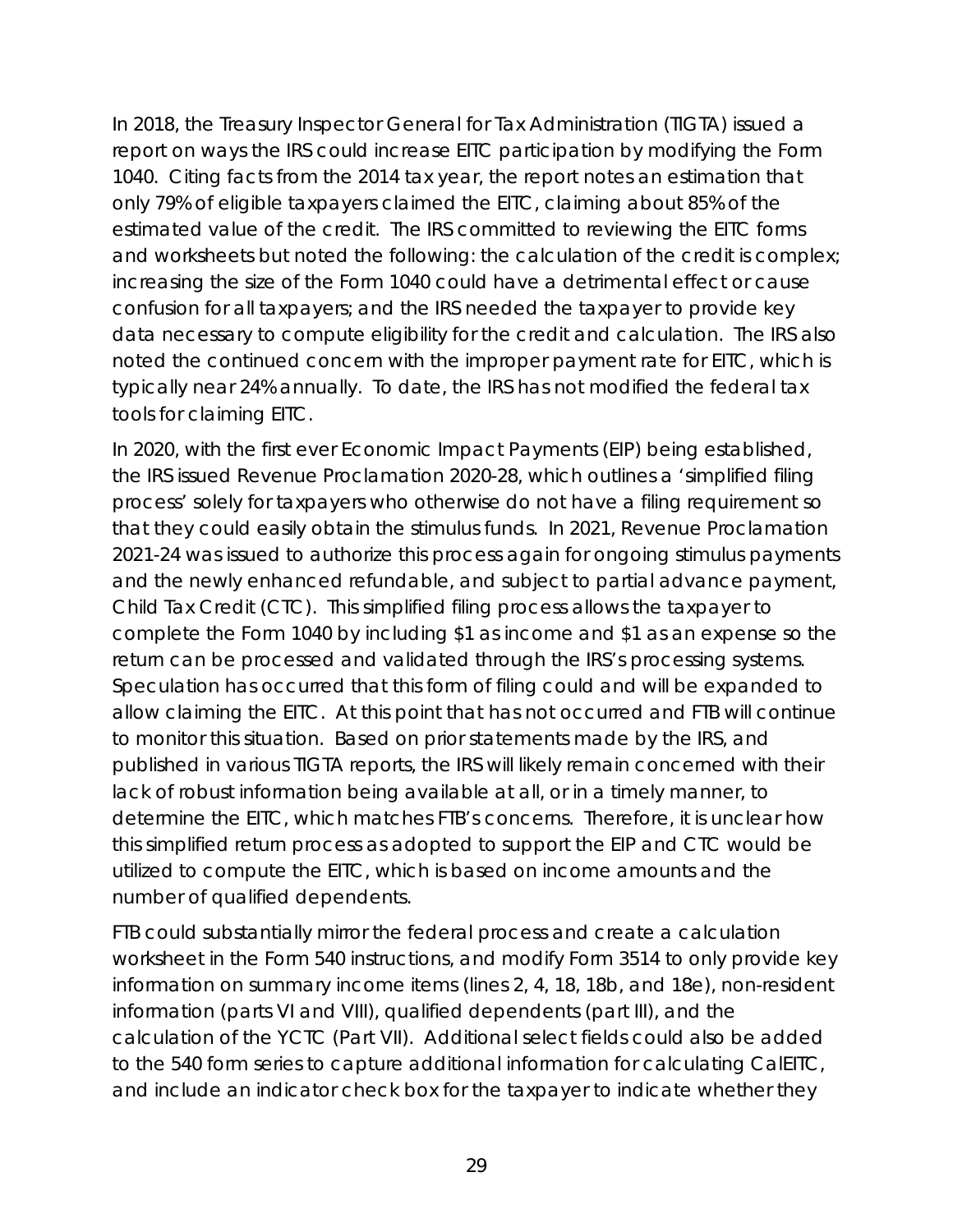In 2018, the Treasury Inspector General for Tax Administration (TIGTA) issued a report on ways the IRS could increase EITC participation by modifying the Form 1040. Citing facts from the 2014 tax year, the report notes an estimation that only 79% of eligible taxpayers claimed the EITC, claiming about 85% of the estimated value of the credit. The IRS committed to reviewing the EITC forms and worksheets but noted the following: the calculation of the credit is complex; increasing the size of the Form 1040 could have a detrimental effect or cause confusion for all taxpayers; and the IRS needed the taxpayer to provide key data necessary to compute eligibility for the credit and calculation. The IRS also noted the continued concern with the improper payment rate for EITC, which is typically near 24% annually. To date, the IRS has not modified the federal tax tools for claiming EITC.

In 2020, with the first ever Economic Impact Payments (EIP) being established, the IRS issued Revenue Proclamation 2020-28, which outlines a 'simplified filing process' solely for taxpayers who otherwise do not have a filing requirement so that they could easily obtain the stimulus funds. In 2021, Revenue Proclamation 2021-24 was issued to authorize this process again for ongoing stimulus payments and the newly enhanced refundable, and subject to partial advance payment, Child Tax Credit (CTC). This simplified filing process allows the taxpayer to complete the Form 1040 by including $1 as income and $1 as an expense so the return can be processed and validated through the IRS's processing systems. Speculation has occurred that this form of filing could and will be expanded to allow claiming the EITC. At this point that has not occurred and FTB will continue to monitor this situation. Based on prior statements made by the IRS, and published in various TIGTA reports, the IRS will likely remain concerned with their lack of robust information being available at all, or in a timely manner, to determine the EITC, which matches FTB's concerns. Therefore, it is unclear how this simplified return process as adopted to support the EIP and CTC would be utilized to compute the EITC, which is based on income amounts and the number of qualified dependents.

FTB could substantially mirror the federal process and create a calculation worksheet in the Form 540 instructions, and modify Form 3514 to only provide key information on summary income items (lines 2, 4, 18, 18b, and 18e), non-resident information (parts VI and VIII), qualified dependents (part III), and the calculation of the YCTC (Part VII). Additional select fields could also be added to the 540 form series to capture additional information for calculating CalEITC, and include an indicator check box for the taxpayer to indicate whether they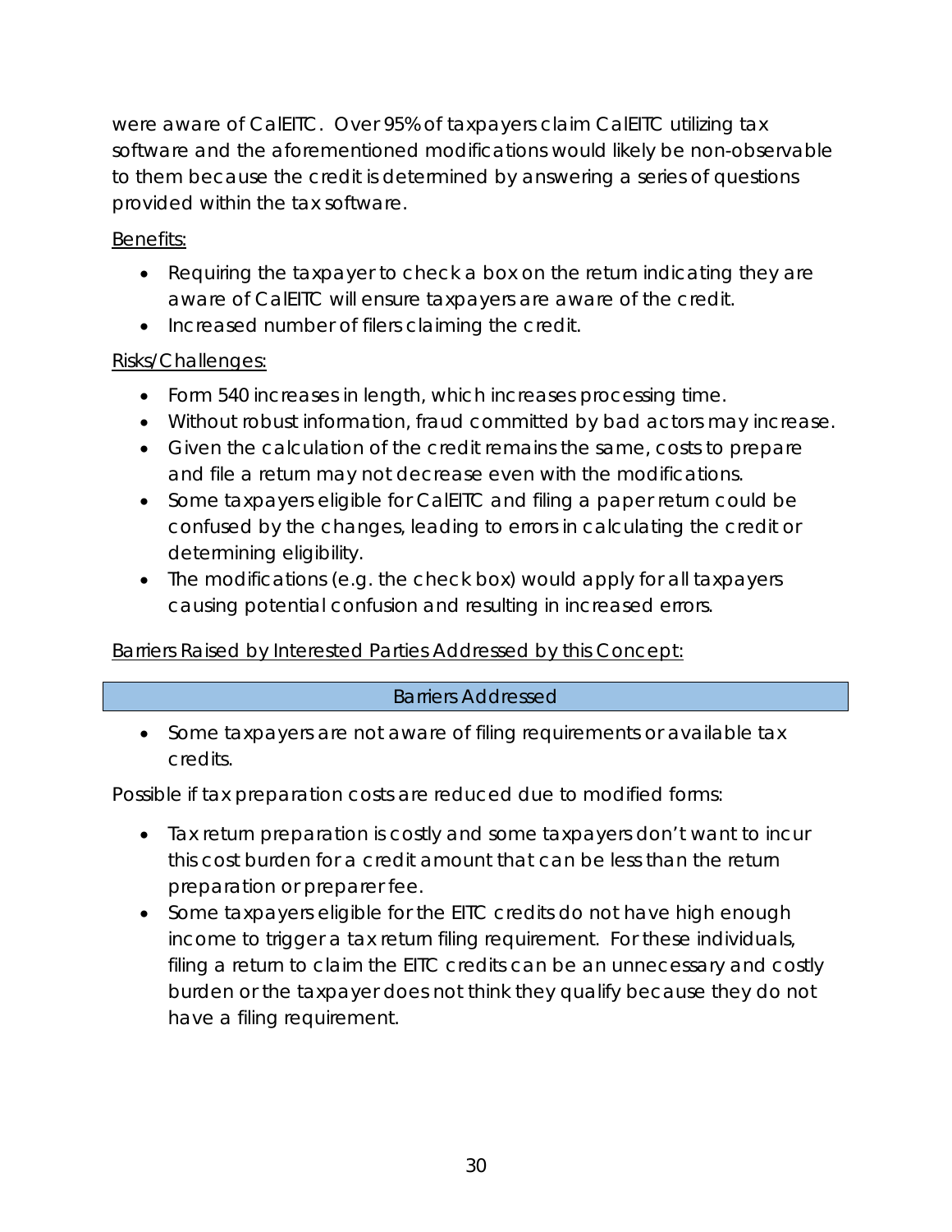were aware of CalEITC. Over 95% of taxpayers claim CalEITC utilizing tax software and the aforementioned modifications would likely be non-observable to them because the credit is determined by answering a series of questions provided within the tax software.

Benefits:

- Requiring the taxpayer to check a box on the return indicating they are aware of CalEITC will ensure taxpayers are aware of the credit.
- Increased number of filers claiming the credit.

Risks/Challenges:

- Form 540 increases in length, which increases processing time.
- Without robust information, fraud committed by bad actors may increase.
- Given the calculation of the credit remains the same, costs to prepare and file a return may not decrease even with the modifications.
- Some taxpayers eligible for CalEITC and filing a paper return could be confused by the changes, leading to errors in calculating the credit or determining eligibility.
- The modifications (e.g. the check box) would apply for all taxpayers causing potential confusion and resulting in increased errors.

Barriers Raised by Interested Parties Addressed by this Concept:

| Barriers Addressed |
|---|

- Some taxpayers are not aware of filing requirements or available tax credits.

Possible if tax preparation costs are reduced due to modified forms:

- Tax return preparation is costly and some taxpayers don't want to incur this cost burden for a credit amount that can be less than the return preparation or preparer fee.
- Some taxpayers eligible for the EITC credits do not have high enough income to trigger a tax return filing requirement. For these individuals, filing a return to claim the EITC credits can be an unnecessary and costly burden or the taxpayer does not think they qualify because they do not have a filing requirement.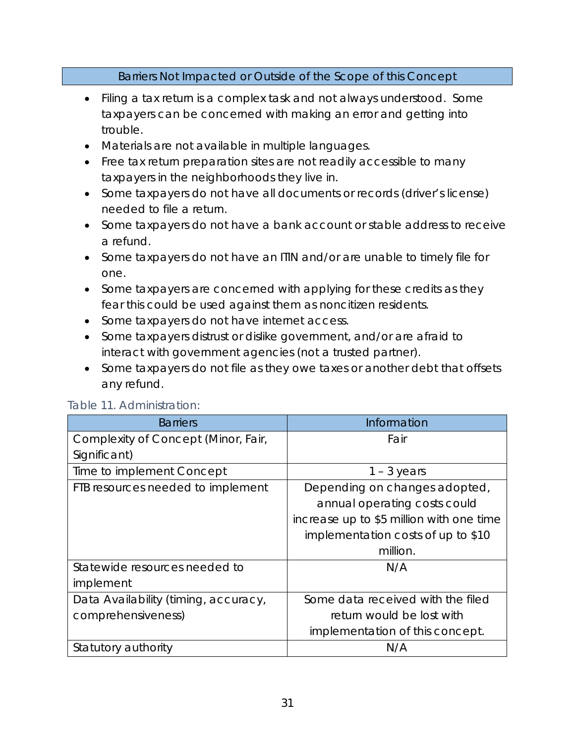| Barriers Not Impacted or Outside of the Scope of this Concept |
| --- |

- Filing a tax return is a complex task and not always understood. Some taxpayers can be concerned with making an error and getting into trouble.
- Materials are not available in multiple languages.
- Free tax return preparation sites are not readily accessible to many taxpayers in the neighborhoods they live in.
- Some taxpayers do not have all documents or records (driver's license) needed to file a return.
- Some taxpayers do not have a bank account or stable address to receive a refund.
- Some taxpayers do not have an ITIN and/or are unable to timely file for one.
- Some taxpayers are concerned with applying for these credits as they fear this could be used against them as noncitizen residents.
- Some taxpayers do not have internet access.
- Some taxpayers distrust or dislike government, and/or are afraid to interact with government agencies (not a trusted partner).
- Some taxpayers do not file as they owe taxes or another debt that offsets any refund.

Table 11. Administration:

| Barriers | Information |
| --- | --- |
| Complexity of Concept (Minor, Fair, Significant) | Fair |
| Time to implement Concept | 1 – 3 years |
| FTB resources needed to implement | Depending on changes adopted, annual operating costs could increase up to $5 million with one time implementation costs of up to $10 million. |
| Statewide resources needed to implement | N/A |
| Data Availability (timing, accuracy, comprehensiveness) | Some data received with the filed return would be lost with implementation of this concept. |
| Statutory authority | N/A |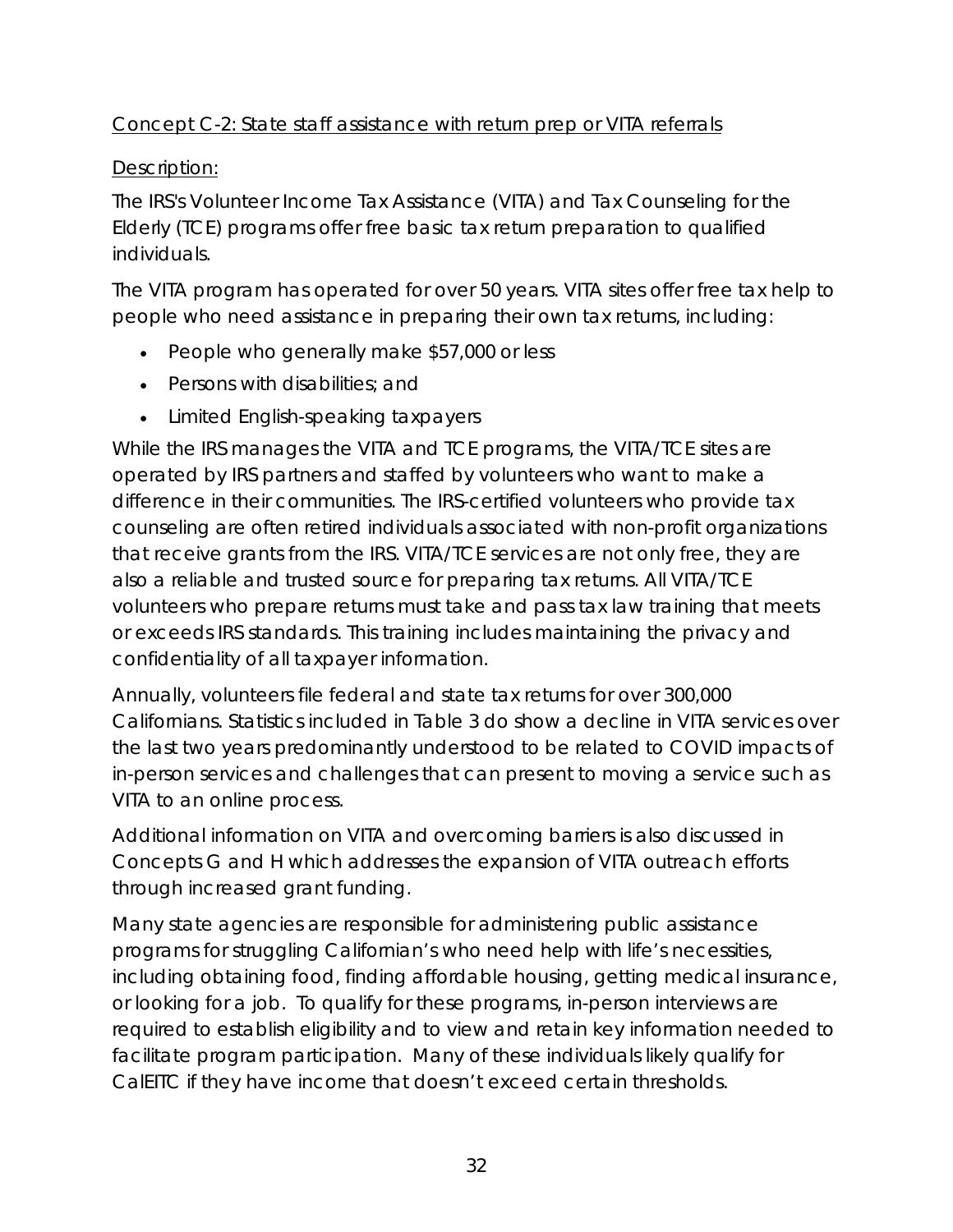Concept C-2: State staff assistance with return prep or VITA referrals

Description:

The IRS's Volunteer Income Tax Assistance (VITA) and Tax Counseling for the Elderly (TCE) programs offer free basic tax return preparation to qualified individuals.

The VITA program has operated for over 50 years. VITA sites offer free tax help to people who need assistance in preparing their own tax returns, including:

- People who generally make $57,000 or less
- Persons with disabilities; and
- Limited English-speaking taxpayers

While the IRS manages the VITA and TCE programs, the VITA/TCE sites are operated by IRS partners and staffed by volunteers who want to make a difference in their communities. The IRS-certified volunteers who provide tax counseling are often retired individuals associated with non-profit organizations that receive grants from the IRS. VITA/TCE services are not only free, they are also a reliable and trusted source for preparing tax returns. All VITA/TCE volunteers who prepare returns must take and pass tax law training that meets or exceeds IRS standards. This training includes maintaining the privacy and confidentiality of all taxpayer information.

Annually, volunteers file federal and state tax returns for over 300,000 Californians. Statistics included in Table 3 do show a decline in VITA services over the last two years predominantly understood to be related to COVID impacts of in-person services and challenges that can present to moving a service such as VITA to an online process.

Additional information on VITA and overcoming barriers is also discussed in Concepts G and H which addresses the expansion of VITA outreach efforts through increased grant funding.

Many state agencies are responsible for administering public assistance programs for struggling Californian's who need help with life's necessities, including obtaining food, finding affordable housing, getting medical insurance, or looking for a job. To qualify for these programs, in-person interviews are required to establish eligibility and to view and retain key information needed to facilitate program participation. Many of these individuals likely qualify for CalEITC if they have income that doesn't exceed certain thresholds.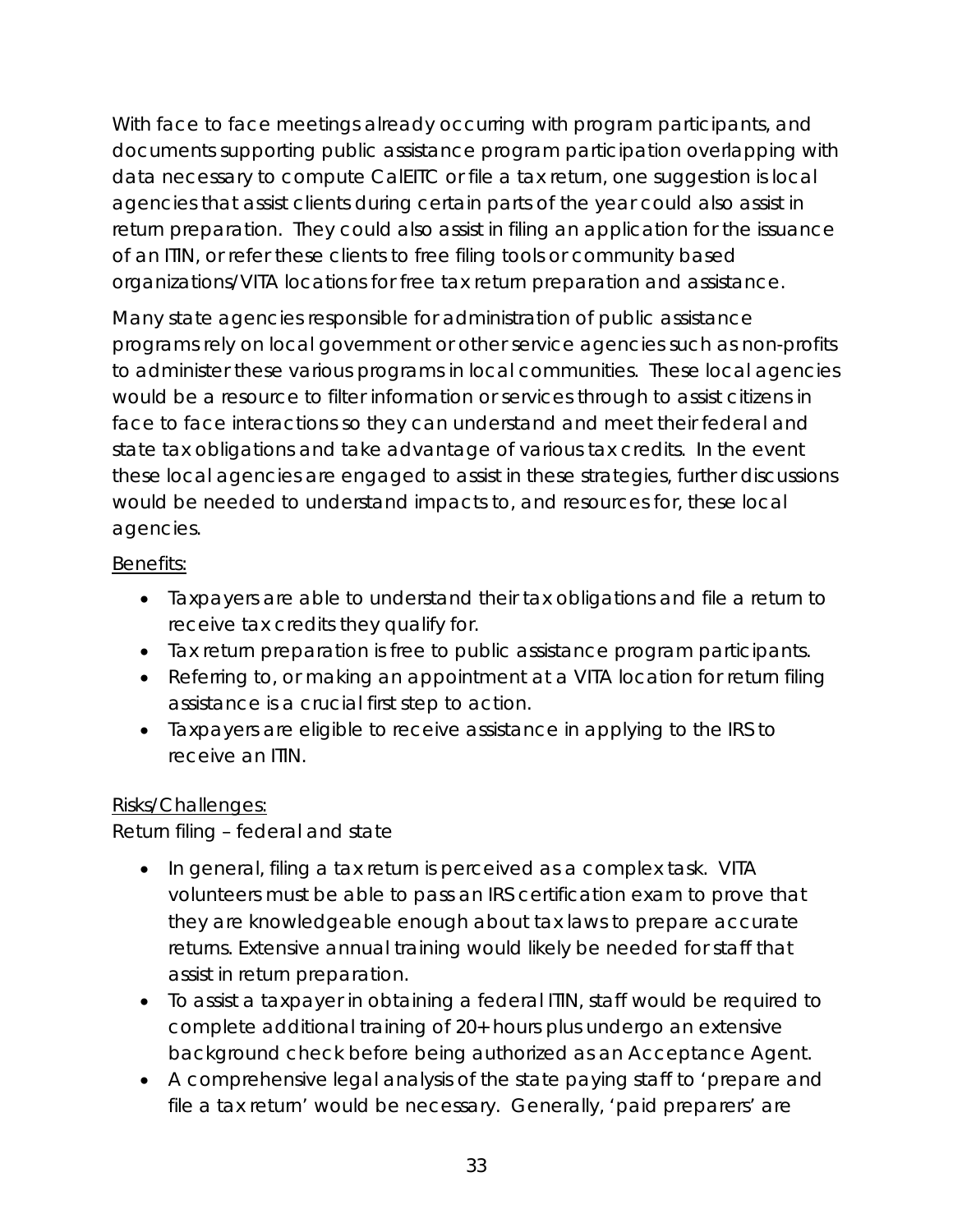With face to face meetings already occurring with program participants, and documents supporting public assistance program participation overlapping with data necessary to compute CalEITC or file a tax return, one suggestion is local agencies that assist clients during certain parts of the year could also assist in return preparation. They could also assist in filing an application for the issuance of an ITIN, or refer these clients to free filing tools or community based organizations/VITA locations for free tax return preparation and assistance.

Many state agencies responsible for administration of public assistance programs rely on local government or other service agencies such as non-profits to administer these various programs in local communities. These local agencies would be a resource to filter information or services through to assist citizens in face to face interactions so they can understand and meet their federal and state tax obligations and take advantage of various tax credits. In the event these local agencies are engaged to assist in these strategies, further discussions would be needed to understand impacts to, and resources for, these local agencies.

Benefits:

- Taxpayers are able to understand their tax obligations and file a return to receive tax credits they qualify for.
- Tax return preparation is free to public assistance program participants.
- Referring to, or making an appointment at a VITA location for return filing assistance is a crucial first step to action.
- Taxpayers are eligible to receive assistance in applying to the IRS to receive an ITIN.

Risks/Challenges:

Return filing – federal and state

- In general, filing a tax return is perceived as a complex task. VITA volunteers must be able to pass an IRS certification exam to prove that they are knowledgeable enough about tax laws to prepare accurate returns. Extensive annual training would likely be needed for staff that assist in return preparation.
- To assist a taxpayer in obtaining a federal ITIN, staff would be required to complete additional training of 20+ hours plus undergo an extensive background check before being authorized as an Acceptance Agent.
- A comprehensive legal analysis of the state paying staff to 'prepare and file a tax return' would be necessary. Generally, 'paid preparers' are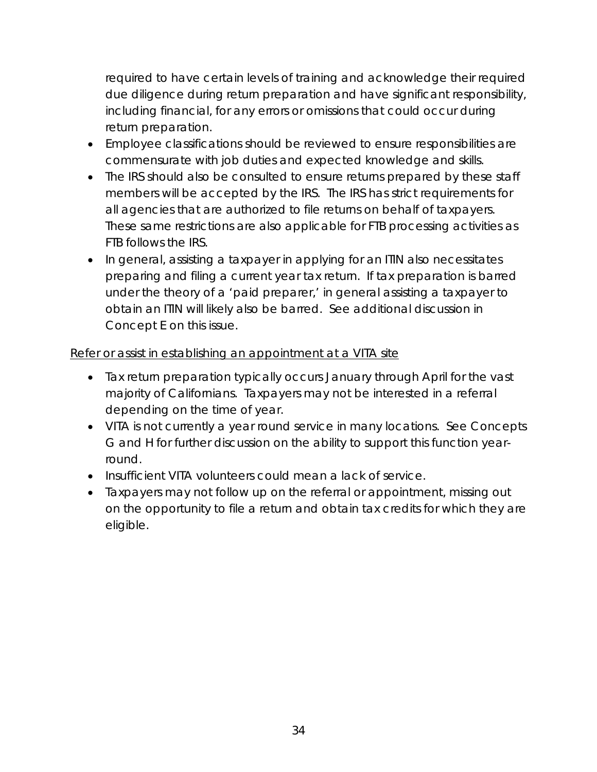required to have certain levels of training and acknowledge their required due diligence during return preparation and have significant responsibility, including financial, for any errors or omissions that could occur during return preparation.

- Employee classifications should be reviewed to ensure responsibilities are commensurate with job duties and expected knowledge and skills.
- The IRS should also be consulted to ensure returns prepared by these staff members will be accepted by the IRS. The IRS has strict requirements for all agencies that are authorized to file returns on behalf of taxpayers. These same restrictions are also applicable for FTB processing activities as FTB follows the IRS.
- In general, assisting a taxpayer in applying for an ITIN also necessitates preparing and filing a current year tax return. If tax preparation is barred under the theory of a 'paid preparer,' in general assisting a taxpayer to obtain an ITIN will likely also be barred. See additional discussion in Concept E on this issue.

<u>Refer or assist in establishing an appointment at a VITA site</u>

- Tax return preparation typically occurs January through April for the vast majority of Californians. Taxpayers may not be interested in a referral depending on the time of year.
- VITA is not currently a year round service in many locations. See Concepts G and H for further discussion on the ability to support this function year-round.
- Insufficient VITA volunteers could mean a lack of service.
- Taxpayers may not follow up on the referral or appointment, missing out on the opportunity to file a return and obtain tax credits for which they are eligible.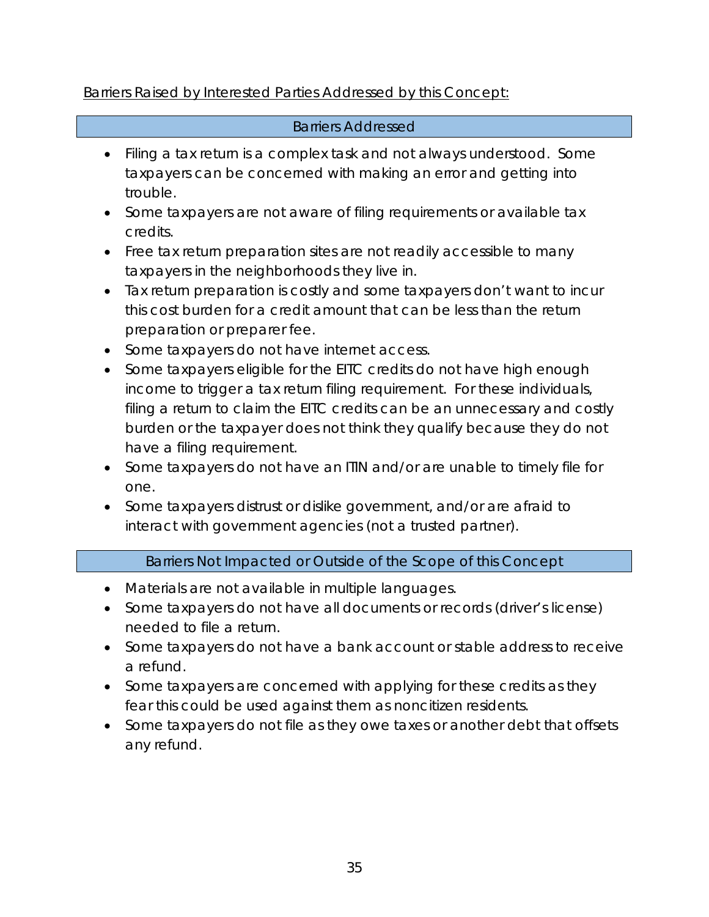<u>Barriers Raised by Interested Parties Addressed by this Concept:</u>

| Barriers Addressed |
| --- |

- Filing a tax return is a complex task and not always understood. Some taxpayers can be concerned with making an error and getting into trouble.
- Some taxpayers are not aware of filing requirements or available tax credits.
- Free tax return preparation sites are not readily accessible to many taxpayers in the neighborhoods they live in.
- Tax return preparation is costly and some taxpayers don't want to incur this cost burden for a credit amount that can be less than the return preparation or preparer fee.
- Some taxpayers do not have internet access.
- Some taxpayers eligible for the EITC credits do not have high enough income to trigger a tax return filing requirement. For these individuals, filing a return to claim the EITC credits can be an unnecessary and costly burden or the taxpayer does not think they qualify because they do not have a filing requirement.
- Some taxpayers do not have an ITIN and/or are unable to timely file for one.
- Some taxpayers distrust or dislike government, and/or are afraid to interact with government agencies (not a trusted partner).

| Barriers Not Impacted or Outside of the Scope of this Concept |
| --- |

- Materials are not available in multiple languages.
- Some taxpayers do not have all documents or records (driver's license) needed to file a return.
- Some taxpayers do not have a bank account or stable address to receive a refund.
- Some taxpayers are concerned with applying for these credits as they fear this could be used against them as noncitizen residents.
- Some taxpayers do not file as they owe taxes or another debt that offsets any refund.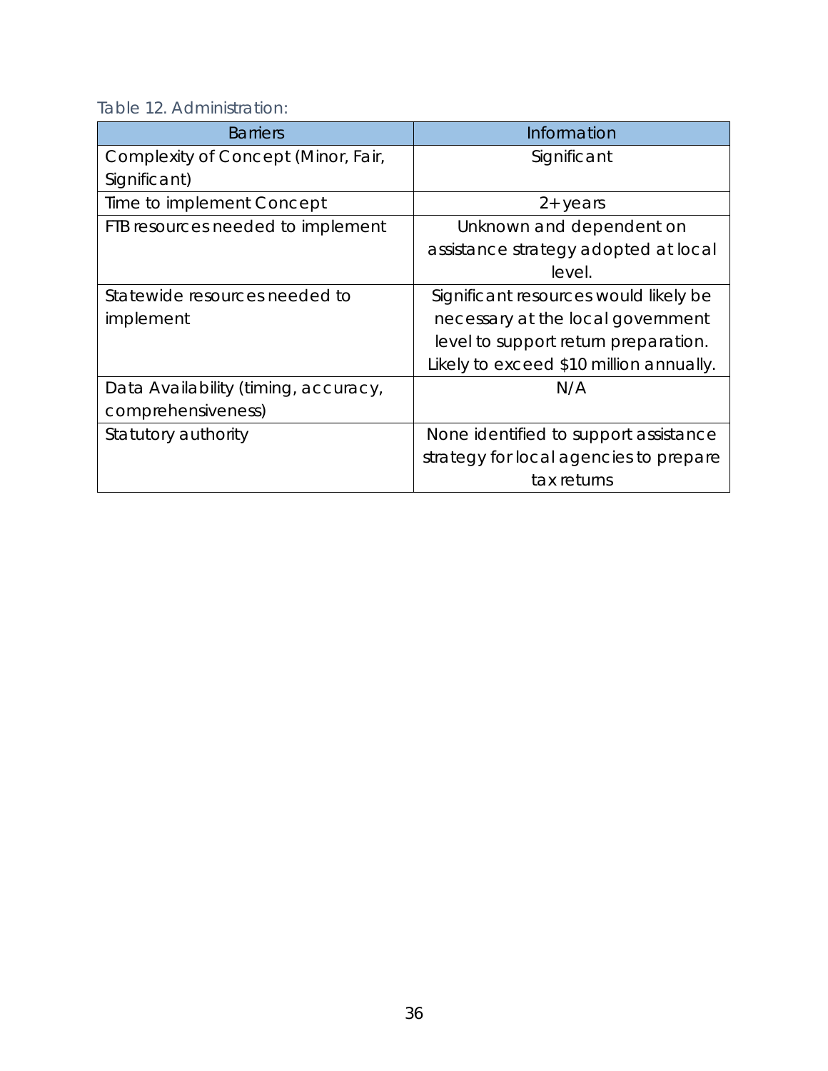Table 12. Administration:

| Barriers | Information |
| --- | --- |
| Complexity of Concept (Minor, Fair, Significant) | Significant |
| Time to implement Concept | 2+ years |
| FTB resources needed to implement | Unknown and dependent on assistance strategy adopted at local level. |
| Statewide resources needed to implement | Significant resources would likely be necessary at the local government level to support return preparation. Likely to exceed $10 million annually. |
| Data Availability (timing, accuracy, comprehensiveness) | N/A |
| Statutory authority | None identified to support assistance strategy for local agencies to prepare tax returns |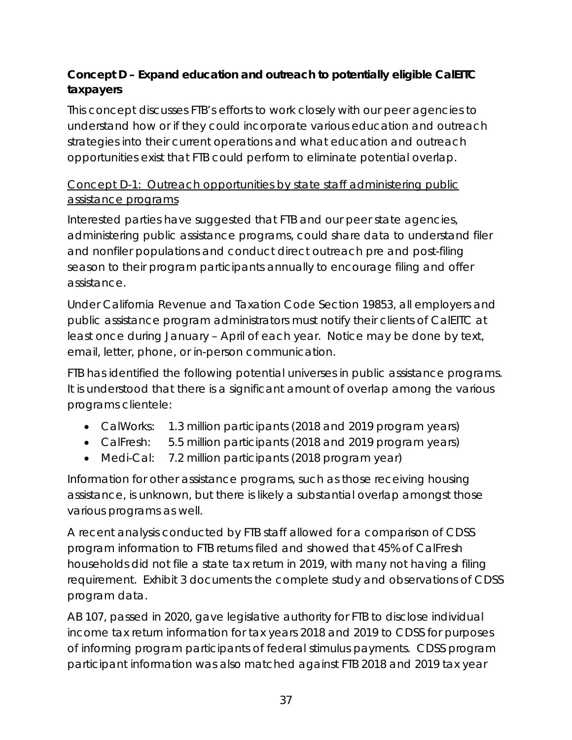**Concept D – Expand education and outreach to potentially eligible CalEITC taxpayers**

This concept discusses FTB's efforts to work closely with our peer agencies to understand how or if they could incorporate various education and outreach strategies into their current operations and what education and outreach opportunities exist that FTB could perform to eliminate potential overlap.

<u>Concept D-1: Outreach opportunities by state staff administering public assistance programs</u>

Interested parties have suggested that FTB and our peer state agencies, administering public assistance programs, could share data to understand filer and nonfiler populations and conduct direct outreach pre and post-filing season to their program participants annually to encourage filing and offer assistance.

Under California Revenue and Taxation Code Section 19853, all employers and public assistance program administrators must notify their clients of CalEITC at least once during January – April of each year. Notice may be done by text, email, letter, phone, or in-person communication.

FTB has identified the following potential universes in public assistance programs. It is understood that there is a significant amount of overlap among the various programs clientele:

- CalWorks: 1.3 million participants (2018 and 2019 program years)
- CalFresh: 5.5 million participants (2018 and 2019 program years)
- Medi-Cal: 7.2 million participants (2018 program year)

Information for other assistance programs, such as those receiving housing assistance, is unknown, but there is likely a substantial overlap amongst those various programs as well.

A recent analysis conducted by FTB staff allowed for a comparison of CDSS program information to FTB returns filed and showed that 45% of CalFresh households did not file a state tax return in 2019, with many not having a filing requirement. Exhibit 3 documents the complete study and observations of CDSS program data.

AB 107, passed in 2020, gave legislative authority for FTB to disclose individual income tax return information for tax years 2018 and 2019 to CDSS for purposes of informing program participants of federal stimulus payments. CDSS program participant information was also matched against FTB 2018 and 2019 tax year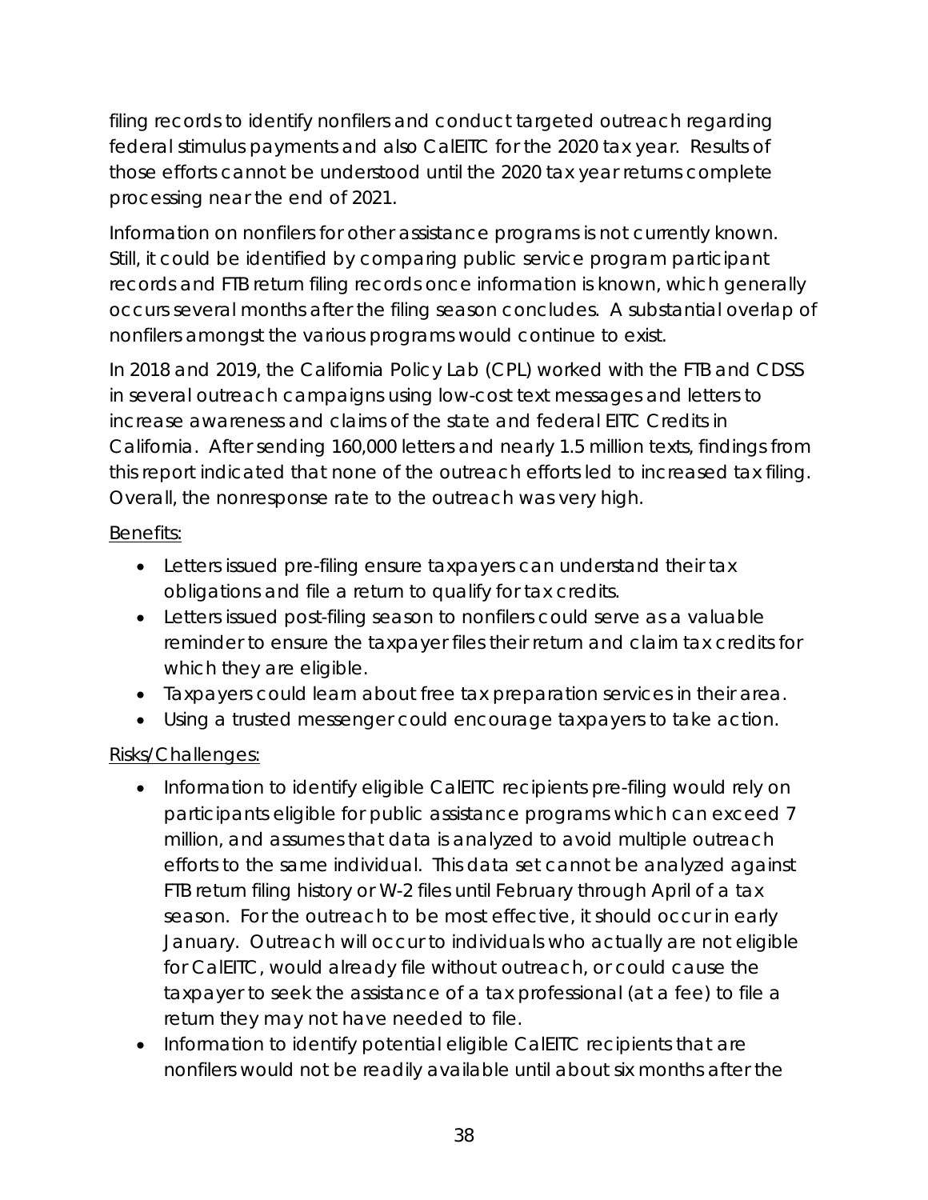filing records to identify nonfilers and conduct targeted outreach regarding federal stimulus payments and also CalEITC for the 2020 tax year. Results of those efforts cannot be understood until the 2020 tax year returns complete processing near the end of 2021.

Information on nonfilers for other assistance programs is not currently known. Still, it could be identified by comparing public service program participant records and FTB return filing records once information is known, which generally occurs several months after the filing season concludes. A substantial overlap of nonfilers amongst the various programs would continue to exist.

In 2018 and 2019, the California Policy Lab (CPL) worked with the FTB and CDSS in several outreach campaigns using low-cost text messages and letters to increase awareness and claims of the state and federal EITC Credits in California. After sending 160,000 letters and nearly 1.5 million texts, findings from this report indicated that none of the outreach efforts led to increased tax filing. Overall, the nonresponse rate to the outreach was very high.

<u>Benefits:</u>

- Letters issued pre-filing ensure taxpayers can understand their tax obligations and file a return to qualify for tax credits.
- Letters issued post-filing season to nonfilers could serve as a valuable reminder to ensure the taxpayer files their return and claim tax credits for which they are eligible.
- Taxpayers could learn about free tax preparation services in their area.
- Using a trusted messenger could encourage taxpayers to take action.

<u>Risks/Challenges:</u>

- Information to identify eligible CalEITC recipients pre-filing would rely on participants eligible for public assistance programs which can exceed 7 million, and assumes that data is analyzed to avoid multiple outreach efforts to the same individual. This data set cannot be analyzed against FTB return filing history or W-2 files until February through April of a tax season. For the outreach to be most effective, it should occur in early January. Outreach will occur to individuals who actually are not eligible for CalEITC, would already file without outreach, or could cause the taxpayer to seek the assistance of a tax professional (at a fee) to file a return they may not have needed to file.
- Information to identify potential eligible CalEITC recipients that are nonfilers would not be readily available until about six months after the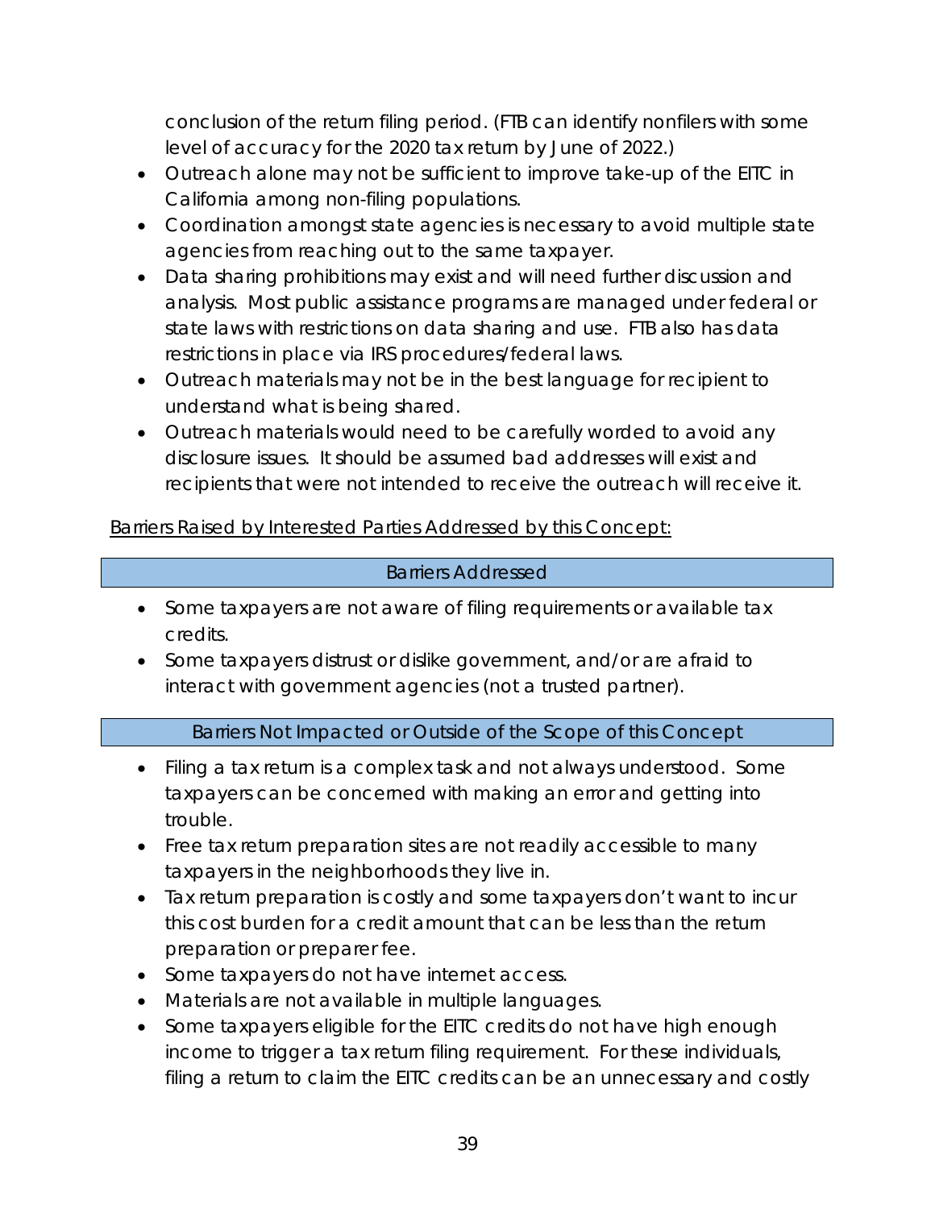conclusion of the return filing period. (FTB can identify nonfilers with some level of accuracy for the 2020 tax return by June of 2022.)

- Outreach alone may not be sufficient to improve take-up of the EITC in California among non-filing populations.
- Coordination amongst state agencies is necessary to avoid multiple state agencies from reaching out to the same taxpayer.
- Data sharing prohibitions may exist and will need further discussion and analysis. Most public assistance programs are managed under federal or state laws with restrictions on data sharing and use. FTB also has data restrictions in place via IRS procedures/federal laws.
- Outreach materials may not be in the best language for recipient to understand what is being shared.
- Outreach materials would need to be carefully worded to avoid any disclosure issues. It should be assumed bad addresses will exist and recipients that were not intended to receive the outreach will receive it.

Barriers Raised by Interested Parties Addressed by this Concept:

| Barriers Addressed |
| --- |

- Some taxpayers are not aware of filing requirements or available tax credits.
- Some taxpayers distrust or dislike government, and/or are afraid to interact with government agencies (not a trusted partner).

| Barriers Not Impacted or Outside of the Scope of this Concept |
| --- |

- Filing a tax return is a complex task and not always understood. Some taxpayers can be concerned with making an error and getting into trouble.
- Free tax return preparation sites are not readily accessible to many taxpayers in the neighborhoods they live in.
- Tax return preparation is costly and some taxpayers don't want to incur this cost burden for a credit amount that can be less than the return preparation or preparer fee.
- Some taxpayers do not have internet access.
- Materials are not available in multiple languages.
- Some taxpayers eligible for the EITC credits do not have high enough income to trigger a tax return filing requirement. For these individuals, filing a return to claim the EITC credits can be an unnecessary and costly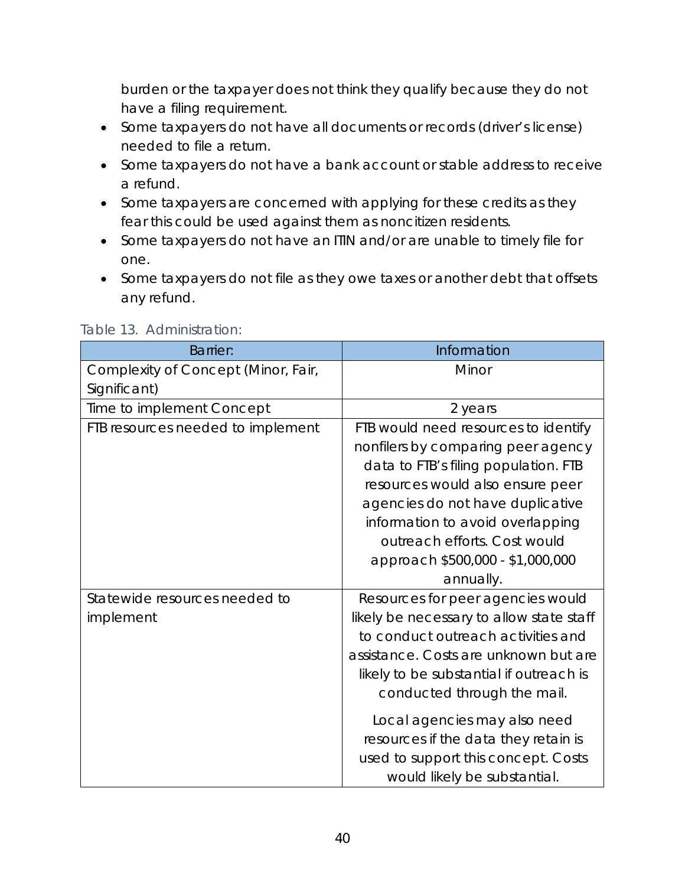burden or the taxpayer does not think they qualify because they do not have a filing requirement.

- Some taxpayers do not have all documents or records (driver's license) needed to file a return.
- Some taxpayers do not have a bank account or stable address to receive a refund.
- Some taxpayers are concerned with applying for these credits as they fear this could be used against them as noncitizen residents.
- Some taxpayers do not have an ITIN and/or are unable to timely file for one.
- Some taxpayers do not file as they owe taxes or another debt that offsets any refund.

Table 13. Administration:

| Barrier: | Information |
|---|---|
| Complexity of Concept (Minor, Fair, Significant) | Minor |
| Time to implement Concept | 2 years |
| FTB resources needed to implement | FTB would need resources to identify nonfilers by comparing peer agency data to FTB's filing population. FTB resources would also ensure peer agencies do not have duplicative information to avoid overlapping outreach efforts. Cost would approach $500,000 - $1,000,000 annually. |
| Statewide resources needed to implement | Resources for peer agencies would likely be necessary to allow state staff to conduct outreach activities and assistance. Costs are unknown but are likely to be substantial if outreach is conducted through the mail.<br><br>Local agencies may also need resources if the data they retain is used to support this concept. Costs would likely be substantial. |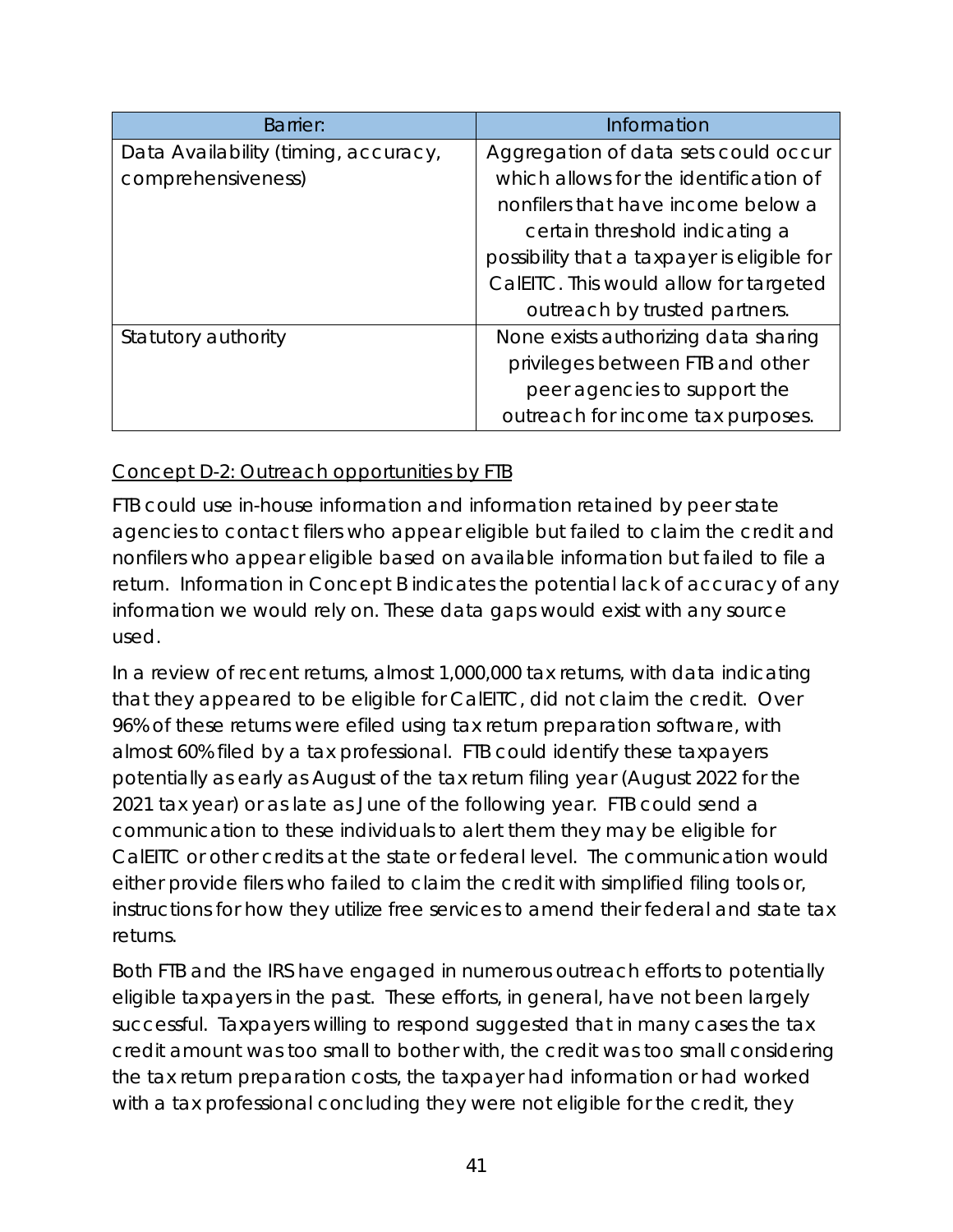| Barrier: | Information |
| --- | --- |
| Data Availability (timing, accuracy, comprehensiveness) | Aggregation of data sets could occur which allows for the identification of nonfilers that have income below a certain threshold indicating a possibility that a taxpayer is eligible for CalEITC. This would allow for targeted outreach by trusted partners. |
| Statutory authority | None exists authorizing data sharing privileges between FTB and other peer agencies to support the outreach for income tax purposes. |

<u>Concept D-2: Outreach opportunities by FTB</u>

FTB could use in-house information and information retained by peer state agencies to contact filers who appear eligible but failed to claim the credit and nonfilers who appear eligible based on available information but failed to file a return. Information in Concept B indicates the potential lack of accuracy of any information we would rely on. These data gaps would exist with any source used.

In a review of recent returns, almost 1,000,000 tax returns, with data indicating that they appeared to be eligible for CalEITC, did not claim the credit. Over 96% of these returns were efiled using tax return preparation software, with almost 60% filed by a tax professional. FTB could identify these taxpayers potentially as early as August of the tax return filing year (August 2022 for the 2021 tax year) or as late as June of the following year. FTB could send a communication to these individuals to alert them they may be eligible for CalEITC or other credits at the state or federal level. The communication would either provide filers who failed to claim the credit with simplified filing tools or, instructions for how they utilize free services to amend their federal and state tax returns.

Both FTB and the IRS have engaged in numerous outreach efforts to potentially eligible taxpayers in the past. These efforts, in general, have not been largely successful. Taxpayers willing to respond suggested that in many cases the tax credit amount was too small to bother with, the credit was too small considering the tax return preparation costs, the taxpayer had information or had worked with a tax professional concluding they were not eligible for the credit, they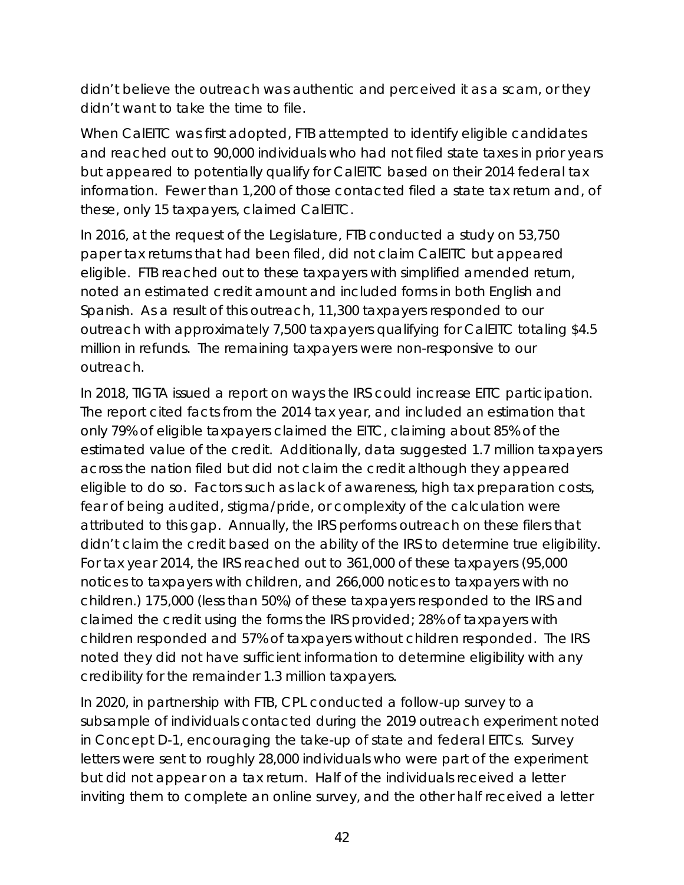didn't believe the outreach was authentic and perceived it as a scam, or they didn't want to take the time to file.

When CalEITC was first adopted, FTB attempted to identify eligible candidates and reached out to 90,000 individuals who had not filed state taxes in prior years but appeared to potentially qualify for CalEITC based on their 2014 federal tax information. Fewer than 1,200 of those contacted filed a state tax return and, of these, only 15 taxpayers, claimed CalEITC.

In 2016, at the request of the Legislature, FTB conducted a study on 53,750 paper tax returns that had been filed, did not claim CalEITC but appeared eligible. FTB reached out to these taxpayers with simplified amended return, noted an estimated credit amount and included forms in both English and Spanish. As a result of this outreach, 11,300 taxpayers responded to our outreach with approximately 7,500 taxpayers qualifying for CalEITC totaling $4.5 million in refunds. The remaining taxpayers were non-responsive to our outreach.

In 2018, TIGTA issued a report on ways the IRS could increase EITC participation. The report cited facts from the 2014 tax year, and included an estimation that only 79% of eligible taxpayers claimed the EITC, claiming about 85% of the estimated value of the credit. Additionally, data suggested 1.7 million taxpayers across the nation filed but did not claim the credit although they appeared eligible to do so. Factors such as lack of awareness, high tax preparation costs, fear of being audited, stigma/pride, or complexity of the calculation were attributed to this gap. Annually, the IRS performs outreach on these filers that didn't claim the credit based on the ability of the IRS to determine true eligibility. For tax year 2014, the IRS reached out to 361,000 of these taxpayers (95,000 notices to taxpayers with children, and 266,000 notices to taxpayers with no children.) 175,000 (less than 50%) of these taxpayers responded to the IRS and claimed the credit using the forms the IRS provided; 28% of taxpayers with children responded and 57% of taxpayers without children responded. The IRS noted they did not have sufficient information to determine eligibility with any credibility for the remainder 1.3 million taxpayers.

In 2020, in partnership with FTB, CPL conducted a follow-up survey to a subsample of individuals contacted during the 2019 outreach experiment noted in Concept D-1, encouraging the take-up of state and federal EITCs. Survey letters were sent to roughly 28,000 individuals who were part of the experiment but did not appear on a tax return. Half of the individuals received a letter inviting them to complete an online survey, and the other half received a letter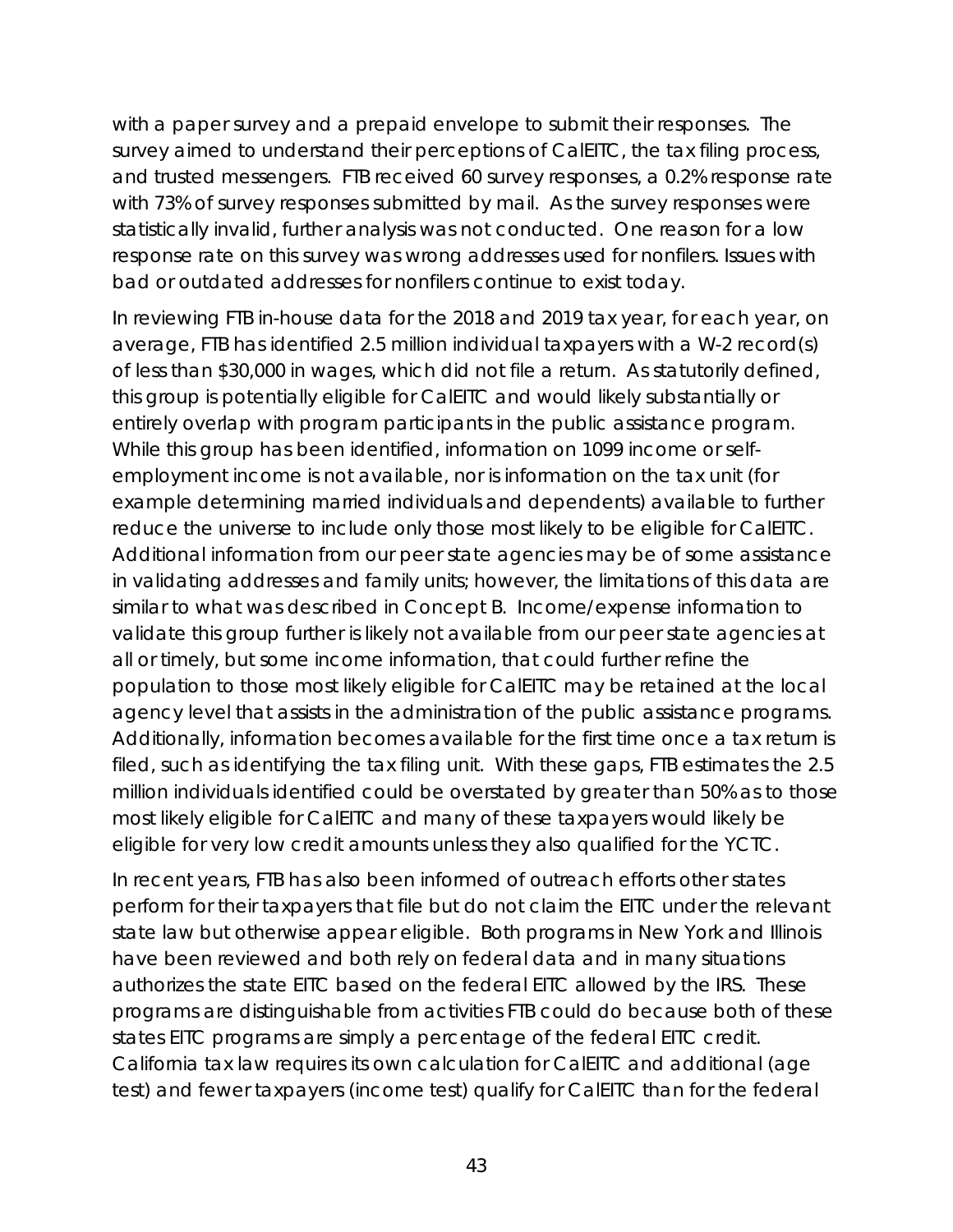with a paper survey and a prepaid envelope to submit their responses. The survey aimed to understand their perceptions of CalEITC, the tax filing process, and trusted messengers. FTB received 60 survey responses, a 0.2% response rate with 73% of survey responses submitted by mail. As the survey responses were statistically invalid, further analysis was not conducted. One reason for a low response rate on this survey was wrong addresses used for nonfilers. Issues with bad or outdated addresses for nonfilers continue to exist today.

In reviewing FTB in-house data for the 2018 and 2019 tax year, for each year, on average, FTB has identified 2.5 million individual taxpayers with a W-2 record(s) of less than $30,000 in wages, which did not file a return. As statutorily defined, this group is potentially eligible for CalEITC and would likely substantially or entirely overlap with program participants in the public assistance program. While this group has been identified, information on 1099 income or self-employment income is not available, nor is information on the tax unit (for example determining married individuals and dependents) available to further reduce the universe to include only those most likely to be eligible for CalEITC. Additional information from our peer state agencies may be of some assistance in validating addresses and family units; however, the limitations of this data are similar to what was described in Concept B. Income/expense information to validate this group further is likely not available from our peer state agencies at all or timely, but some income information, that could further refine the population to those most likely eligible for CalEITC may be retained at the local agency level that assists in the administration of the public assistance programs. Additionally, information becomes available for the first time once a tax return is filed, such as identifying the tax filing unit. With these gaps, FTB estimates the 2.5 million individuals identified could be overstated by greater than 50% as to those most likely eligible for CalEITC and many of these taxpayers would likely be eligible for very low credit amounts unless they also qualified for the YCTC.

In recent years, FTB has also been informed of outreach efforts other states perform for their taxpayers that file but do not claim the EITC under the relevant state law but otherwise appear eligible. Both programs in New York and Illinois have been reviewed and both rely on federal data and in many situations authorizes the state EITC based on the federal EITC allowed by the IRS. These programs are distinguishable from activities FTB could do because both of these states EITC programs are simply a percentage of the federal EITC credit. California tax law requires its own calculation for CalEITC and additional (age test) and fewer taxpayers (income test) qualify for CalEITC than for the federal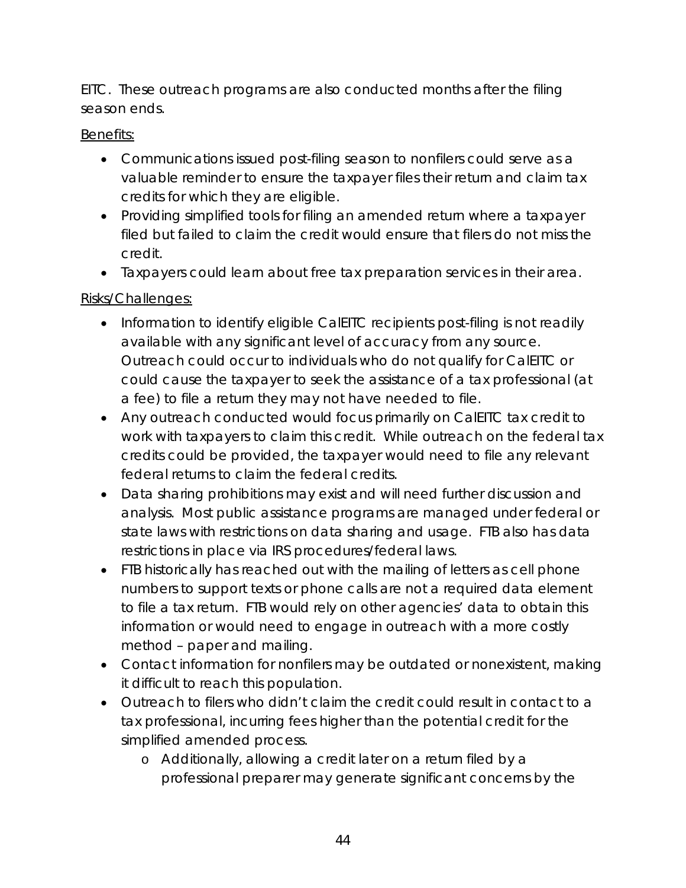EITC. These outreach programs are also conducted months after the filing season ends.

Benefits:

- Communications issued post-filing season to nonfilers could serve as a valuable reminder to ensure the taxpayer files their return and claim tax credits for which they are eligible.
- Providing simplified tools for filing an amended return where a taxpayer filed but failed to claim the credit would ensure that filers do not miss the credit.
- Taxpayers could learn about free tax preparation services in their area.

Risks/Challenges:

- Information to identify eligible CalEITC recipients post-filing is not readily available with any significant level of accuracy from any source. Outreach could occur to individuals who do not qualify for CalEITC or could cause the taxpayer to seek the assistance of a tax professional (at a fee) to file a return they may not have needed to file.
- Any outreach conducted would focus primarily on CalEITC tax credit to work with taxpayers to claim this credit. While outreach on the federal tax credits could be provided, the taxpayer would need to file any relevant federal returns to claim the federal credits.
- Data sharing prohibitions may exist and will need further discussion and analysis. Most public assistance programs are managed under federal or state laws with restrictions on data sharing and usage. FTB also has data restrictions in place via IRS procedures/federal laws.
- FTB historically has reached out with the mailing of letters as cell phone numbers to support texts or phone calls are not a required data element to file a tax return. FTB would rely on other agencies' data to obtain this information or would need to engage in outreach with a more costly method – paper and mailing.
- Contact information for nonfilers may be outdated or nonexistent, making it difficult to reach this population.
- Outreach to filers who didn't claim the credit could result in contact to a tax professional, incurring fees higher than the potential credit for the simplified amended process.
  - Additionally, allowing a credit later on a return filed by a professional preparer may generate significant concerns by the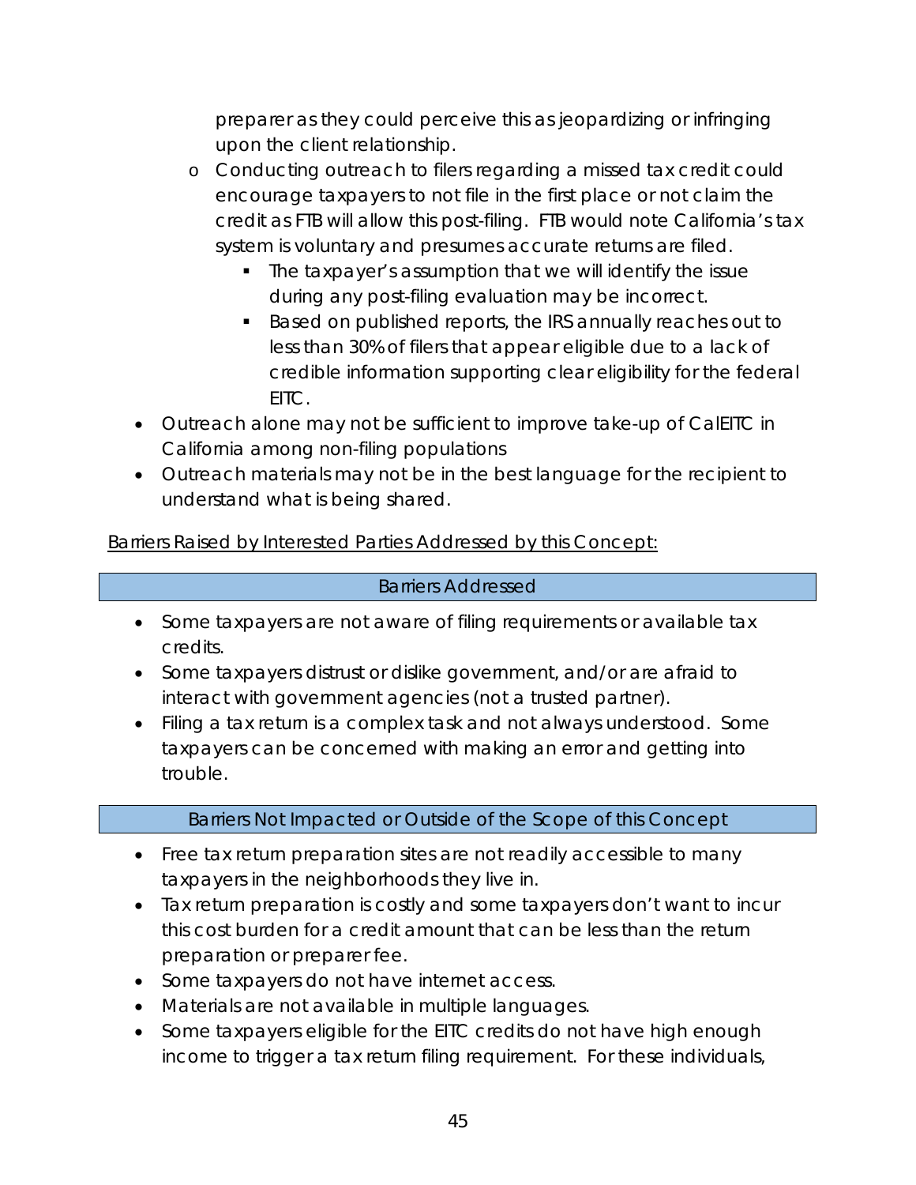preparer as they could perceive this as jeopardizing or infringing upon the client relationship.

- Conducting outreach to filers regarding a missed tax credit could encourage taxpayers to not file in the first place or not claim the credit as FTB will allow this post-filing. FTB would note California's tax system is voluntary and presumes accurate returns are filed.
  - The taxpayer's assumption that we will identify the issue during any post-filing evaluation may be incorrect.
  - Based on published reports, the IRS annually reaches out to less than 30% of filers that appear eligible due to a lack of credible information supporting clear eligibility for the federal EITC.

- Outreach alone may not be sufficient to improve take-up of CalEITC in California among non-filing populations
- Outreach materials may not be in the best language for the recipient to understand what is being shared.

Barriers Raised by Interested Parties Addressed by this Concept:

| Barriers Addressed |
|---|

- Some taxpayers are not aware of filing requirements or available tax credits.
- Some taxpayers distrust or dislike government, and/or are afraid to interact with government agencies (not a trusted partner).
- Filing a tax return is a complex task and not always understood. Some taxpayers can be concerned with making an error and getting into trouble.

| Barriers Not Impacted or Outside of the Scope of this Concept |
|---|

- Free tax return preparation sites are not readily accessible to many taxpayers in the neighborhoods they live in.
- Tax return preparation is costly and some taxpayers don't want to incur this cost burden for a credit amount that can be less than the return preparation or preparer fee.
- Some taxpayers do not have internet access.
- Materials are not available in multiple languages.
- Some taxpayers eligible for the EITC credits do not have high enough income to trigger a tax return filing requirement. For these individuals,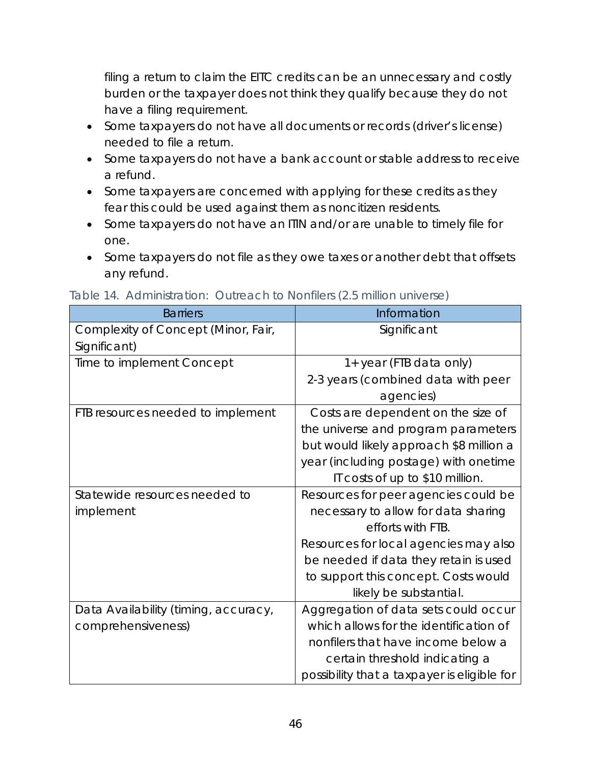filing a return to claim the EITC credits can be an unnecessary and costly burden or the taxpayer does not think they qualify because they do not have a filing requirement.

- Some taxpayers do not have all documents or records (driver's license) needed to file a return.
- Some taxpayers do not have a bank account or stable address to receive a refund.
- Some taxpayers are concerned with applying for these credits as they fear this could be used against them as noncitizen residents.
- Some taxpayers do not have an ITIN and/or are unable to timely file for one.
- Some taxpayers do not file as they owe taxes or another debt that offsets any refund.

Table 14. Administration: Outreach to Nonfilers (2.5 million universe)

| Barriers | Information |
|---|---|
| Complexity of Concept (Minor, Fair, Significant) | Significant |
| Time to implement Concept | 1+ year (FTB data only)<br>2-3 years (combined data with peer agencies) |
| FTB resources needed to implement | Costs are dependent on the size of the universe and program parameters but would likely approach $8 million a year (including postage) with onetime IT costs of up to $10 million. |
| Statewide resources needed to implement | Resources for peer agencies could be necessary to allow for data sharing efforts with FTB.<br>Resources for local agencies may also be needed if data they retain is used to support this concept. Costs would likely be substantial. |
| Data Availability (timing, accuracy, comprehensiveness) | Aggregation of data sets could occur which allows for the identification of nonfilers that have income below a certain threshold indicating a possibility that a taxpayer is eligible for |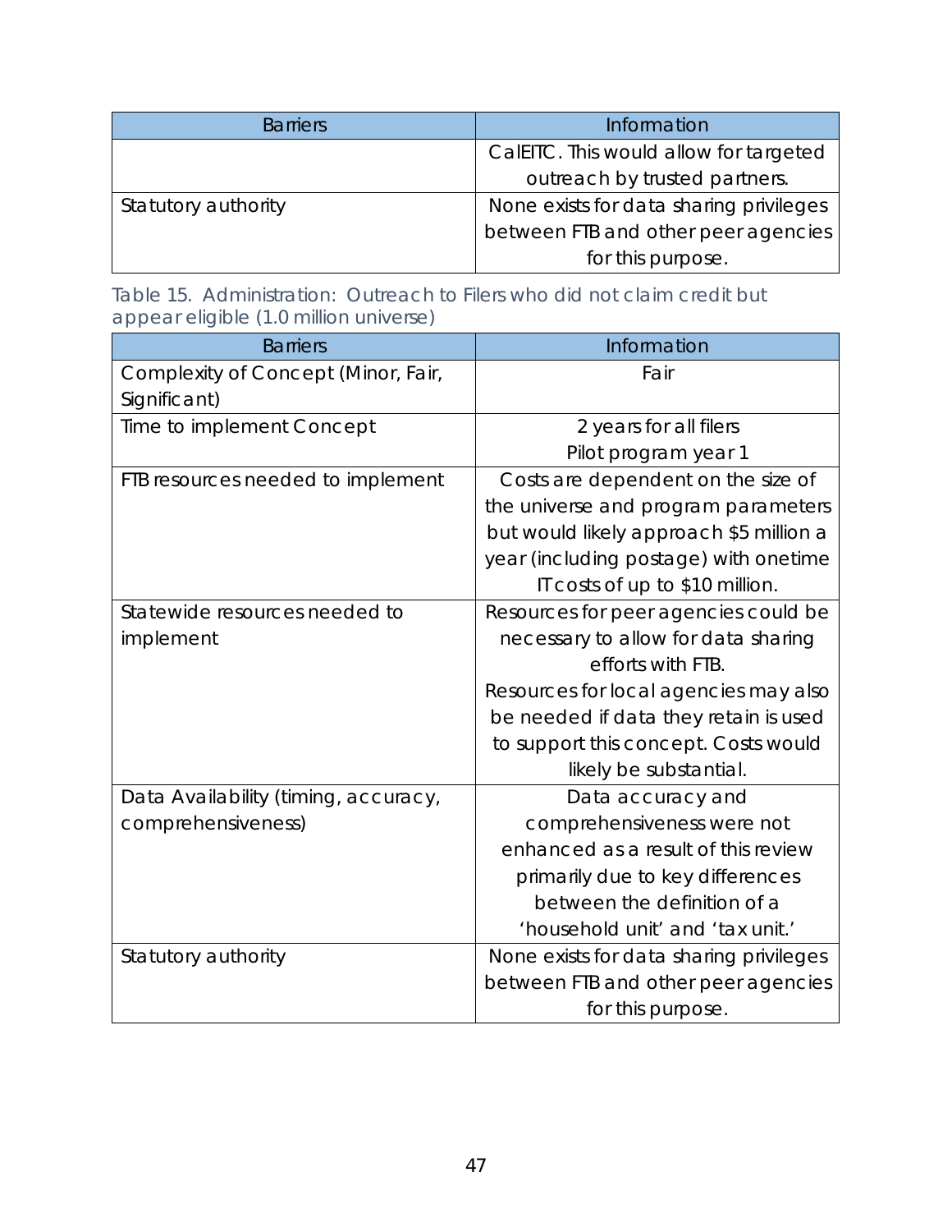| Barriers | Information |
|---|---|
| | CalEITC. This would allow for targeted outreach by trusted partners. |
| Statutory authority | None exists for data sharing privileges between FTB and other peer agencies for this purpose. |

Table 15. Administration: Outreach to Filers who did not claim credit but appear eligible (1.0 million universe)

| Barriers | Information |
|---|---|
| Complexity of Concept (Minor, Fair, Significant) | Fair |
| Time to implement Concept | 2 years for all filers<br>Pilot program year 1 |
| FTB resources needed to implement | Costs are dependent on the size of the universe and program parameters but would likely approach $5 million a year (including postage) with onetime IT costs of up to $10 million. |
| Statewide resources needed to implement | Resources for peer agencies could be necessary to allow for data sharing efforts with FTB.<br>Resources for local agencies may also be needed if data they retain is used to support this concept. Costs would likely be substantial. |
| Data Availability (timing, accuracy, comprehensiveness) | Data accuracy and comprehensiveness were not enhanced as a result of this review primarily due to key differences between the definition of a 'household unit' and 'tax unit.' |
| Statutory authority | None exists for data sharing privileges between FTB and other peer agencies for this purpose. |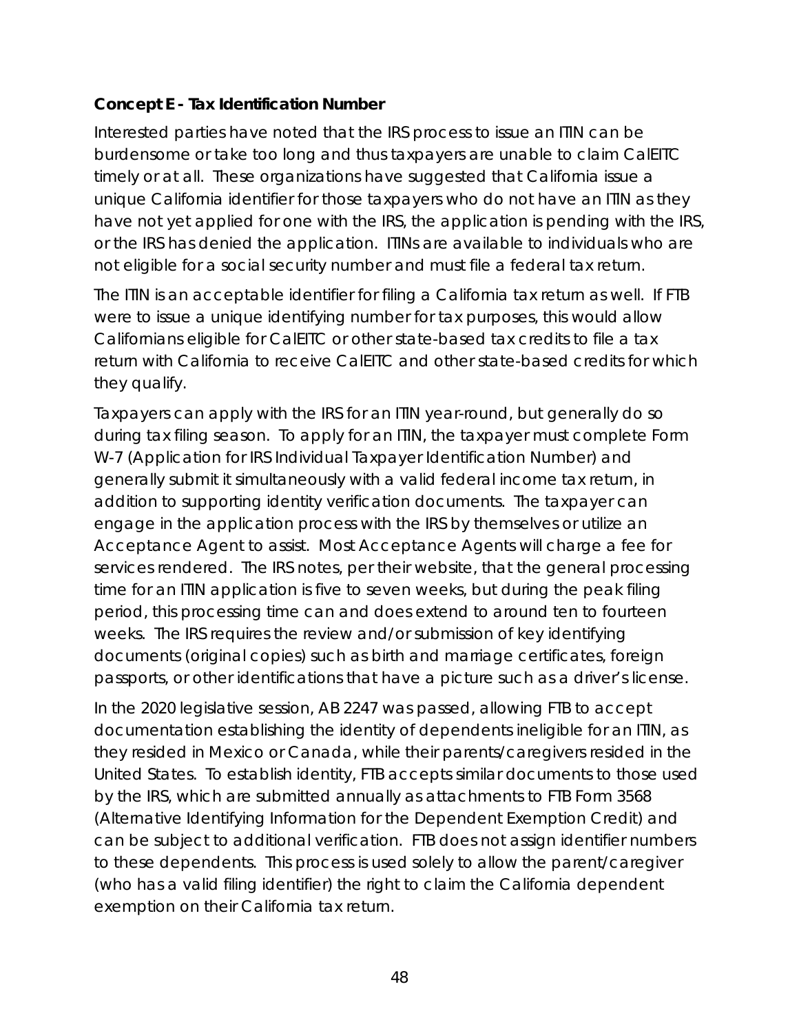**Concept E - Tax Identification Number**

Interested parties have noted that the IRS process to issue an ITIN can be burdensome or take too long and thus taxpayers are unable to claim CalEITC timely or at all. These organizations have suggested that California issue a unique California identifier for those taxpayers who do not have an ITIN as they have not yet applied for one with the IRS, the application is pending with the IRS, or the IRS has denied the application. ITINs are available to individuals who are not eligible for a social security number and must file a federal tax return.

The ITIN is an acceptable identifier for filing a California tax return as well. If FTB were to issue a unique identifying number for tax purposes, this would allow Californians eligible for CalEITC or other state-based tax credits to file a tax return with California to receive CalEITC and other state-based credits for which they qualify.

Taxpayers can apply with the IRS for an ITIN year-round, but generally do so during tax filing season. To apply for an ITIN, the taxpayer must complete Form W-7 (Application for IRS Individual Taxpayer Identification Number) and generally submit it simultaneously with a valid federal income tax return, in addition to supporting identity verification documents. The taxpayer can engage in the application process with the IRS by themselves or utilize an Acceptance Agent to assist. Most Acceptance Agents will charge a fee for services rendered. The IRS notes, per their website, that the general processing time for an ITIN application is five to seven weeks, but during the peak filing period, this processing time can and does extend to around ten to fourteen weeks. The IRS requires the review and/or submission of key identifying documents (original copies) such as birth and marriage certificates, foreign passports, or other identifications that have a picture such as a driver's license.

In the 2020 legislative session, AB 2247 was passed, allowing FTB to accept documentation establishing the identity of dependents ineligible for an ITIN, as they resided in Mexico or Canada, while their parents/caregivers resided in the United States. To establish identity, FTB accepts similar documents to those used by the IRS, which are submitted annually as attachments to FTB Form 3568 (Alternative Identifying Information for the Dependent Exemption Credit) and can be subject to additional verification. FTB does not assign identifier numbers to these dependents. This process is used solely to allow the parent/caregiver (who has a valid filing identifier) the right to claim the California dependent exemption on their California tax return.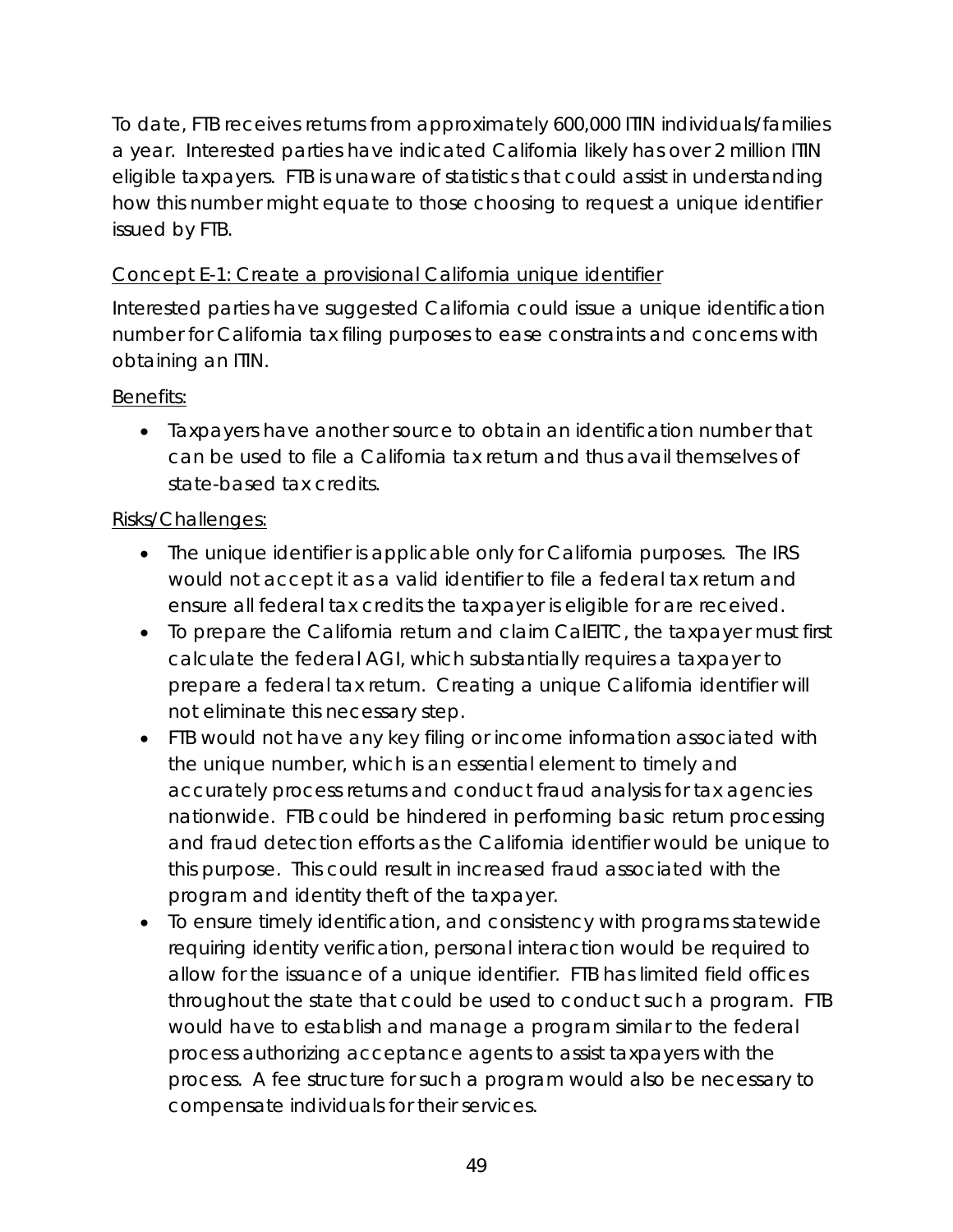To date, FTB receives returns from approximately 600,000 ITIN individuals/families a year. Interested parties have indicated California likely has over 2 million ITIN eligible taxpayers. FTB is unaware of statistics that could assist in understanding how this number might equate to those choosing to request a unique identifier issued by FTB.

<u>Concept E-1: Create a provisional California unique identifier</u>

Interested parties have suggested California could issue a unique identification number for California tax filing purposes to ease constraints and concerns with obtaining an ITIN.

<u>Benefits:</u>

- Taxpayers have another source to obtain an identification number that can be used to file a California tax return and thus avail themselves of state-based tax credits.

<u>Risks/Challenges:</u>

- The unique identifier is applicable only for California purposes. The IRS would not accept it as a valid identifier to file a federal tax return and ensure all federal tax credits the taxpayer is eligible for are received.
- To prepare the California return and claim CalEITC, the taxpayer must first calculate the federal AGI, which substantially requires a taxpayer to prepare a federal tax return. Creating a unique California identifier will not eliminate this necessary step.
- FTB would not have any key filing or income information associated with the unique number, which is an essential element to timely and accurately process returns and conduct fraud analysis for tax agencies nationwide. FTB could be hindered in performing basic return processing and fraud detection efforts as the California identifier would be unique to this purpose. This could result in increased fraud associated with the program and identity theft of the taxpayer.
- To ensure timely identification, and consistency with programs statewide requiring identity verification, personal interaction would be required to allow for the issuance of a unique identifier. FTB has limited field offices throughout the state that could be used to conduct such a program. FTB would have to establish and manage a program similar to the federal process authorizing acceptance agents to assist taxpayers with the process. A fee structure for such a program would also be necessary to compensate individuals for their services.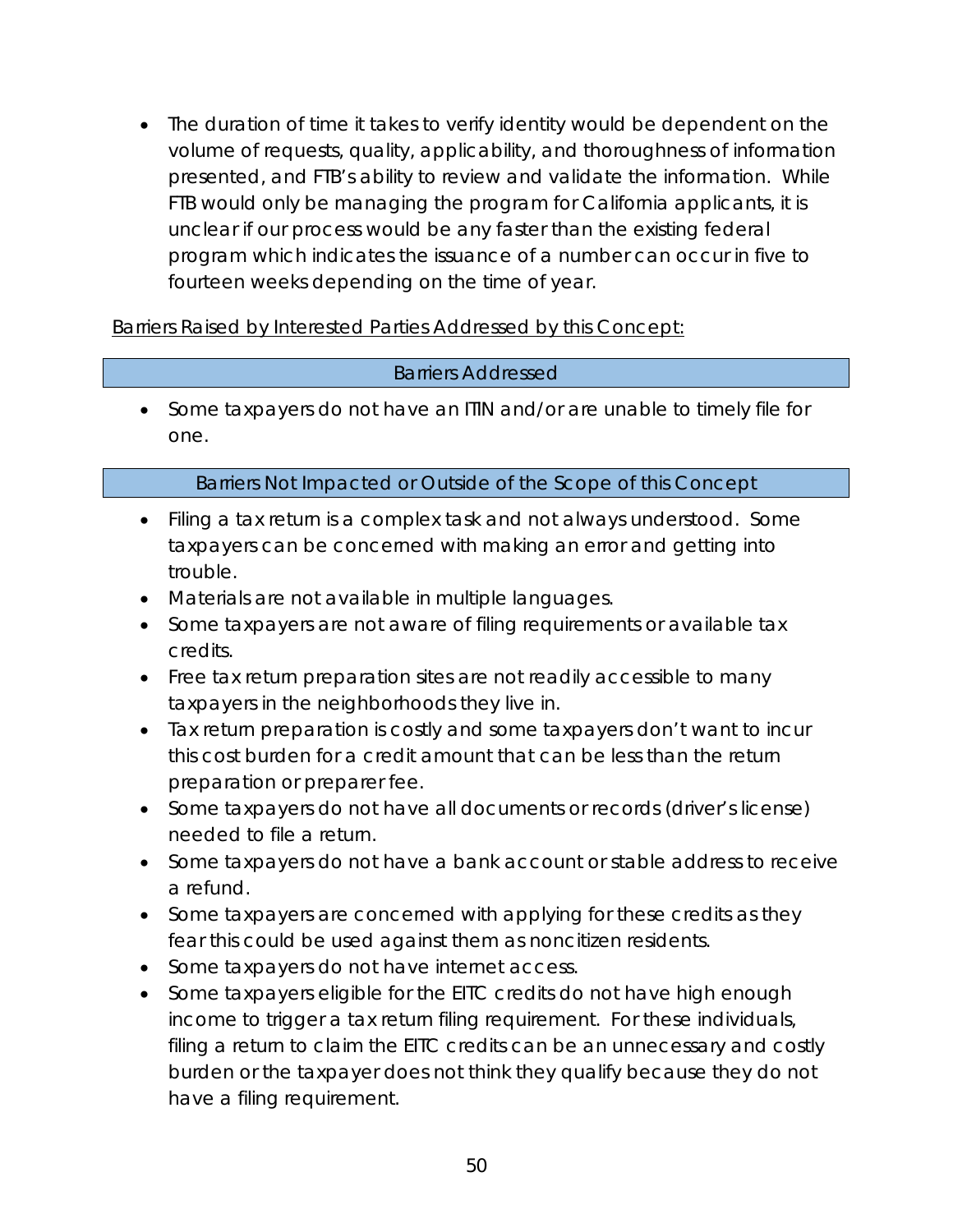- The duration of time it takes to verify identity would be dependent on the volume of requests, quality, applicability, and thoroughness of information presented, and FTB's ability to review and validate the information. While FTB would only be managing the program for California applicants, it is unclear if our process would be any faster than the existing federal program which indicates the issuance of a number can occur in five to fourteen weeks depending on the time of year.

Barriers Raised by Interested Parties Addressed by this Concept:

| Barriers Addressed |
|---|

- Some taxpayers do not have an ITIN and/or are unable to timely file for one.

| Barriers Not Impacted or Outside of the Scope of this Concept |
|---|

- Filing a tax return is a complex task and not always understood. Some taxpayers can be concerned with making an error and getting into trouble.
- Materials are not available in multiple languages.
- Some taxpayers are not aware of filing requirements or available tax credits.
- Free tax return preparation sites are not readily accessible to many taxpayers in the neighborhoods they live in.
- Tax return preparation is costly and some taxpayers don't want to incur this cost burden for a credit amount that can be less than the return preparation or preparer fee.
- Some taxpayers do not have all documents or records (driver's license) needed to file a return.
- Some taxpayers do not have a bank account or stable address to receive a refund.
- Some taxpayers are concerned with applying for these credits as they fear this could be used against them as noncitizen residents.
- Some taxpayers do not have internet access.
- Some taxpayers eligible for the EITC credits do not have high enough income to trigger a tax return filing requirement. For these individuals, filing a return to claim the EITC credits can be an unnecessary and costly burden or the taxpayer does not think they qualify because they do not have a filing requirement.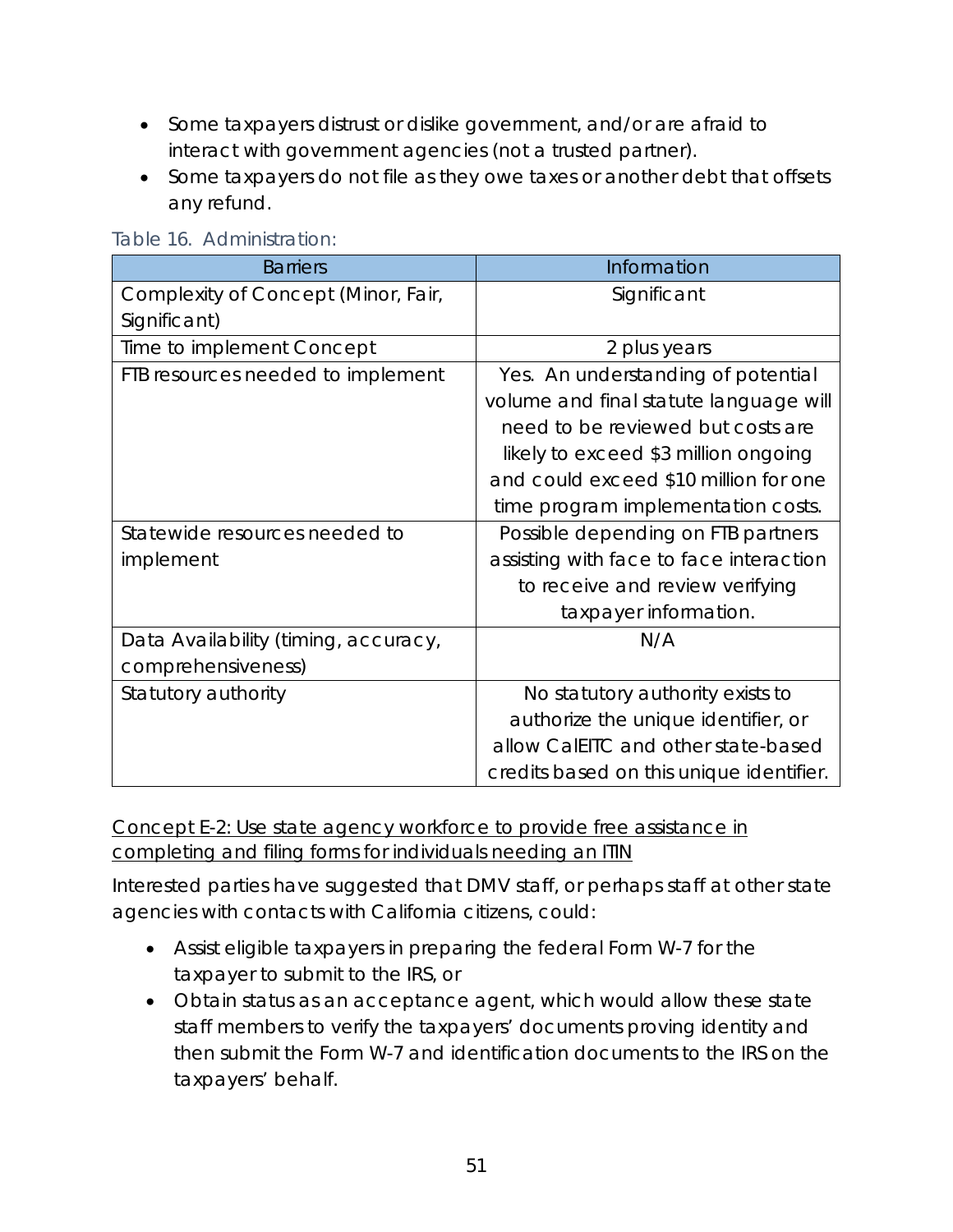- Some taxpayers distrust or dislike government, and/or are afraid to interact with government agencies (not a trusted partner).
- Some taxpayers do not file as they owe taxes or another debt that offsets any refund.

Table 16. Administration:

| Barriers | Information |
| --- | --- |
| Complexity of Concept (Minor, Fair, Significant) | Significant |
| Time to implement Concept | 2 plus years |
| FTB resources needed to implement | Yes. An understanding of potential volume and final statute language will need to be reviewed but costs are likely to exceed $3 million ongoing and could exceed $10 million for one time program implementation costs. |
| Statewide resources needed to implement | Possible depending on FTB partners assisting with face to face interaction to receive and review verifying taxpayer information. |
| Data Availability (timing, accuracy, comprehensiveness) | N/A |
| Statutory authority | No statutory authority exists to authorize the unique identifier, or allow CalEITC and other state-based credits based on this unique identifier. |

<u>Concept E-2: Use state agency workforce to provide free assistance in completing and filing forms for individuals needing an ITIN</u>

Interested parties have suggested that DMV staff, or perhaps staff at other state agencies with contacts with California citizens, could:

- Assist eligible taxpayers in preparing the federal Form W-7 for the taxpayer to submit to the IRS, or
- Obtain status as an acceptance agent, which would allow these state staff members to verify the taxpayers' documents proving identity and then submit the Form W-7 and identification documents to the IRS on the taxpayers' behalf.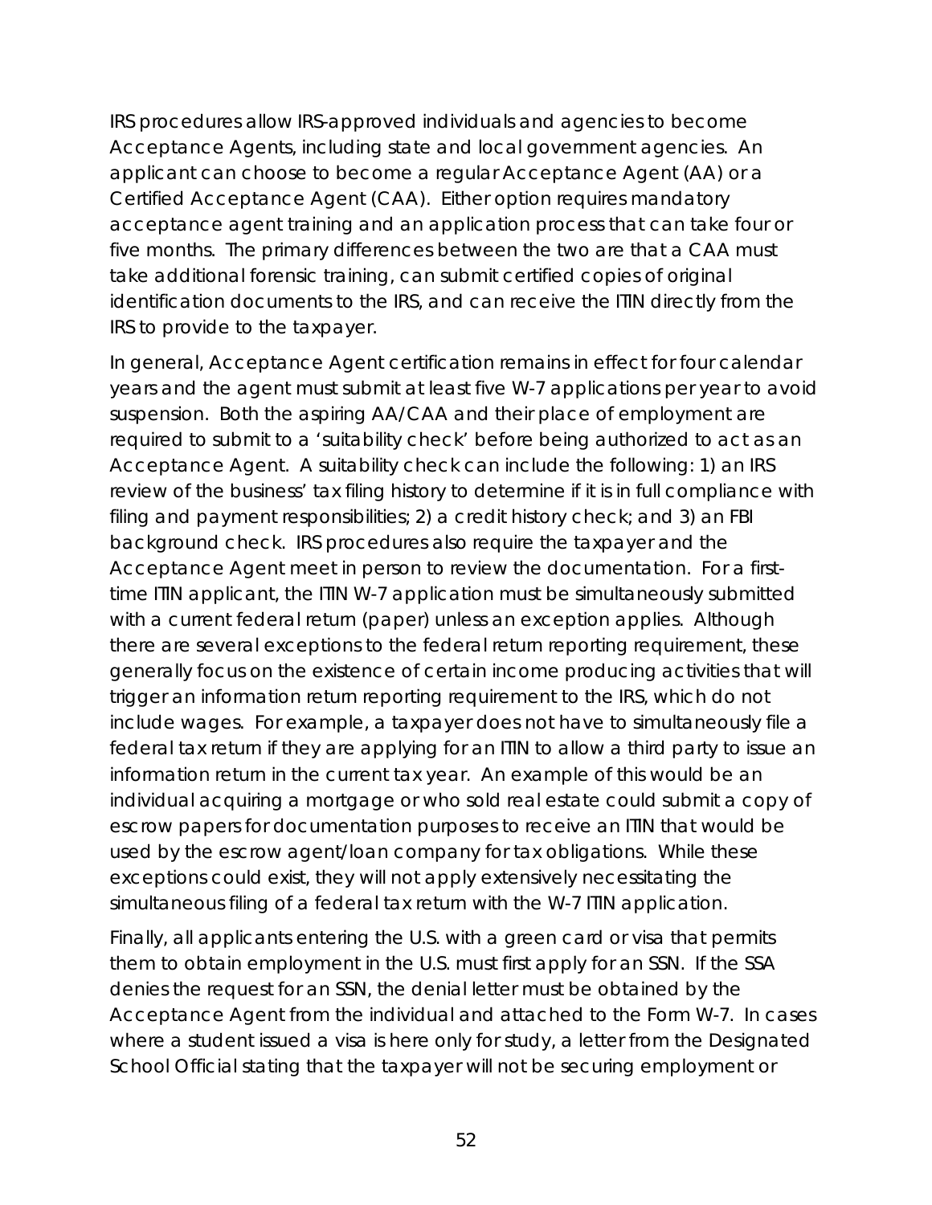IRS procedures allow IRS-approved individuals and agencies to become Acceptance Agents, including state and local government agencies. An applicant can choose to become a regular Acceptance Agent (AA) or a Certified Acceptance Agent (CAA). Either option requires mandatory acceptance agent training and an application process that can take four or five months. The primary differences between the two are that a CAA must take additional forensic training, can submit certified copies of original identification documents to the IRS, and can receive the ITIN directly from the IRS to provide to the taxpayer.

In general, Acceptance Agent certification remains in effect for four calendar years and the agent must submit at least five W-7 applications per year to avoid suspension. Both the aspiring AA/CAA and their place of employment are required to submit to a 'suitability check' before being authorized to act as an Acceptance Agent. A suitability check can include the following: 1) an IRS review of the business' tax filing history to determine if it is in full compliance with filing and payment responsibilities; 2) a credit history check; and 3) an FBI background check. IRS procedures also require the taxpayer and the Acceptance Agent meet in person to review the documentation. For a first-time ITIN applicant, the ITIN W-7 application must be simultaneously submitted with a current federal return (paper) unless an exception applies. Although there are several exceptions to the federal return reporting requirement, these generally focus on the existence of certain income producing activities that will trigger an information return reporting requirement to the IRS, which do not include wages. For example, a taxpayer does not have to simultaneously file a federal tax return if they are applying for an ITIN to allow a third party to issue an information return in the current tax year. An example of this would be an individual acquiring a mortgage or who sold real estate could submit a copy of escrow papers for documentation purposes to receive an ITIN that would be used by the escrow agent/loan company for tax obligations. While these exceptions could exist, they will not apply extensively necessitating the simultaneous filing of a federal tax return with the W-7 ITIN application.

Finally, all applicants entering the U.S. with a green card or visa that permits them to obtain employment in the U.S. must first apply for an SSN. If the SSA denies the request for an SSN, the denial letter must be obtained by the Acceptance Agent from the individual and attached to the Form W-7. In cases where a student issued a visa is here only for study, a letter from the Designated School Official stating that the taxpayer will not be securing employment or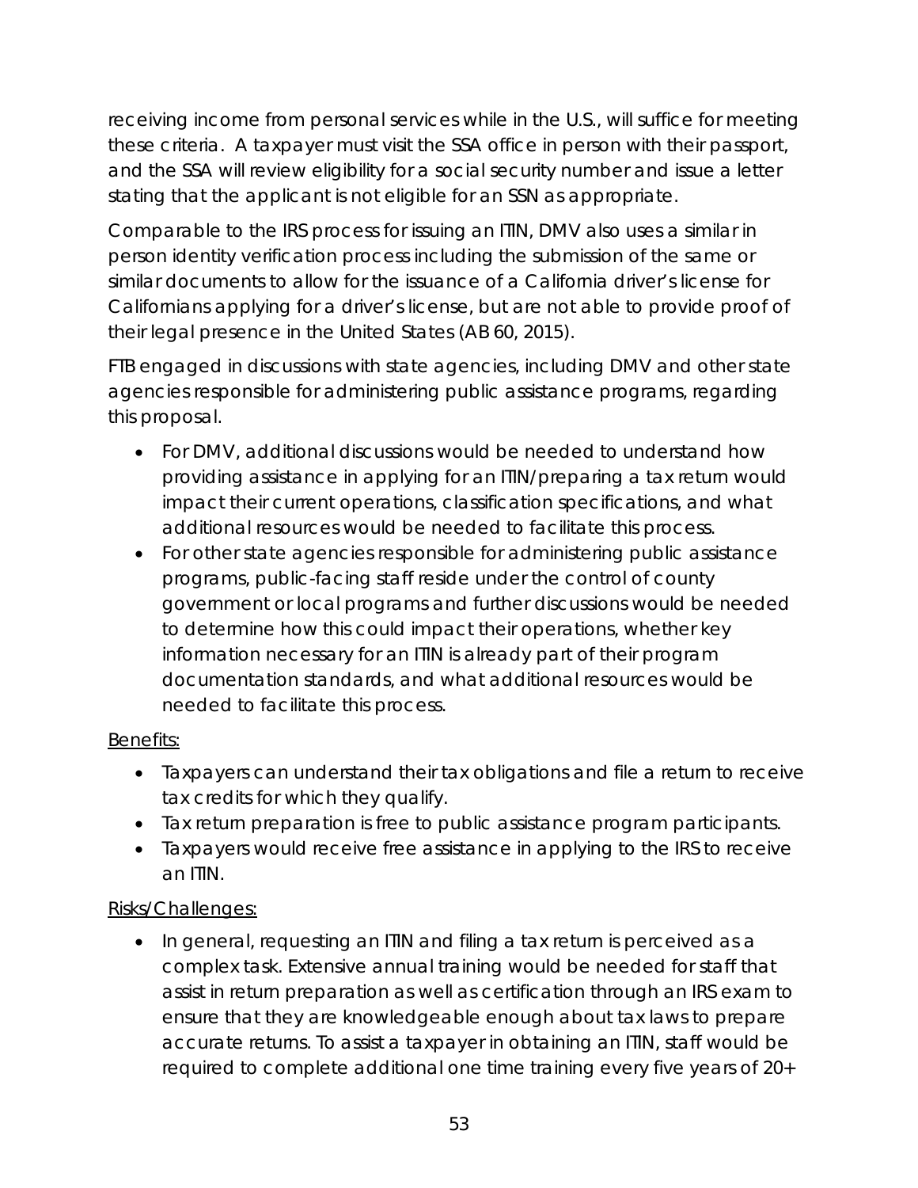receiving income from personal services while in the U.S., will suffice for meeting these criteria. A taxpayer must visit the SSA office in person with their passport, and the SSA will review eligibility for a social security number and issue a letter stating that the applicant is not eligible for an SSN as appropriate.

Comparable to the IRS process for issuing an ITIN, DMV also uses a similar in person identity verification process including the submission of the same or similar documents to allow for the issuance of a California driver's license for Californians applying for a driver's license, but are not able to provide proof of their legal presence in the United States (AB 60, 2015).

FTB engaged in discussions with state agencies, including DMV and other state agencies responsible for administering public assistance programs, regarding this proposal.

- For DMV, additional discussions would be needed to understand how providing assistance in applying for an ITIN/preparing a tax return would impact their current operations, classification specifications, and what additional resources would be needed to facilitate this process.
- For other state agencies responsible for administering public assistance programs, public-facing staff reside under the control of county government or local programs and further discussions would be needed to determine how this could impact their operations, whether key information necessary for an ITIN is already part of their program documentation standards, and what additional resources would be needed to facilitate this process.

<u>Benefits:</u>

- Taxpayers can understand their tax obligations and file a return to receive tax credits for which they qualify.
- Tax return preparation is free to public assistance program participants.
- Taxpayers would receive free assistance in applying to the IRS to receive an ITIN.

<u>Risks/Challenges:</u>

- In general, requesting an ITIN and filing a tax return is perceived as a complex task. Extensive annual training would be needed for staff that assist in return preparation as well as certification through an IRS exam to ensure that they are knowledgeable enough about tax laws to prepare accurate returns. To assist a taxpayer in obtaining an ITIN, staff would be required to complete additional one time training every five years of 20+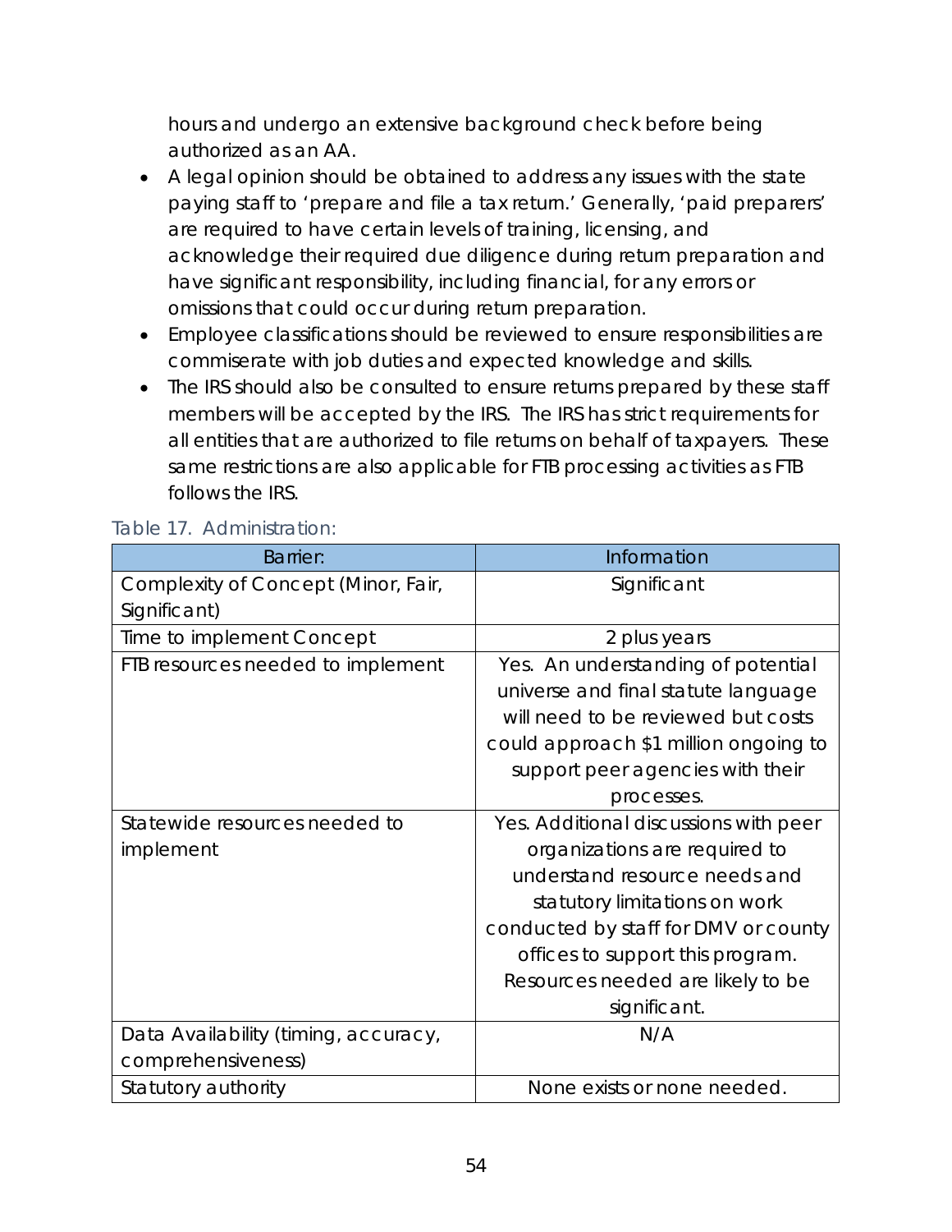hours and undergo an extensive background check before being authorized as an AA.

- A legal opinion should be obtained to address any issues with the state paying staff to 'prepare and file a tax return.' Generally, 'paid preparers' are required to have certain levels of training, licensing, and acknowledge their required due diligence during return preparation and have significant responsibility, including financial, for any errors or omissions that could occur during return preparation.
- Employee classifications should be reviewed to ensure responsibilities are commiserate with job duties and expected knowledge and skills.
- The IRS should also be consulted to ensure returns prepared by these staff members will be accepted by the IRS. The IRS has strict requirements for all entities that are authorized to file returns on behalf of taxpayers. These same restrictions are also applicable for FTB processing activities as FTB follows the IRS.

Table 17. Administration:

| Barrier: | Information |
| --- | --- |
| Complexity of Concept (Minor, Fair, Significant) | Significant |
| Time to implement Concept | 2 plus years |
| FTB resources needed to implement | Yes. An understanding of potential universe and final statute language will need to be reviewed but costs could approach $1 million ongoing to support peer agencies with their processes. |
| Statewide resources needed to implement | Yes. Additional discussions with peer organizations are required to understand resource needs and statutory limitations on work conducted by staff for DMV or county offices to support this program. Resources needed are likely to be significant. |
| Data Availability (timing, accuracy, comprehensiveness) | N/A |
| Statutory authority | None exists or none needed. |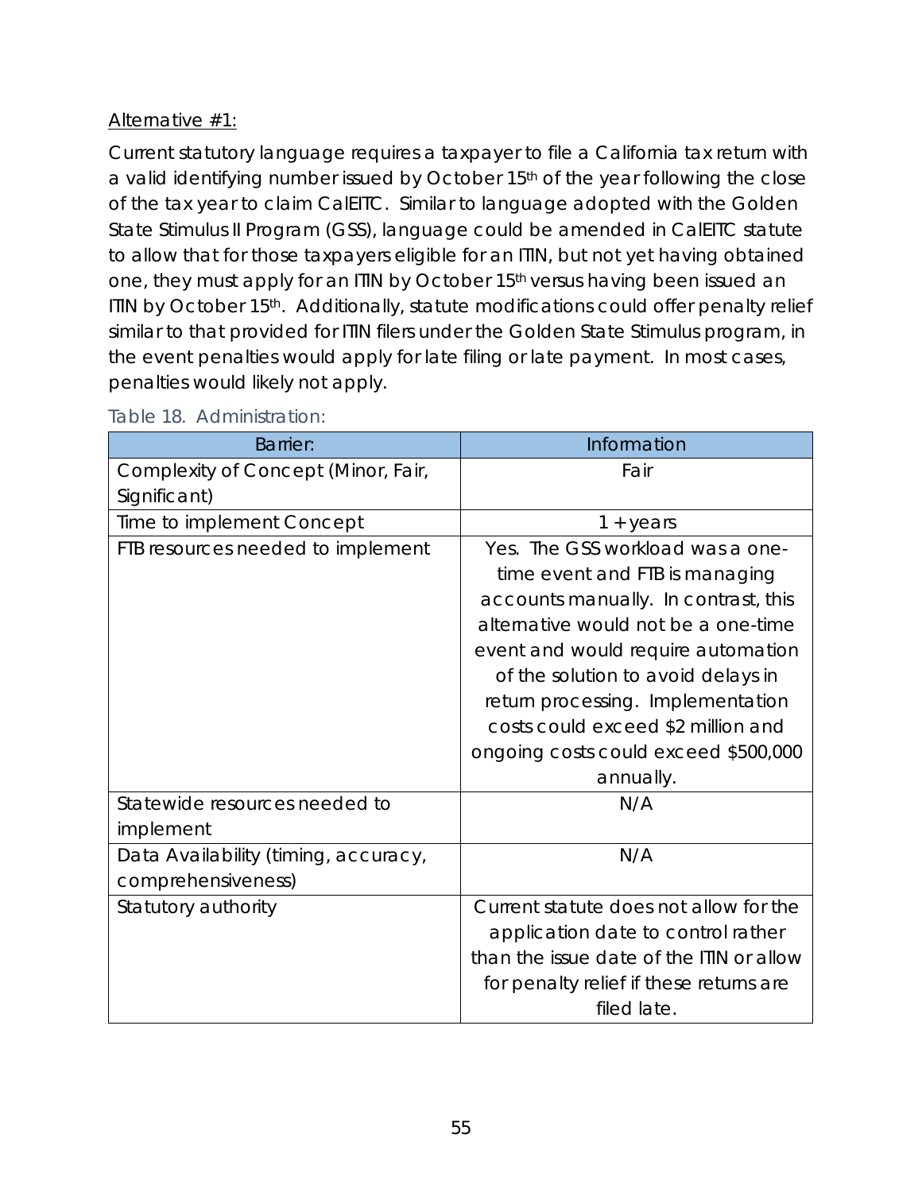Alternative #1:

Current statutory language requires a taxpayer to file a California tax return with a valid identifying number issued by October 15th of the year following the close of the tax year to claim CalEITC. Similar to language adopted with the Golden State Stimulus II Program (GSS), language could be amended in CalEITC statute to allow that for those taxpayers eligible for an ITIN, but not yet having obtained one, they must apply for an ITIN by October 15th versus having been issued an ITIN by October 15th. Additionally, statute modifications could offer penalty relief similar to that provided for ITIN filers under the Golden State Stimulus program, in the event penalties would apply for late filing or late payment. In most cases, penalties would likely not apply.

Table 18. Administration:

| Barrier: | Information |
|---|---|
| Complexity of Concept (Minor, Fair, Significant) | Fair |
| Time to implement Concept | 1 + years |
| FTB resources needed to implement | Yes. The GSS workload was a one-time event and FTB is managing accounts manually. In contrast, this alternative would not be a one-time event and would require automation of the solution to avoid delays in return processing. Implementation costs could exceed $2 million and ongoing costs could exceed $500,000 annually. |
| Statewide resources needed to implement | N/A |
| Data Availability (timing, accuracy, comprehensiveness) | N/A |
| Statutory authority | Current statute does not allow for the application date to control rather than the issue date of the ITIN or allow for penalty relief if these returns are filed late. |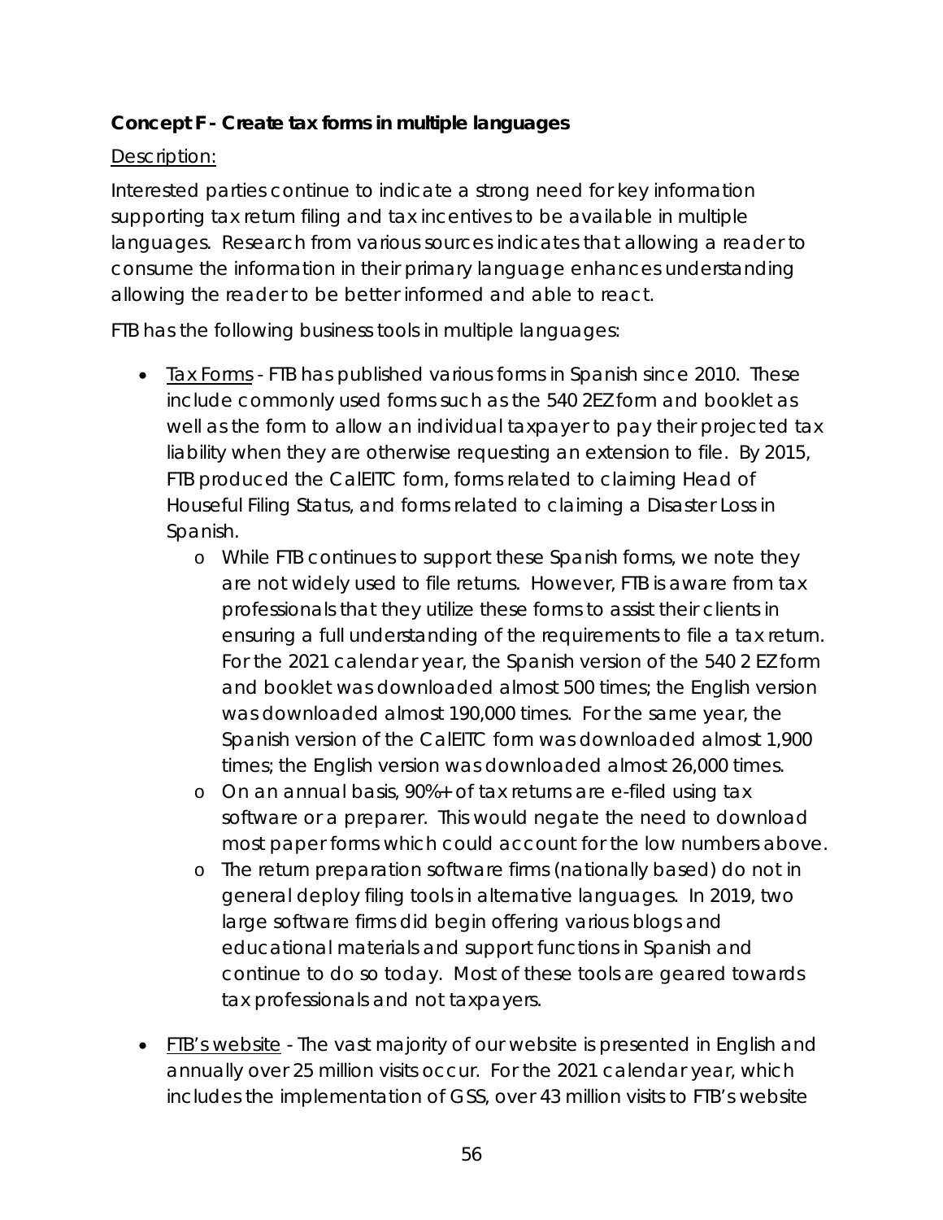**Concept F - Create tax forms in multiple languages**

Description:

Interested parties continue to indicate a strong need for key information supporting tax return filing and tax incentives to be available in multiple languages. Research from various sources indicates that allowing a reader to consume the information in their primary language enhances understanding allowing the reader to be better informed and able to react.

FTB has the following business tools in multiple languages:

- Tax Forms - FTB has published various forms in Spanish since 2010. These include commonly used forms such as the 540 2EZ form and booklet as well as the form to allow an individual taxpayer to pay their projected tax liability when they are otherwise requesting an extension to file. By 2015, FTB produced the CalEITC form, forms related to claiming Head of Houseful Filing Status, and forms related to claiming a Disaster Loss in Spanish.
  - While FTB continues to support these Spanish forms, we note they are not widely used to file returns. However, FTB is aware from tax professionals that they utilize these forms to assist their clients in ensuring a full understanding of the requirements to file a tax return. For the 2021 calendar year, the Spanish version of the 540 2 EZ form and booklet was downloaded almost 500 times; the English version was downloaded almost 190,000 times. For the same year, the Spanish version of the CalEITC form was downloaded almost 1,900 times; the English version was downloaded almost 26,000 times.
  - On an annual basis, 90%+ of tax returns are e-filed using tax software or a preparer. This would negate the need to download most paper forms which could account for the low numbers above.
  - The return preparation software firms (nationally based) do not in general deploy filing tools in alternative languages. In 2019, two large software firms did begin offering various blogs and educational materials and support functions in Spanish and continue to do so today. Most of these tools are geared towards tax professionals and not taxpayers.
- FTB's website - The vast majority of our website is presented in English and annually over 25 million visits occur. For the 2021 calendar year, which includes the implementation of GSS, over 43 million visits to FTB's website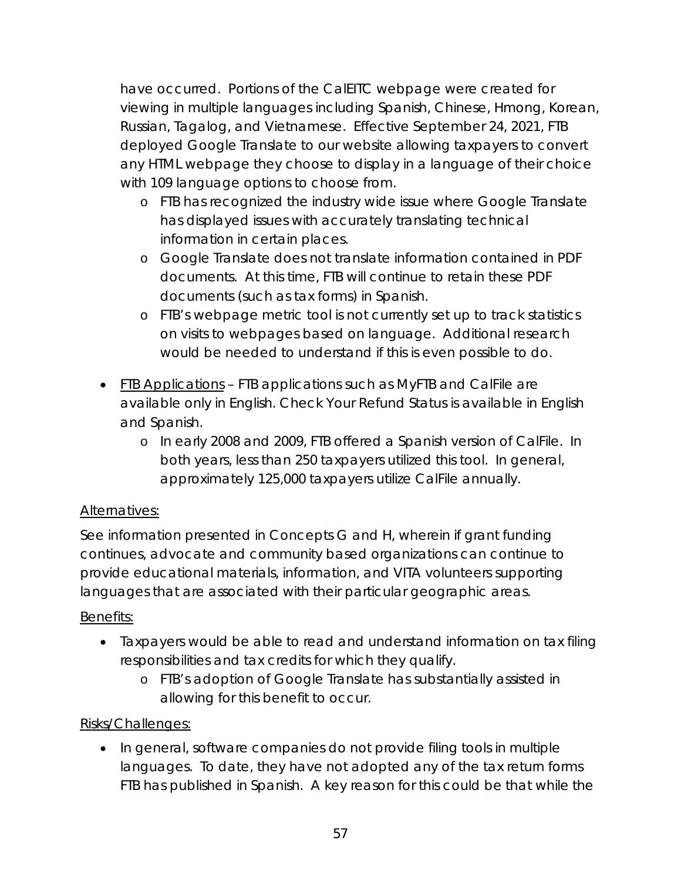have occurred. Portions of the CalEITC webpage were created for viewing in multiple languages including Spanish, Chinese, Hmong, Korean, Russian, Tagalog, and Vietnamese. Effective September 24, 2021, FTB deployed Google Translate to our website allowing taxpayers to convert any HTML webpage they choose to display in a language of their choice with 109 language options to choose from.

  - FTB has recognized the industry wide issue where Google Translate has displayed issues with accurately translating technical information in certain places.
  - Google Translate does not translate information contained in PDF documents. At this time, FTB will continue to retain these PDF documents (such as tax forms) in Spanish.
  - FTB's webpage metric tool is not currently set up to track statistics on visits to webpages based on language. Additional research would be needed to understand if this is even possible to do.

- <u>FTB Applications</u> – FTB applications such as MyFTB and CalFile are available only in English. Check Your Refund Status is available in English and Spanish.
  - In early 2008 and 2009, FTB offered a Spanish version of CalFile. In both years, less than 250 taxpayers utilized this tool. In general, approximately 125,000 taxpayers utilize CalFile annually.

<u>Alternatives:</u>

See information presented in Concepts G and H, wherein if grant funding continues, advocate and community based organizations can continue to provide educational materials, information, and VITA volunteers supporting languages that are associated with their particular geographic areas.

<u>Benefits:</u>

- Taxpayers would be able to read and understand information on tax filing responsibilities and tax credits for which they qualify.
  - FTB's adoption of Google Translate has substantially assisted in allowing for this benefit to occur.

<u>Risks/Challenges:</u>

- In general, software companies do not provide filing tools in multiple languages. To date, they have not adopted any of the tax return forms FTB has published in Spanish. A key reason for this could be that while the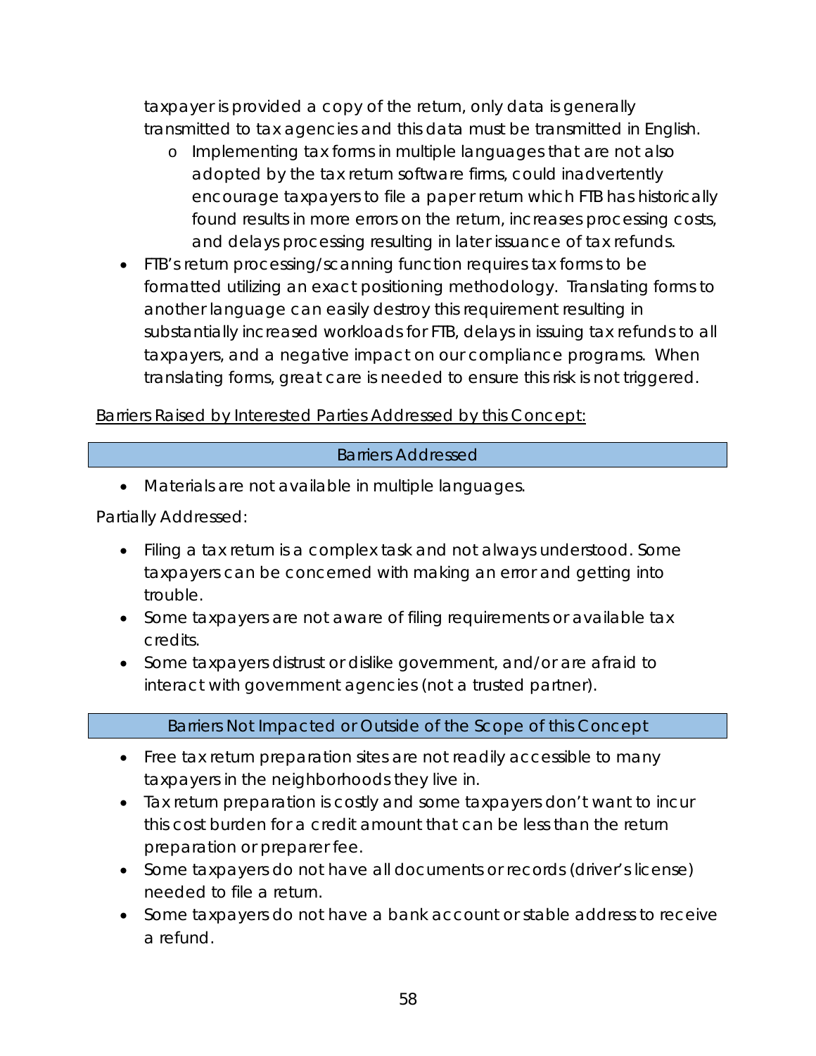taxpayer is provided a copy of the return, only data is generally transmitted to tax agencies and this data must be transmitted in English.

   - Implementing tax forms in multiple languages that are not also adopted by the tax return software firms, could inadvertently encourage taxpayers to file a paper return which FTB has historically found results in more errors on the return, increases processing costs, and delays processing resulting in later issuance of tax refunds.

- FTB's return processing/scanning function requires tax forms to be formatted utilizing an exact positioning methodology. Translating forms to another language can easily destroy this requirement resulting in substantially increased workloads for FTB, delays in issuing tax refunds to all taxpayers, and a negative impact on our compliance programs. When translating forms, great care is needed to ensure this risk is not triggered.

<u>Barriers Raised by Interested Parties Addressed by this Concept:</u>

| Barriers Addressed |
| --- |

- Materials are not available in multiple languages.

Partially Addressed:

- Filing a tax return is a complex task and not always understood. Some taxpayers can be concerned with making an error and getting into trouble.
- Some taxpayers are not aware of filing requirements or available tax credits.
- Some taxpayers distrust or dislike government, and/or are afraid to interact with government agencies (not a trusted partner).

| Barriers Not Impacted or Outside of the Scope of this Concept |
| --- |

- Free tax return preparation sites are not readily accessible to many taxpayers in the neighborhoods they live in.
- Tax return preparation is costly and some taxpayers don't want to incur this cost burden for a credit amount that can be less than the return preparation or preparer fee.
- Some taxpayers do not have all documents or records (driver's license) needed to file a return.
- Some taxpayers do not have a bank account or stable address to receive a refund.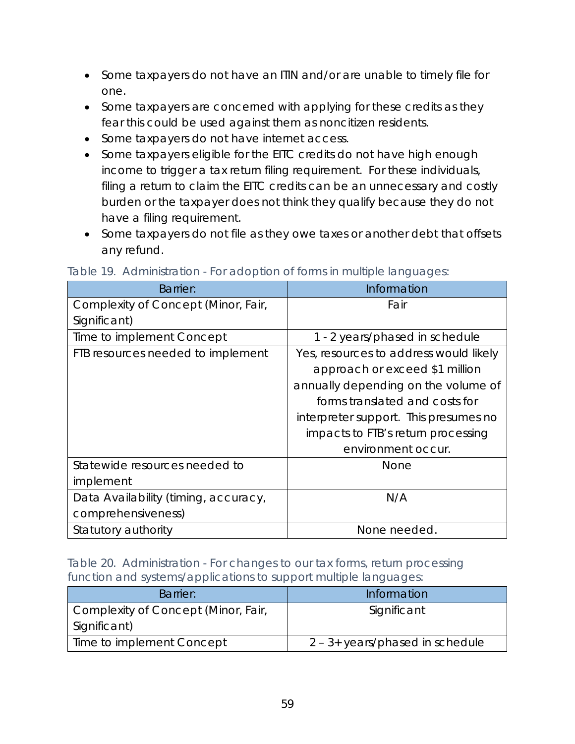- Some taxpayers do not have an ITIN and/or are unable to timely file for one.
- Some taxpayers are concerned with applying for these credits as they fear this could be used against them as noncitizen residents.
- Some taxpayers do not have internet access.
- Some taxpayers eligible for the EITC credits do not have high enough income to trigger a tax return filing requirement. For these individuals, filing a return to claim the EITC credits can be an unnecessary and costly burden or the taxpayer does not think they qualify because they do not have a filing requirement.
- Some taxpayers do not file as they owe taxes or another debt that offsets any refund.

Table 19. Administration - For adoption of forms in multiple languages:

| Barrier: | Information |
|---|---|
| Complexity of Concept (Minor, Fair, Significant) | Fair |
| Time to implement Concept | 1 - 2 years/phased in schedule |
| FTB resources needed to implement | Yes, resources to address would likely approach or exceed $1 million annually depending on the volume of forms translated and costs for interpreter support. This presumes no impacts to FTB's return processing environment occur. |
| Statewide resources needed to implement | None |
| Data Availability (timing, accuracy, comprehensiveness) | N/A |
| Statutory authority | None needed. |

Table 20. Administration - For changes to our tax forms, return processing function and systems/applications to support multiple languages:

| Barrier: | Information |
|---|---|
| Complexity of Concept (Minor, Fair, Significant) | Significant |
| Time to implement Concept | 2 – 3+ years/phased in schedule |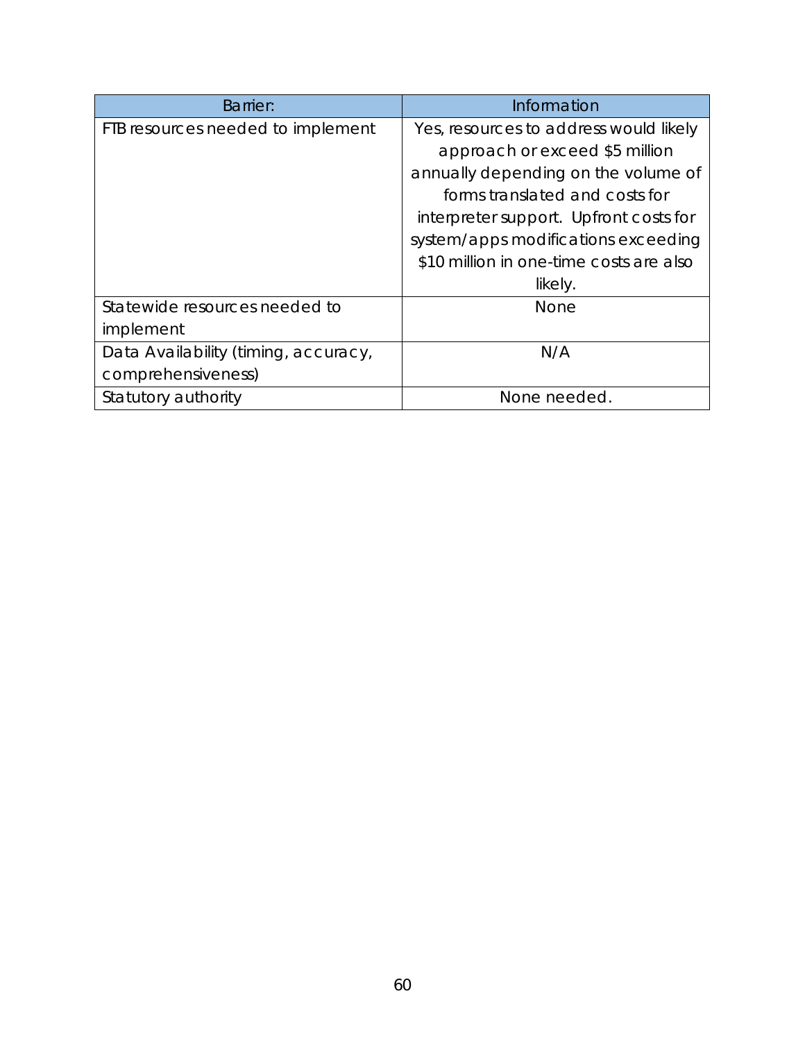| Barrier: | Information |
| --- | --- |
| FTB resources needed to implement | Yes, resources to address would likely approach or exceed $5 million annually depending on the volume of forms translated and costs for interpreter support. Upfront costs for system/apps modifications exceeding $10 million in one-time costs are also likely. |
| Statewide resources needed to implement | None |
| Data Availability (timing, accuracy, comprehensiveness) | N/A |
| Statutory authority | None needed. |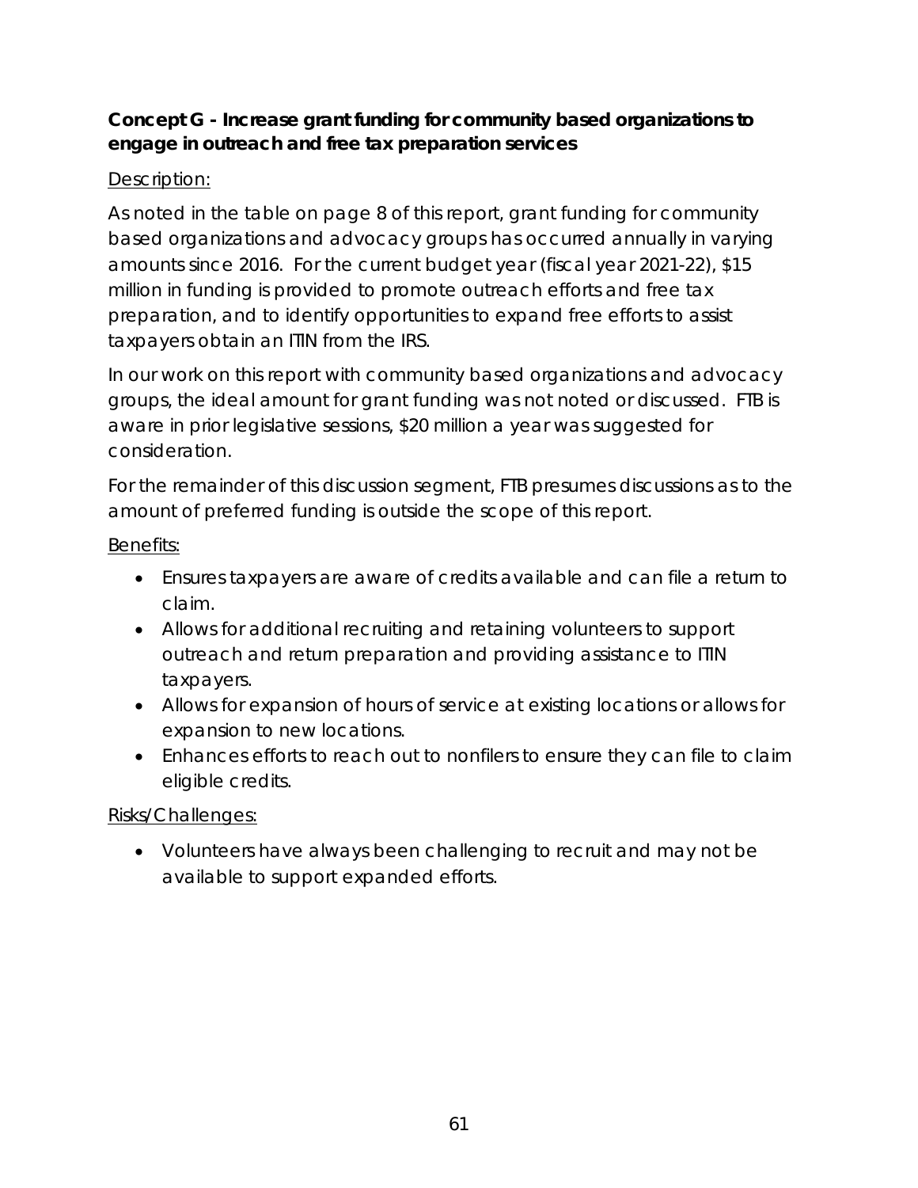**Concept G - Increase grant funding for community based organizations to engage in outreach and free tax preparation services**

Description:

As noted in the table on page 8 of this report, grant funding for community based organizations and advocacy groups has occurred annually in varying amounts since 2016. For the current budget year (fiscal year 2021-22), $15 million in funding is provided to promote outreach efforts and free tax preparation, and to identify opportunities to expand free efforts to assist taxpayers obtain an ITIN from the IRS.

In our work on this report with community based organizations and advocacy groups, the ideal amount for grant funding was not noted or discussed. FTB is aware in prior legislative sessions, $20 million a year was suggested for consideration.

For the remainder of this discussion segment, FTB presumes discussions as to the amount of preferred funding is outside the scope of this report.

Benefits:

- Ensures taxpayers are aware of credits available and can file a return to claim.
- Allows for additional recruiting and retaining volunteers to support outreach and return preparation and providing assistance to ITIN taxpayers.
- Allows for expansion of hours of service at existing locations or allows for expansion to new locations.
- Enhances efforts to reach out to nonfilers to ensure they can file to claim eligible credits.

Risks/Challenges:

- Volunteers have always been challenging to recruit and may not be available to support expanded efforts.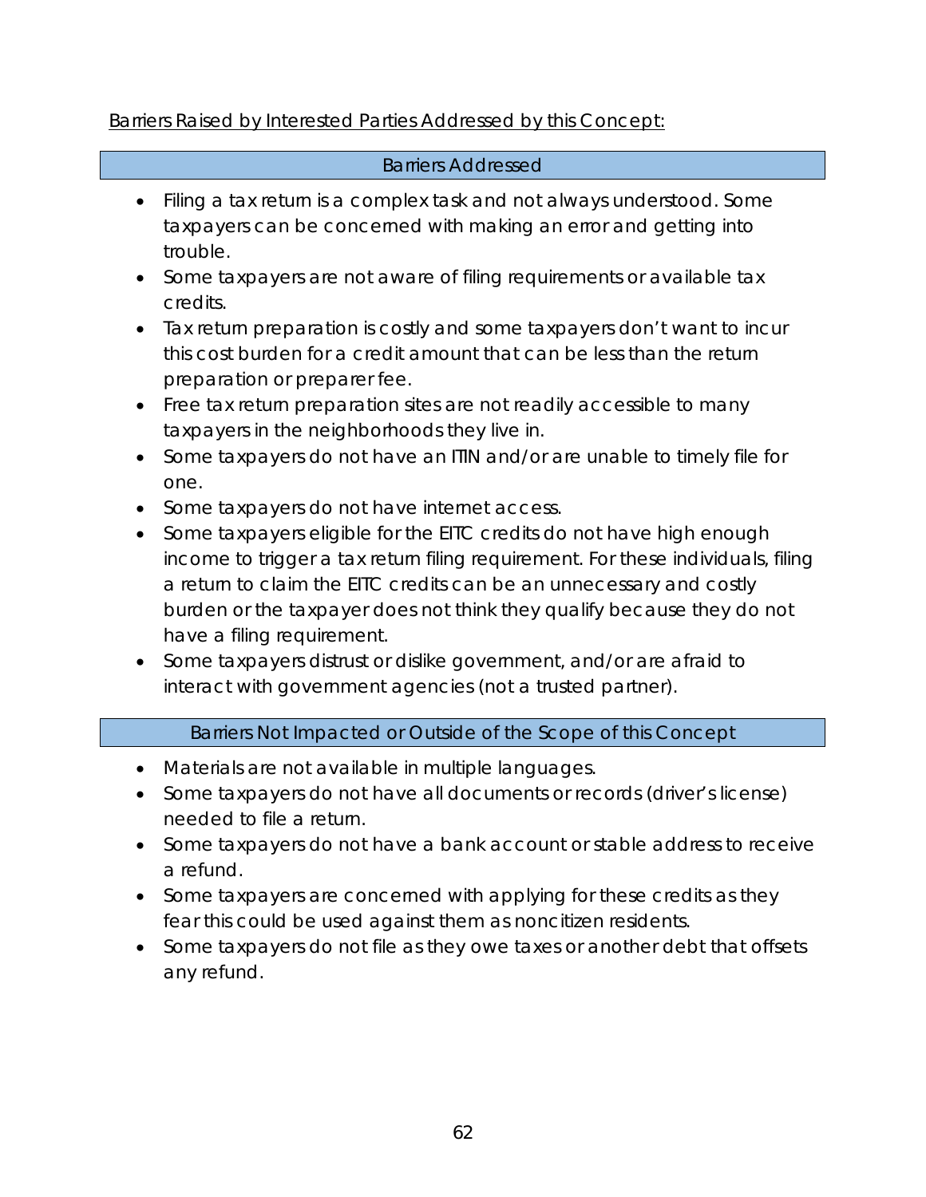Barriers Raised by Interested Parties Addressed by this Concept:

| Barriers Addressed |
| --- |

- Filing a tax return is a complex task and not always understood. Some taxpayers can be concerned with making an error and getting into trouble.
- Some taxpayers are not aware of filing requirements or available tax credits.
- Tax return preparation is costly and some taxpayers don't want to incur this cost burden for a credit amount that can be less than the return preparation or preparer fee.
- Free tax return preparation sites are not readily accessible to many taxpayers in the neighborhoods they live in.
- Some taxpayers do not have an ITIN and/or are unable to timely file for one.
- Some taxpayers do not have internet access.
- Some taxpayers eligible for the EITC credits do not have high enough income to trigger a tax return filing requirement. For these individuals, filing a return to claim the EITC credits can be an unnecessary and costly burden or the taxpayer does not think they qualify because they do not have a filing requirement.
- Some taxpayers distrust or dislike government, and/or are afraid to interact with government agencies (not a trusted partner).

| Barriers Not Impacted or Outside of the Scope of this Concept |
| --- |

- Materials are not available in multiple languages.
- Some taxpayers do not have all documents or records (driver's license) needed to file a return.
- Some taxpayers do not have a bank account or stable address to receive a refund.
- Some taxpayers are concerned with applying for these credits as they fear this could be used against them as noncitizen residents.
- Some taxpayers do not file as they owe taxes or another debt that offsets any refund.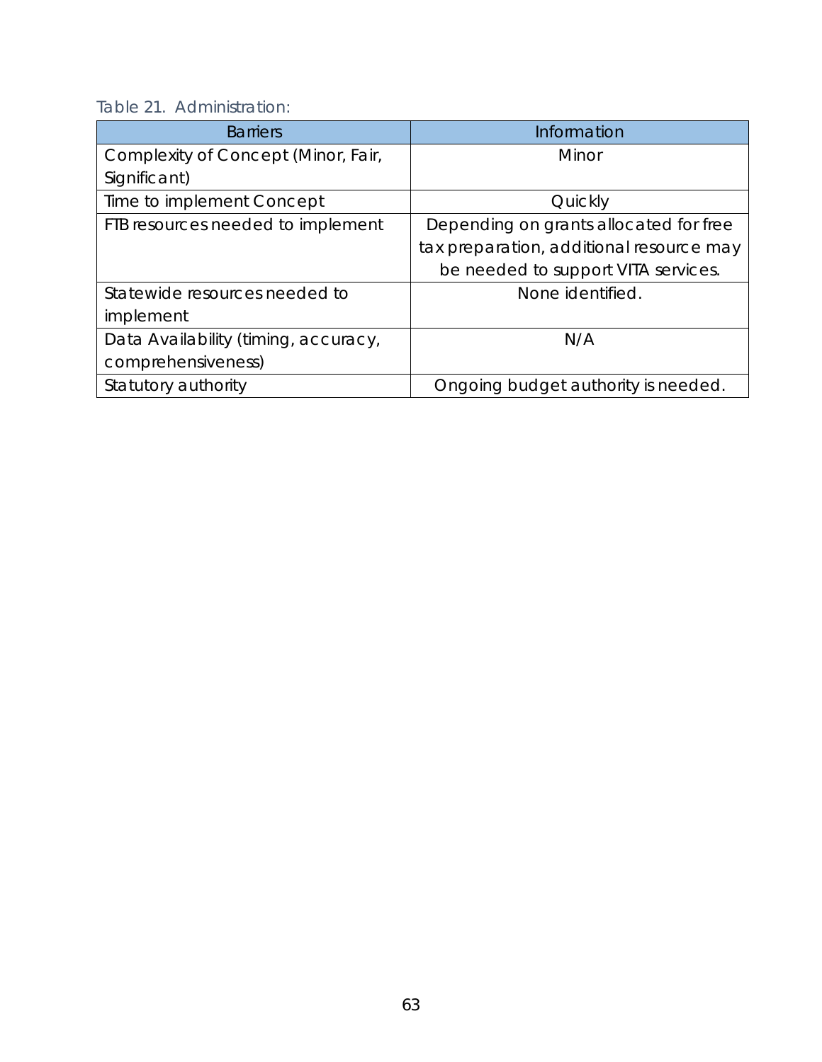Table 21. Administration:

| Barriers | Information |
|---|---|
| Complexity of Concept (Minor, Fair, Significant) | Minor |
| Time to implement Concept | Quickly |
| FTB resources needed to implement | Depending on grants allocated for free tax preparation, additional resource may be needed to support VITA services. |
| Statewide resources needed to implement | None identified. |
| Data Availability (timing, accuracy, comprehensiveness) | N/A |
| Statutory authority | Ongoing budget authority is needed. |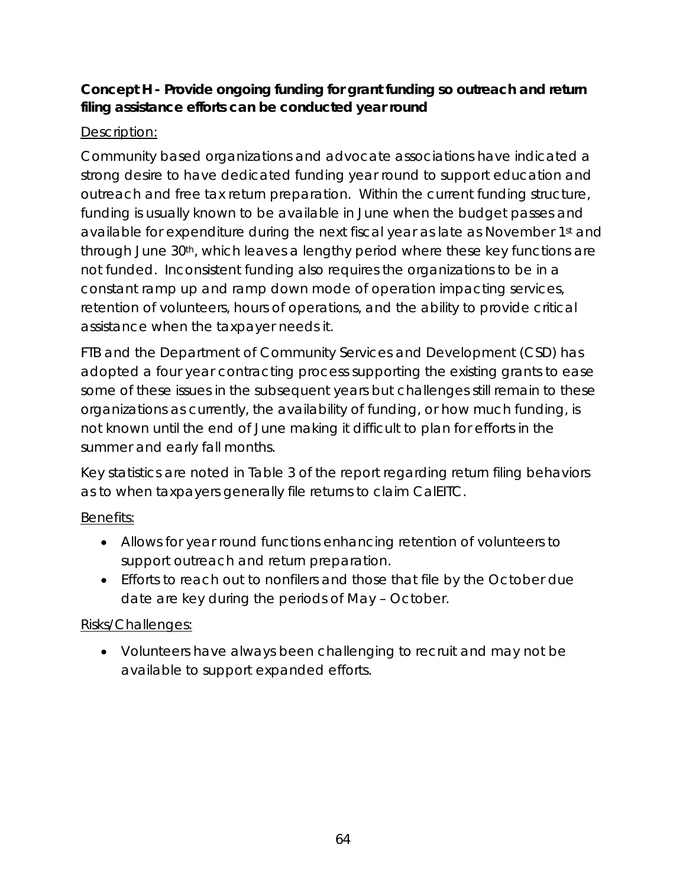**Concept H - Provide ongoing funding for grant funding so outreach and return filing assistance efforts can be conducted year round**

Description:

Community based organizations and advocate associations have indicated a strong desire to have dedicated funding year round to support education and outreach and free tax return preparation. Within the current funding structure, funding is usually known to be available in June when the budget passes and available for expenditure during the next fiscal year as late as November 1st and through June 30th, which leaves a lengthy period where these key functions are not funded. Inconsistent funding also requires the organizations to be in a constant ramp up and ramp down mode of operation impacting services, retention of volunteers, hours of operations, and the ability to provide critical assistance when the taxpayer needs it.

FTB and the Department of Community Services and Development (CSD) has adopted a four year contracting process supporting the existing grants to ease some of these issues in the subsequent years but challenges still remain to these organizations as currently, the availability of funding, or how much funding, is not known until the end of June making it difficult to plan for efforts in the summer and early fall months.

Key statistics are noted in Table 3 of the report regarding return filing behaviors as to when taxpayers generally file returns to claim CalEITC.

Benefits:

- Allows for year round functions enhancing retention of volunteers to support outreach and return preparation.
- Efforts to reach out to nonfilers and those that file by the October due date are key during the periods of May – October.

Risks/Challenges:

- Volunteers have always been challenging to recruit and may not be available to support expanded efforts.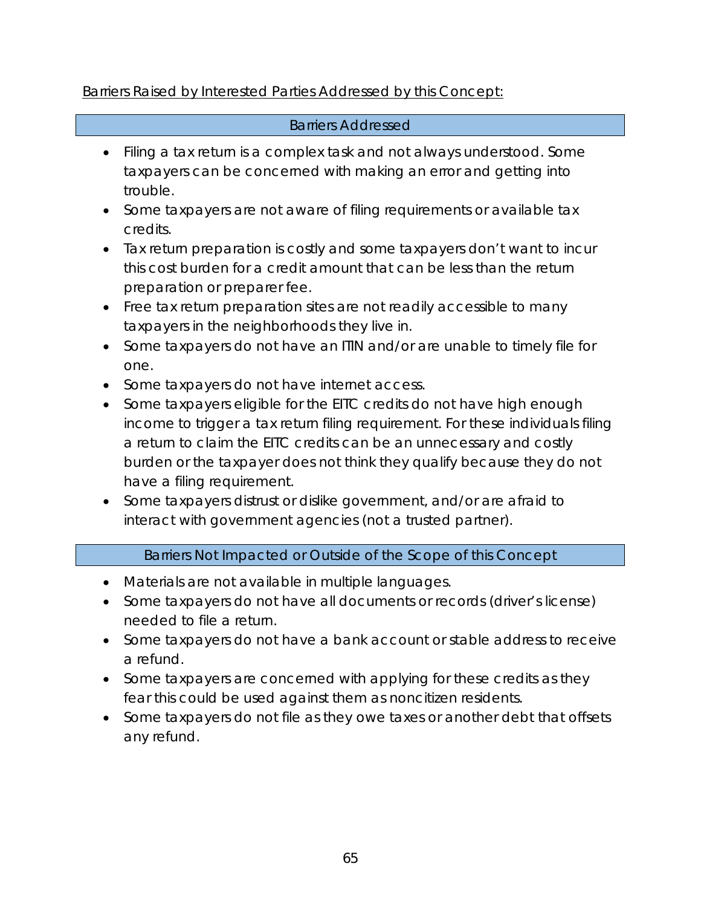Barriers Raised by Interested Parties Addressed by this Concept:

| Barriers Addressed |
| --- |

- Filing a tax return is a complex task and not always understood. Some taxpayers can be concerned with making an error and getting into trouble.
- Some taxpayers are not aware of filing requirements or available tax credits.
- Tax return preparation is costly and some taxpayers don't want to incur this cost burden for a credit amount that can be less than the return preparation or preparer fee.
- Free tax return preparation sites are not readily accessible to many taxpayers in the neighborhoods they live in.
- Some taxpayers do not have an ITIN and/or are unable to timely file for one.
- Some taxpayers do not have internet access.
- Some taxpayers eligible for the EITC credits do not have high enough income to trigger a tax return filing requirement. For these individuals filing a return to claim the EITC credits can be an unnecessary and costly burden or the taxpayer does not think they qualify because they do not have a filing requirement.
- Some taxpayers distrust or dislike government, and/or are afraid to interact with government agencies (not a trusted partner).

| Barriers Not Impacted or Outside of the Scope of this Concept |
| --- |

- Materials are not available in multiple languages.
- Some taxpayers do not have all documents or records (driver's license) needed to file a return.
- Some taxpayers do not have a bank account or stable address to receive a refund.
- Some taxpayers are concerned with applying for these credits as they fear this could be used against them as noncitizen residents.
- Some taxpayers do not file as they owe taxes or another debt that offsets any refund.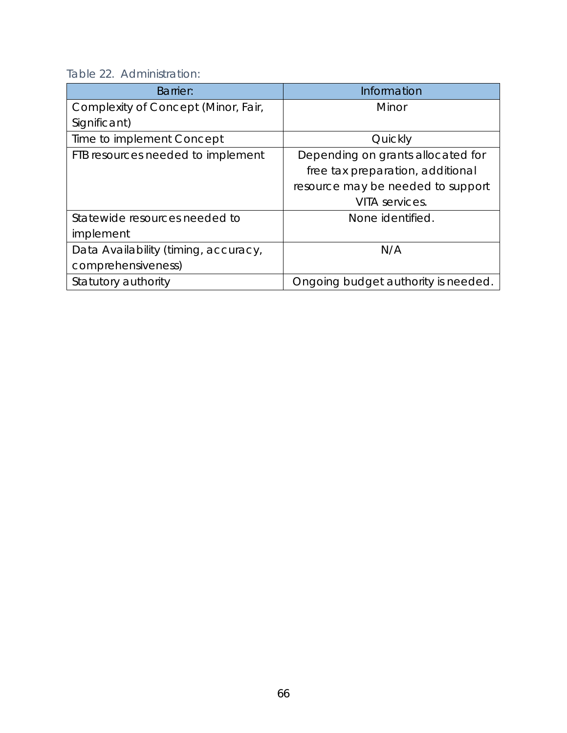Table 22. Administration:

| Barrier: | Information |
| --- | --- |
| Complexity of Concept (Minor, Fair, Significant) | Minor |
| Time to implement Concept | Quickly |
| FTB resources needed to implement | Depending on grants allocated for free tax preparation, additional resource may be needed to support VITA services. |
| Statewide resources needed to implement | None identified. |
| Data Availability (timing, accuracy, comprehensiveness) | N/A |
| Statutory authority | Ongoing budget authority is needed. |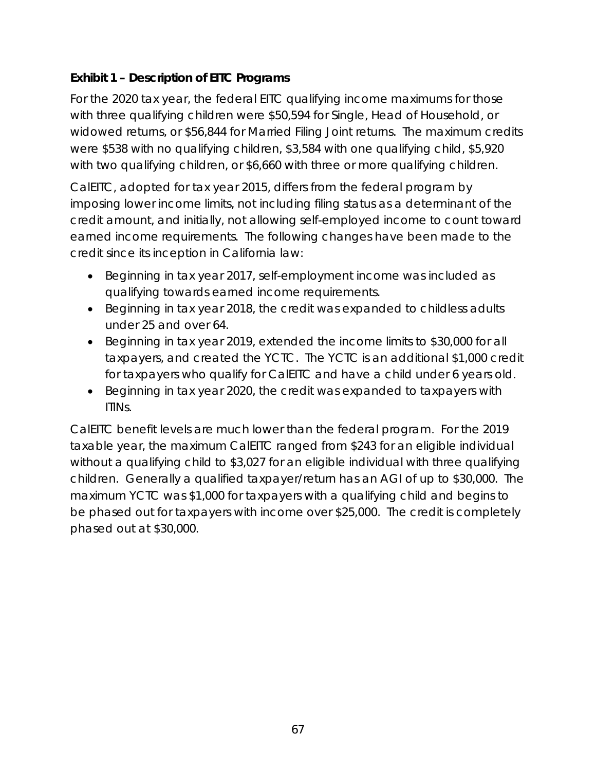**Exhibit 1 – Description of EITC Programs**

For the 2020 tax year, the federal EITC qualifying income maximums for those with three qualifying children were $50,594 for Single, Head of Household, or widowed returns, or $56,844 for Married Filing Joint returns. The maximum credits were $538 with no qualifying children, $3,584 with one qualifying child, $5,920 with two qualifying children, or $6,660 with three or more qualifying children.

CalEITC, adopted for tax year 2015, differs from the federal program by imposing lower income limits, not including filing status as a determinant of the credit amount, and initially, not allowing self-employed income to count toward earned income requirements. The following changes have been made to the credit since its inception in California law:

- Beginning in tax year 2017, self-employment income was included as qualifying towards earned income requirements.
- Beginning in tax year 2018, the credit was expanded to childless adults under 25 and over 64.
- Beginning in tax year 2019, extended the income limits to $30,000 for all taxpayers, and created the YCTC. The YCTC is an additional $1,000 credit for taxpayers who qualify for CalEITC and have a child under 6 years old.
- Beginning in tax year 2020, the credit was expanded to taxpayers with ITINs.

CalEITC benefit levels are much lower than the federal program. For the 2019 taxable year, the maximum CalEITC ranged from $243 for an eligible individual without a qualifying child to $3,027 for an eligible individual with three qualifying children. Generally a qualified taxpayer/return has an AGI of up to $30,000. The maximum YCTC was $1,000 for taxpayers with a qualifying child and begins to be phased out for taxpayers with income over $25,000. The credit is completely phased out at $30,000.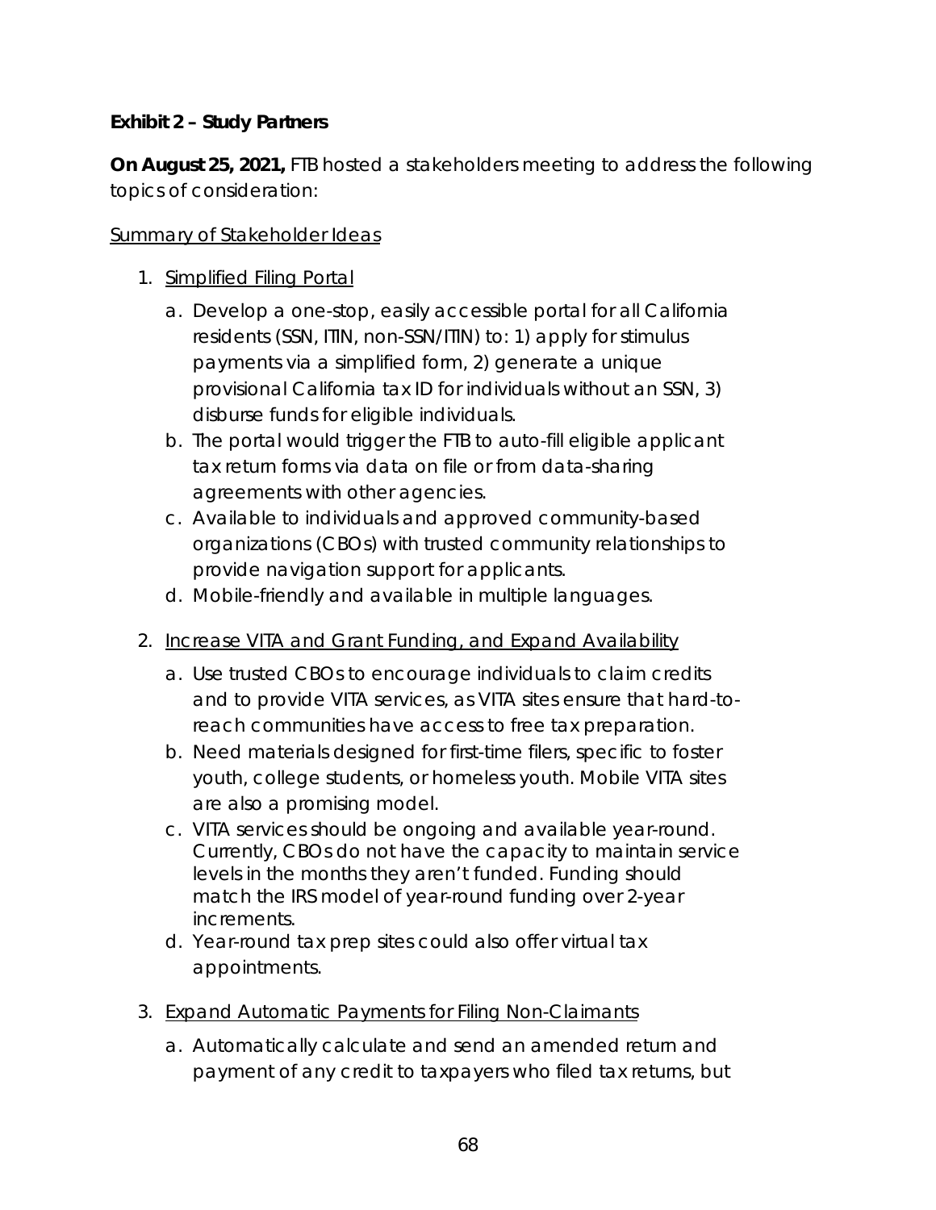**Exhibit 2 – Study Partners**

**On August 25, 2021,** FTB hosted a stakeholders meeting to address the following topics of consideration:

Summary of Stakeholder Ideas

1. Simplified Filing Portal
   a. Develop a one-stop, easily accessible portal for all California residents (SSN, ITIN, non-SSN/ITIN) to: 1) apply for stimulus payments via a simplified form, 2) generate a unique provisional California tax ID for individuals without an SSN, 3) disburse funds for eligible individuals.
   b. The portal would trigger the FTB to auto-fill eligible applicant tax return forms via data on file or from data-sharing agreements with other agencies.
   c. Available to individuals and approved community-based organizations (CBOs) with trusted community relationships to provide navigation support for applicants.
   d. Mobile-friendly and available in multiple languages.

2. Increase VITA and Grant Funding, and Expand Availability
   a. Use trusted CBOs to encourage individuals to claim credits and to provide VITA services, as VITA sites ensure that hard-to-reach communities have access to free tax preparation.
   b. Need materials designed for first-time filers, specific to foster youth, college students, or homeless youth. Mobile VITA sites are also a promising model.
   c. VITA services should be ongoing and available year-round. Currently, CBOs do not have the capacity to maintain service levels in the months they aren't funded. Funding should match the IRS model of year-round funding over 2-year increments.
   d. Year-round tax prep sites could also offer virtual tax appointments.

3. Expand Automatic Payments for Filing Non-Claimants
   a. Automatically calculate and send an amended return and payment of any credit to taxpayers who filed tax returns, but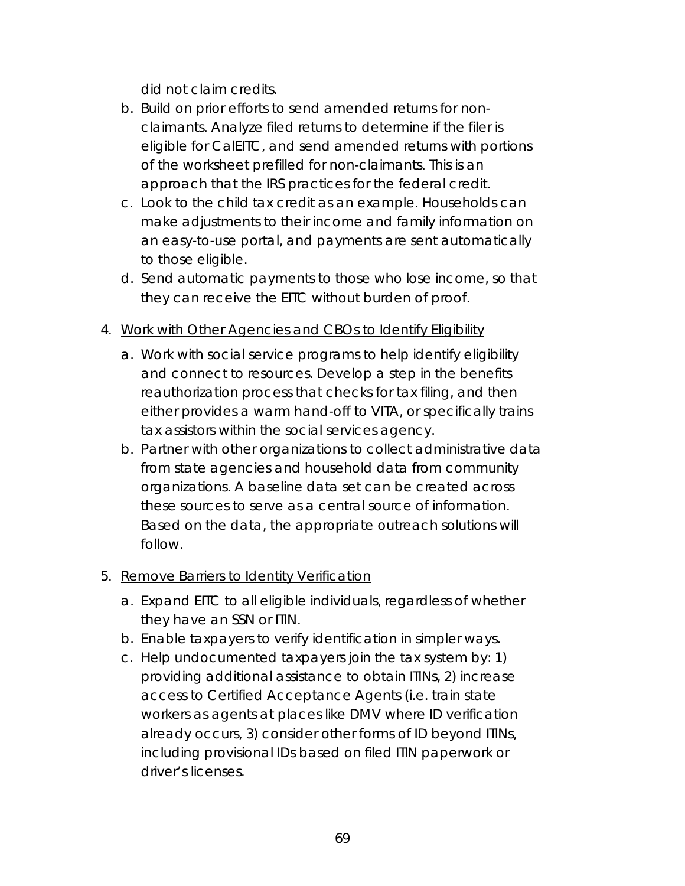did not claim credits.

b. Build on prior efforts to send amended returns for non-claimants. Analyze filed returns to determine if the filer is eligible for CalEITC, and send amended returns with portions of the worksheet prefilled for non-claimants. This is an approach that the IRS practices for the federal credit.
c. Look to the child tax credit as an example. Households can make adjustments to their income and family information on an easy-to-use portal, and payments are sent automatically to those eligible.
d. Send automatic payments to those who lose income, so that they can receive the EITC without burden of proof.

4. <u>Work with Other Agencies and CBOs to Identify Eligibility</u>
   a. Work with social service programs to help identify eligibility and connect to resources. Develop a step in the benefits reauthorization process that checks for tax filing, and then either provides a warm hand-off to VITA, or specifically trains tax assistors within the social services agency.
   b. Partner with other organizations to collect administrative data from state agencies and household data from community organizations. A baseline data set can be created across these sources to serve as a central source of information. Based on the data, the appropriate outreach solutions will follow.

5. <u>Remove Barriers to Identity Verification</u>
   a. Expand EITC to all eligible individuals, regardless of whether they have an SSN or ITIN.
   b. Enable taxpayers to verify identification in simpler ways.
   c. Help undocumented taxpayers join the tax system by: 1) providing additional assistance to obtain ITINs, 2) increase access to Certified Acceptance Agents (i.e. train state workers as agents at places like DMV where ID verification already occurs, 3) consider other forms of ID beyond ITINs, including provisional IDs based on filed ITIN paperwork or driver's licenses.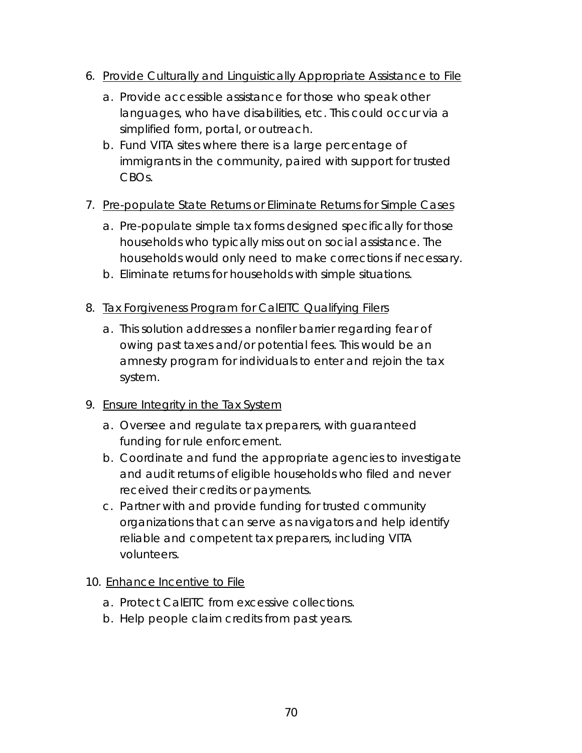6. Provide Culturally and Linguistically Appropriate Assistance to File
    a. Provide accessible assistance for those who speak other languages, who have disabilities, etc. This could occur via a simplified form, portal, or outreach.
    b. Fund VITA sites where there is a large percentage of immigrants in the community, paired with support for trusted CBOs.

7. Pre-populate State Returns or Eliminate Returns for Simple Cases
    a. Pre-populate simple tax forms designed specifically for those households who typically miss out on social assistance. The households would only need to make corrections if necessary.
    b. Eliminate returns for households with simple situations.

8. Tax Forgiveness Program for CalEITC Qualifying Filers
    a. This solution addresses a nonfiler barrier regarding fear of owing past taxes and/or potential fees. This would be an amnesty program for individuals to enter and rejoin the tax system.

9. Ensure Integrity in the Tax System
    a. Oversee and regulate tax preparers, with guaranteed funding for rule enforcement.
    b. Coordinate and fund the appropriate agencies to investigate and audit returns of eligible households who filed and never received their credits or payments.
    c. Partner with and provide funding for trusted community organizations that can serve as navigators and help identify reliable and competent tax preparers, including VITA volunteers.

10. Enhance Incentive to File
    a. Protect CalEITC from excessive collections.
    b. Help people claim credits from past years.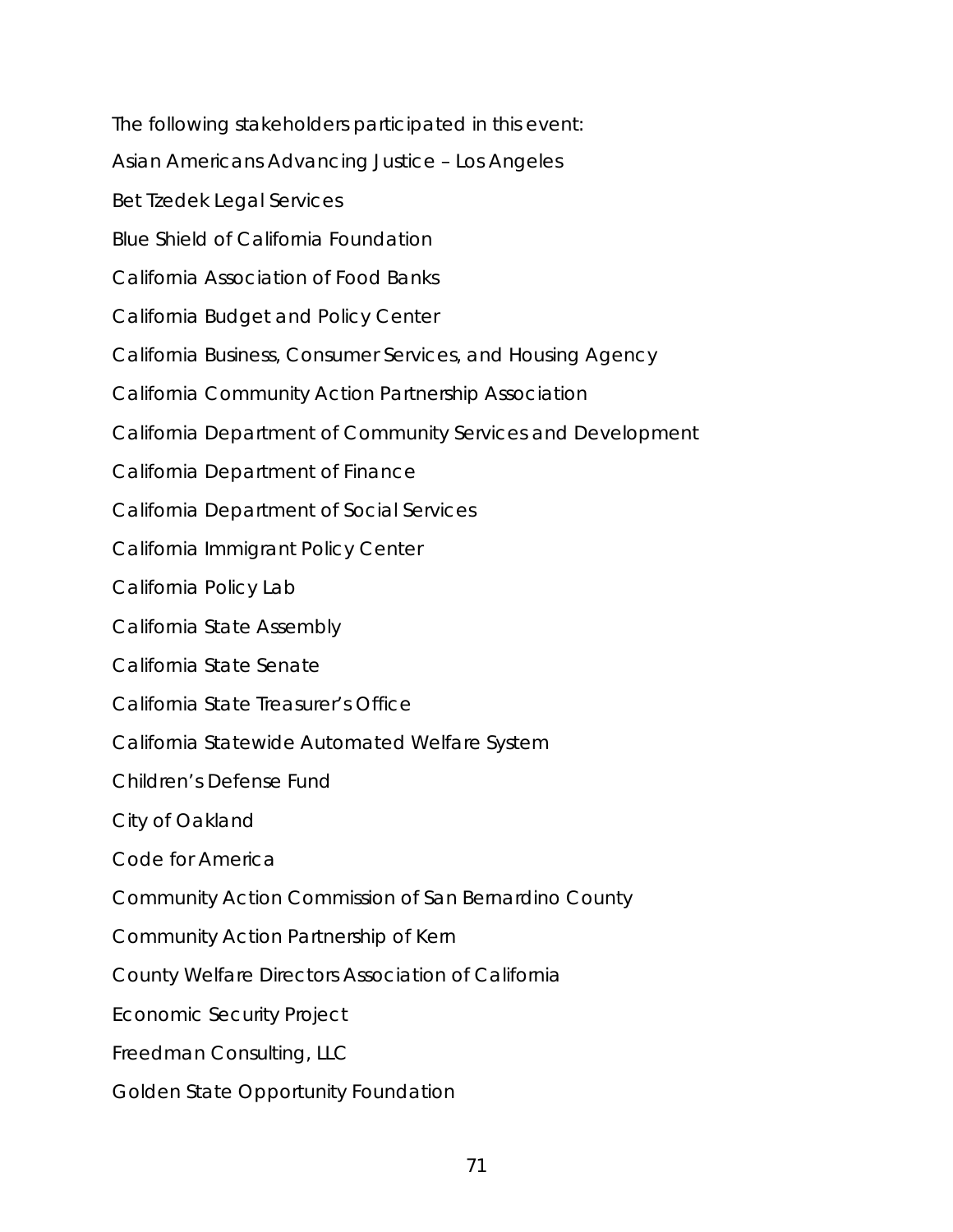The following stakeholders participated in this event:

Asian Americans Advancing Justice – Los Angeles

Bet Tzedek Legal Services

Blue Shield of California Foundation

California Association of Food Banks

California Budget and Policy Center

California Business, Consumer Services, and Housing Agency

California Community Action Partnership Association

California Department of Community Services and Development

California Department of Finance

California Department of Social Services

California Immigrant Policy Center

California Policy Lab

California State Assembly

California State Senate

California State Treasurer's Office

California Statewide Automated Welfare System

Children's Defense Fund

City of Oakland

Code for America

Community Action Commission of San Bernardino County

Community Action Partnership of Kern

County Welfare Directors Association of California

Economic Security Project

Freedman Consulting, LLC

Golden State Opportunity Foundation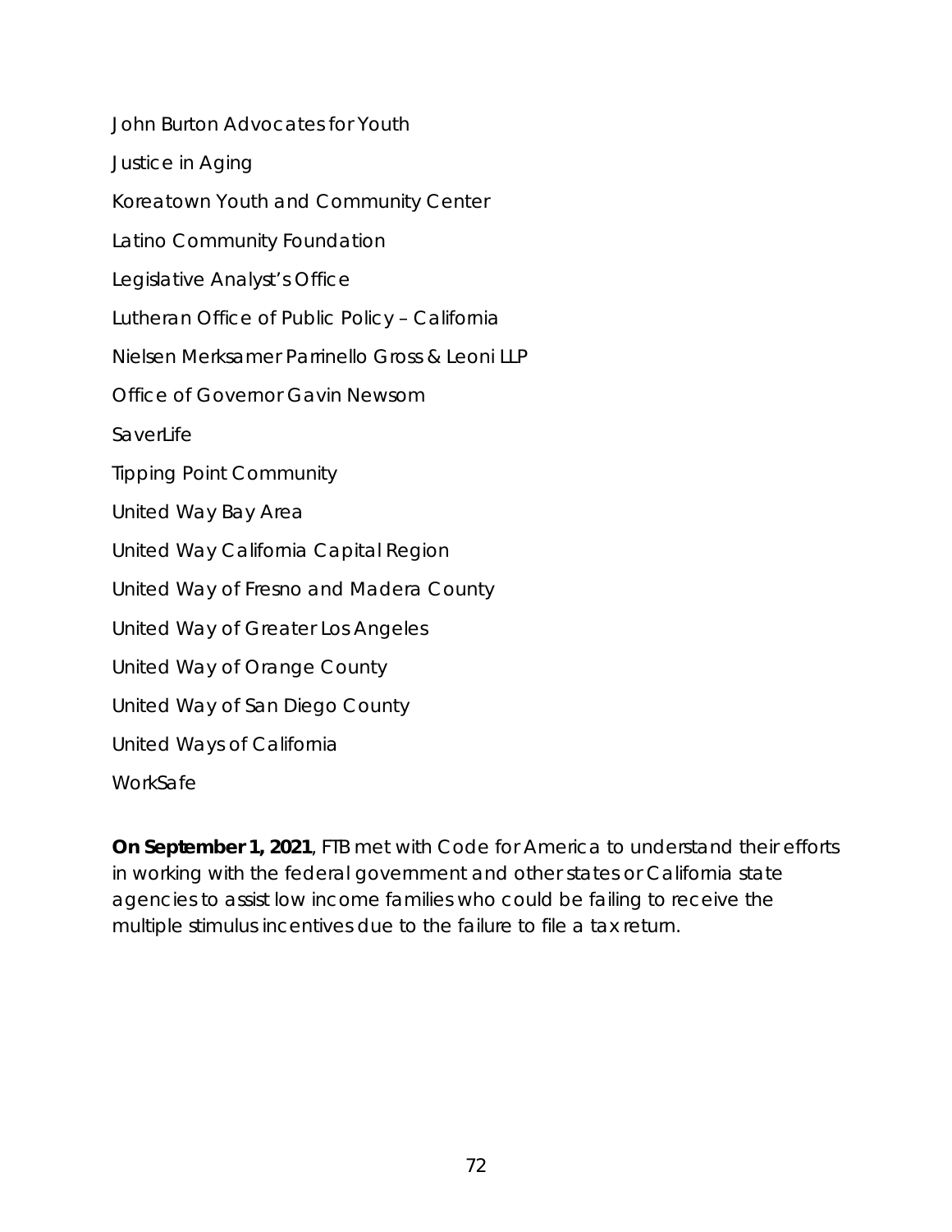John Burton Advocates for Youth

Justice in Aging

Koreatown Youth and Community Center

Latino Community Foundation

Legislative Analyst's Office

Lutheran Office of Public Policy – California

Nielsen Merksamer Parrinello Gross & Leoni LLP

Office of Governor Gavin Newsom

SaverLife

Tipping Point Community

United Way Bay Area

United Way California Capital Region

United Way of Fresno and Madera County

United Way of Greater Los Angeles

United Way of Orange County

United Way of San Diego County

United Ways of California

WorkSafe

**On September 1, 2021**, FTB met with Code for America to understand their efforts in working with the federal government and other states or California state agencies to assist low income families who could be failing to receive the multiple stimulus incentives due to the failure to file a tax return.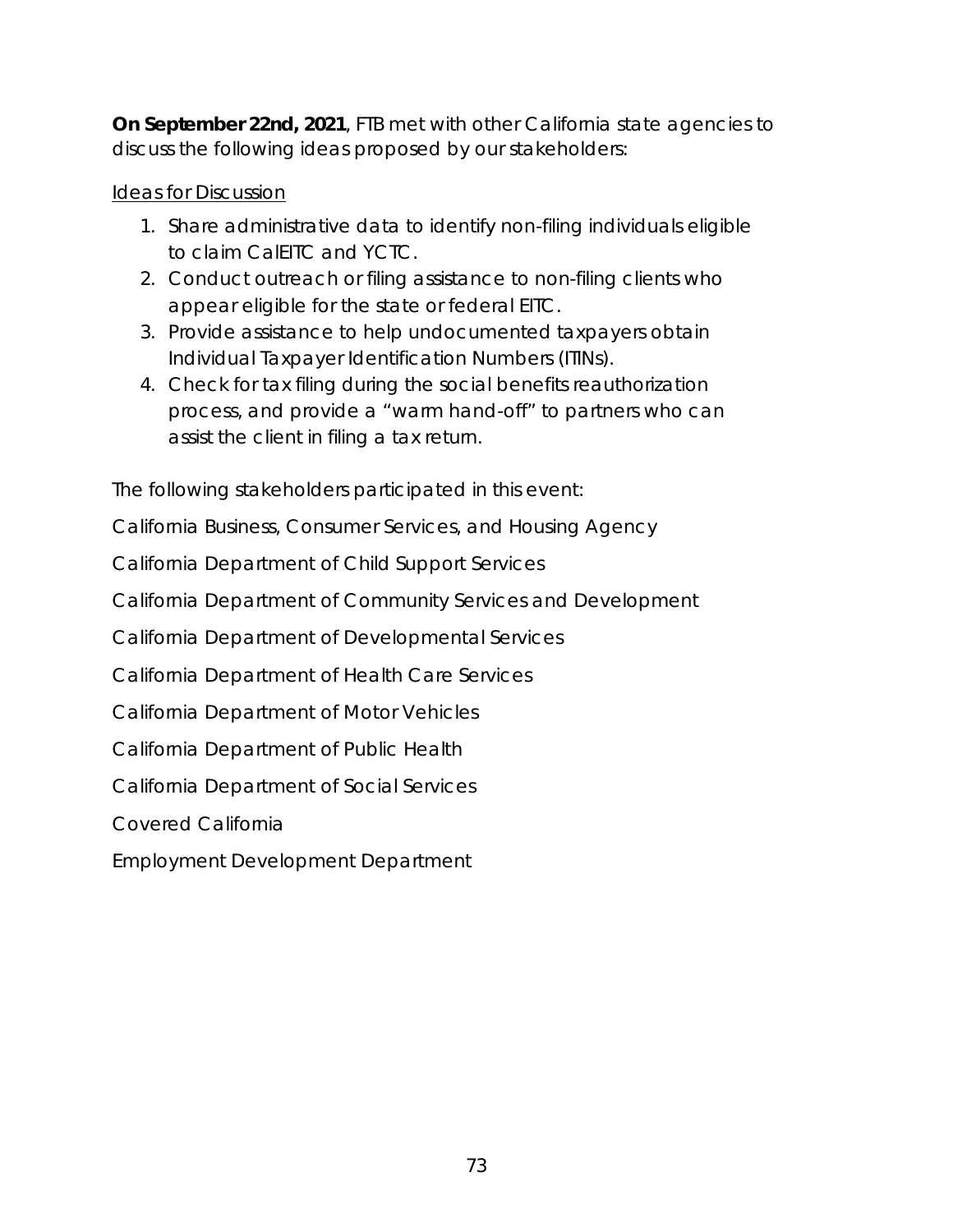**On September 22nd, 2021**, FTB met with other California state agencies to discuss the following ideas proposed by our stakeholders:

Ideas for Discussion

1. Share administrative data to identify non-filing individuals eligible to claim CalEITC and YCTC.
2. Conduct outreach or filing assistance to non-filing clients who appear eligible for the state or federal EITC.
3. Provide assistance to help undocumented taxpayers obtain Individual Taxpayer Identification Numbers (ITINs).
4. Check for tax filing during the social benefits reauthorization process, and provide a "warm hand-off" to partners who can assist the client in filing a tax return.

The following stakeholders participated in this event:

California Business, Consumer Services, and Housing Agency

California Department of Child Support Services

California Department of Community Services and Development

California Department of Developmental Services

California Department of Health Care Services

California Department of Motor Vehicles

California Department of Public Health

California Department of Social Services

Covered California

Employment Development Department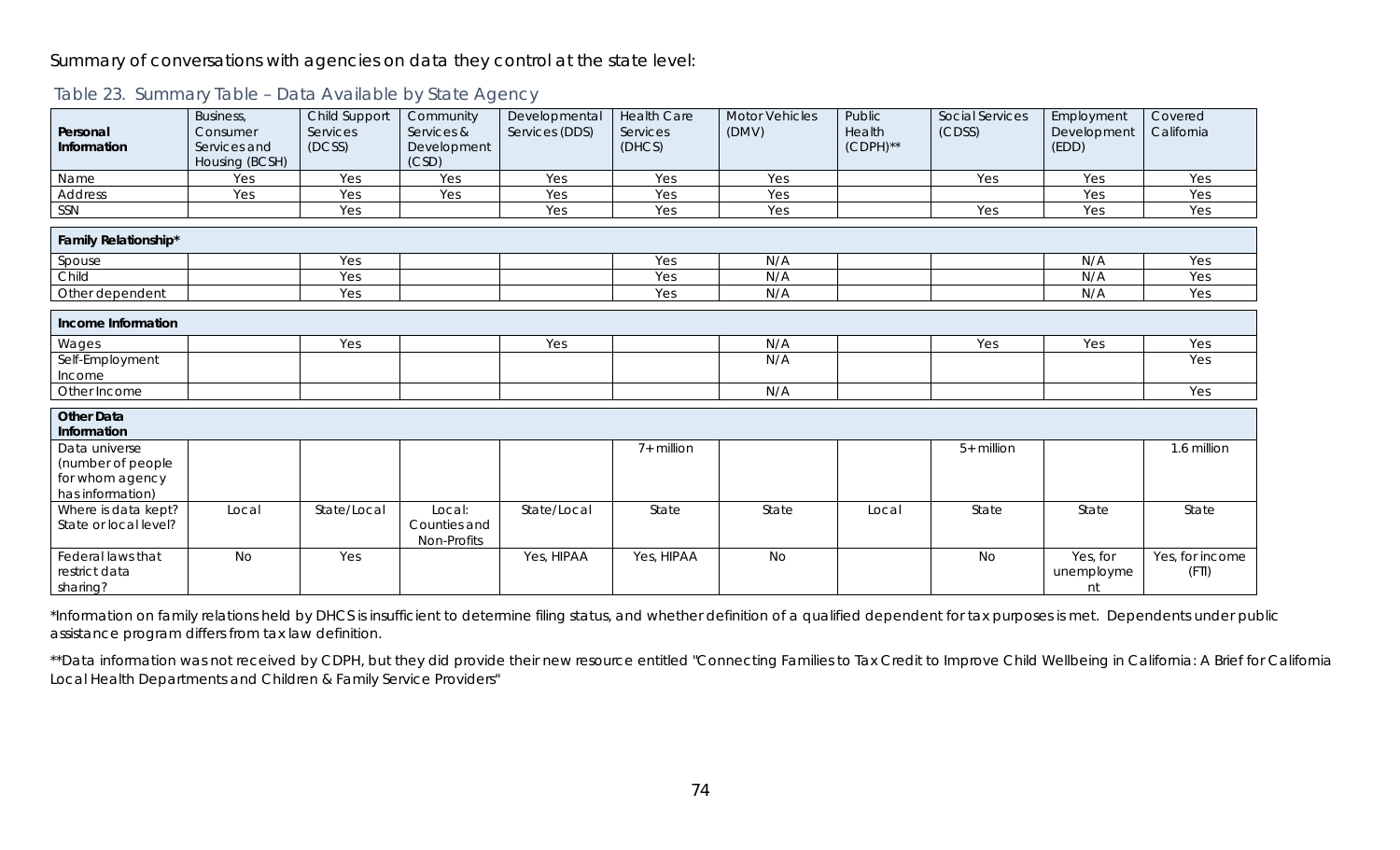Summary of conversations with agencies on data they control at the state level:

Table 23. Summary Table – Data Available by State Agency

| Personal Information | Business, Consumer Services and Housing (BCSH) | Child Support Services (DCSS) | Community Services & Development (CSD) | Developmental Services (DDS) | Health Care Services (DHCS) | Motor Vehicles (DMV) | Public Health (CDPH)** | Social Services (CDSS) | Employment Development (EDD) | Covered California |
|---|---|---|---|---|---|---|---|---|---|---|
| Name | Yes | Yes | Yes | Yes | Yes | Yes | | Yes | Yes | Yes |
| Address | Yes | Yes | Yes | Yes | Yes | Yes | | | Yes | Yes |
| SSN | | Yes | | Yes | Yes | Yes | | Yes | Yes | Yes |
| **Family Relationship*** | | | | | | | | | | |
| Spouse | | Yes | | | Yes | N/A | | | N/A | Yes |
| Child | | Yes | | | Yes | N/A | | | N/A | Yes |
| Other dependent | | Yes | | | Yes | N/A | | | N/A | Yes |
| **Income Information** | | | | | | | | | | |
| Wages | | Yes | | Yes | | N/A | | Yes | Yes | Yes |
| Self-Employment Income | | | | | | N/A | | | | Yes |
| Other Income | | | | | | N/A | | | | Yes |
| **Other Data Information** | | | | | | | | | | |
| Data universe (number of people for whom agency has information) | | | | | 7+ million | | | 5+ million | | 1.6 million |
| Where is data kept? State or local level? | Local | State/Local | Local: Counties and Non-Profits | State/Local | State | State | Local | State | State | State |
| Federal laws that restrict data sharing? | No | Yes | | Yes, HIPAA | Yes, HIPAA | No | | No | Yes, for unemployment | Yes, for income (FTI) |

*Information on family relations held by DHCS is insufficient to determine filing status, and whether definition of a qualified dependent for tax purposes is met. Dependents under public assistance program differs from tax law definition.

**Data information was not received by CDPH, but they did provide their new resource entitled "Connecting Families to Tax Credit to Improve Child Wellbeing in California: A Brief for California Local Health Departments and Children & Family Service Providers"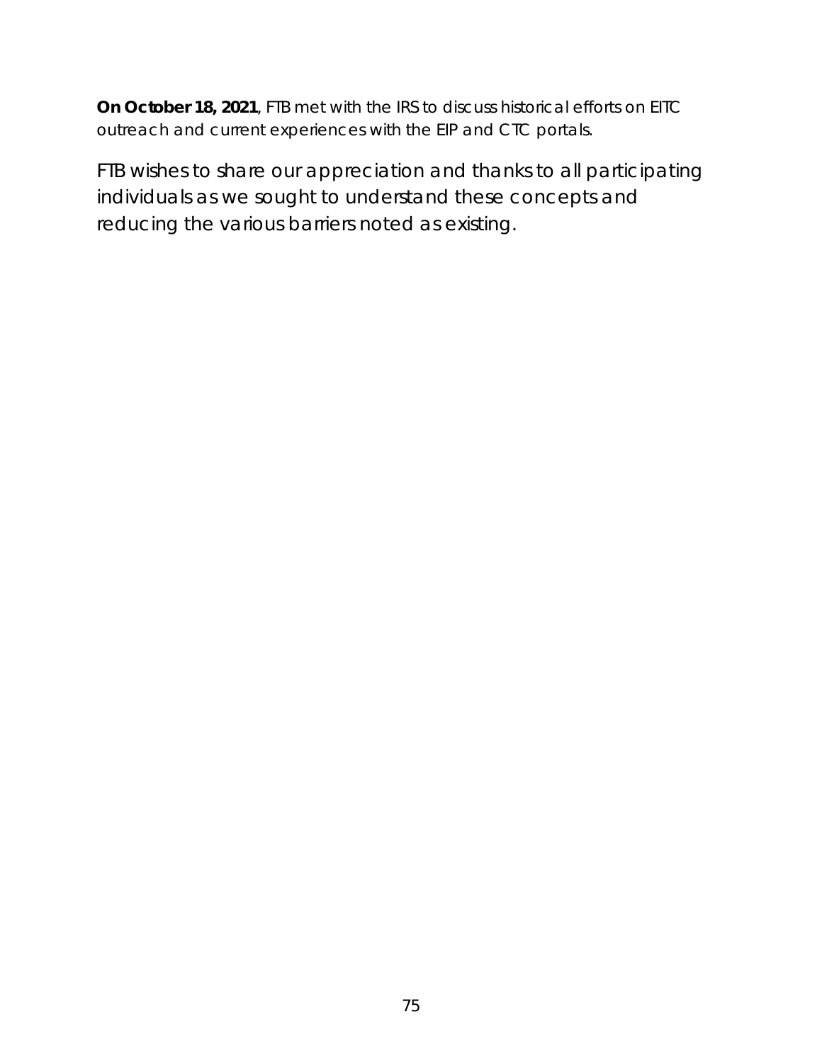**On October 18, 2021**, FTB met with the IRS to discuss historical efforts on EITC outreach and current experiences with the EIP and CTC portals.

FTB wishes to share our appreciation and thanks to all participating individuals as we sought to understand these concepts and reducing the various barriers noted as existing.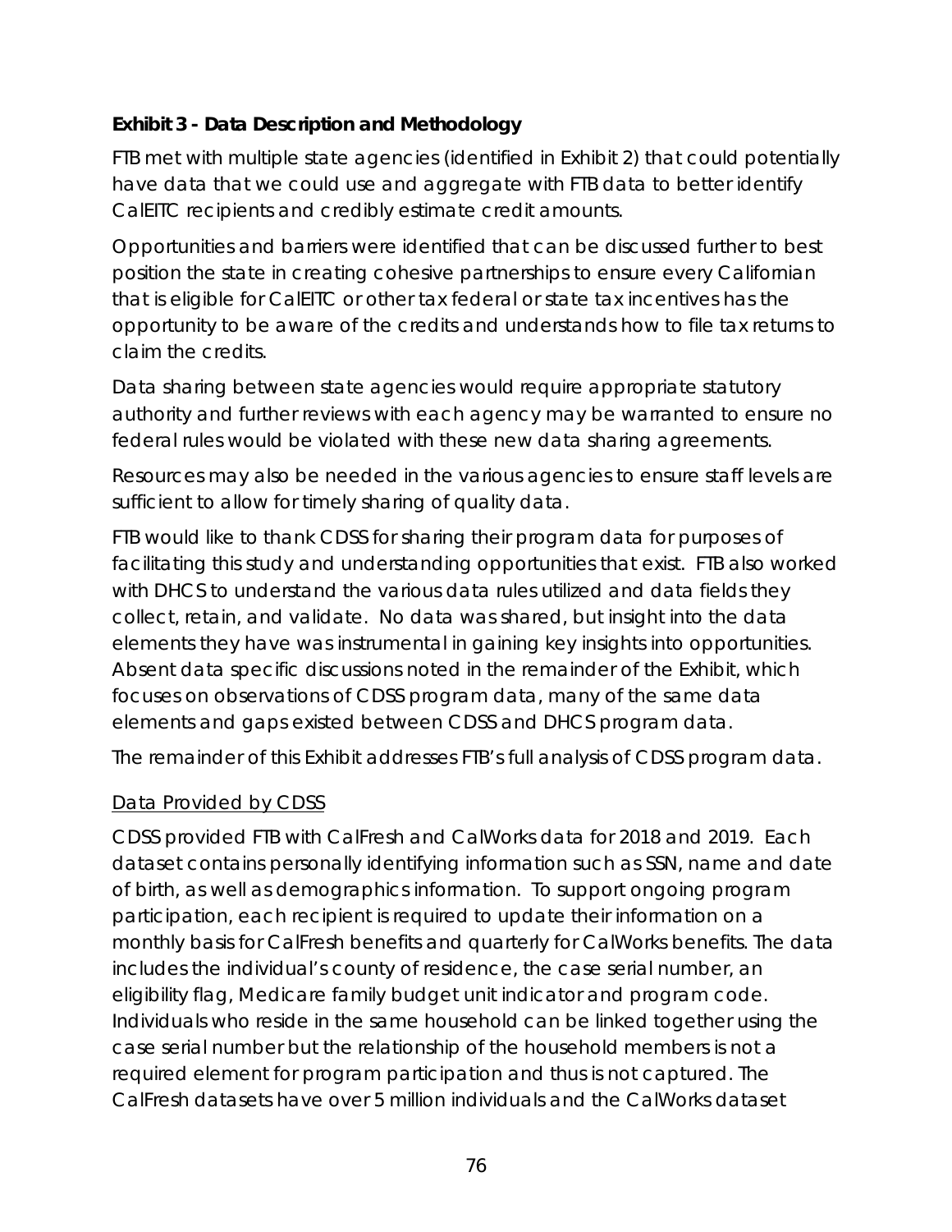**Exhibit 3 - Data Description and Methodology**

FTB met with multiple state agencies (identified in Exhibit 2) that could potentially have data that we could use and aggregate with FTB data to better identify CalEITC recipients and credibly estimate credit amounts.

Opportunities and barriers were identified that can be discussed further to best position the state in creating cohesive partnerships to ensure every Californian that is eligible for CalEITC or other tax federal or state tax incentives has the opportunity to be aware of the credits and understands how to file tax returns to claim the credits.

Data sharing between state agencies would require appropriate statutory authority and further reviews with each agency may be warranted to ensure no federal rules would be violated with these new data sharing agreements.

Resources may also be needed in the various agencies to ensure staff levels are sufficient to allow for timely sharing of quality data.

FTB would like to thank CDSS for sharing their program data for purposes of facilitating this study and understanding opportunities that exist. FTB also worked with DHCS to understand the various data rules utilized and data fields they collect, retain, and validate. No data was shared, but insight into the data elements they have was instrumental in gaining key insights into opportunities. Absent data specific discussions noted in the remainder of the Exhibit, which focuses on observations of CDSS program data, many of the same data elements and gaps existed between CDSS and DHCS program data.

The remainder of this Exhibit addresses FTB's full analysis of CDSS program data.

<u>Data Provided by CDSS</u>

CDSS provided FTB with CalFresh and CalWorks data for 2018 and 2019. Each dataset contains personally identifying information such as SSN, name and date of birth, as well as demographics information. To support ongoing program participation, each recipient is required to update their information on a monthly basis for CalFresh benefits and quarterly for CalWorks benefits. The data includes the individual's county of residence, the case serial number, an eligibility flag, Medicare family budget unit indicator and program code. Individuals who reside in the same household can be linked together using the case serial number but the relationship of the household members is not a required element for program participation and thus is not captured. The CalFresh datasets have over 5 million individuals and the CalWorks dataset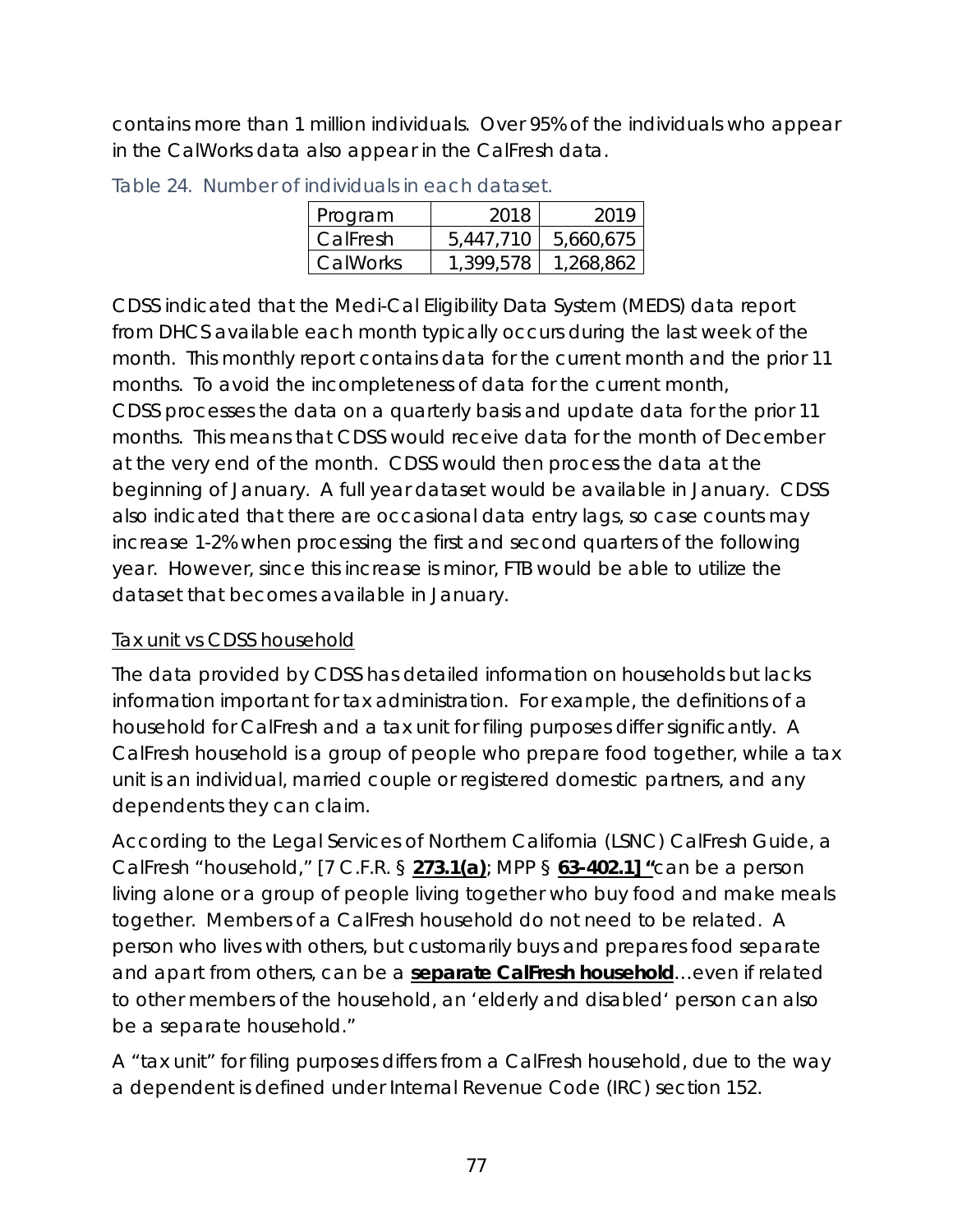contains more than 1 million individuals. Over 95% of the individuals who appear in the CalWorks data also appear in the CalFresh data.

Table 24. Number of individuals in each dataset.

| Program | 2018 | 2019 |
|---|---:|---:|
| CalFresh | 5,447,710 | 5,660,675 |
| CalWorks | 1,399,578 | 1,268,862 |

CDSS indicated that the Medi-Cal Eligibility Data System (MEDS) data report from DHCS available each month typically occurs during the last week of the month. This monthly report contains data for the current month and the prior 11 months. To avoid the incompleteness of data for the current month, CDSS processes the data on a quarterly basis and update data for the prior 11 months. This means that CDSS would receive data for the month of December at the very end of the month. CDSS would then process the data at the beginning of January. A full year dataset would be available in January. CDSS also indicated that there are occasional data entry lags, so case counts may increase 1-2% when processing the first and second quarters of the following year. However, since this increase is minor, FTB would be able to utilize the dataset that becomes available in January.

<u>Tax unit vs CDSS household</u>

The data provided by CDSS has detailed information on households but lacks information important for tax administration. For example, the definitions of a household for CalFresh and a tax unit for filing purposes differ significantly. A CalFresh household is a group of people who prepare food together, while a tax unit is an individual, married couple or registered domestic partners, and any dependents they can claim.

According to the Legal Services of Northern California (LSNC) CalFresh Guide, a CalFresh "household," [7 C.F.R. § **273.1(a)**; MPP § **63-402.1] "**can be a person living alone or a group of people living together who buy food and make meals together. Members of a CalFresh household do not need to be related. A person who lives with others, but customarily buys and prepares food separate and apart from others, can be a **separate CalFresh household**…even if related to other members of the household, an 'elderly and disabled' person can also be a separate household."

A "tax unit" for filing purposes differs from a CalFresh household, due to the way a dependent is defined under Internal Revenue Code (IRC) section 152.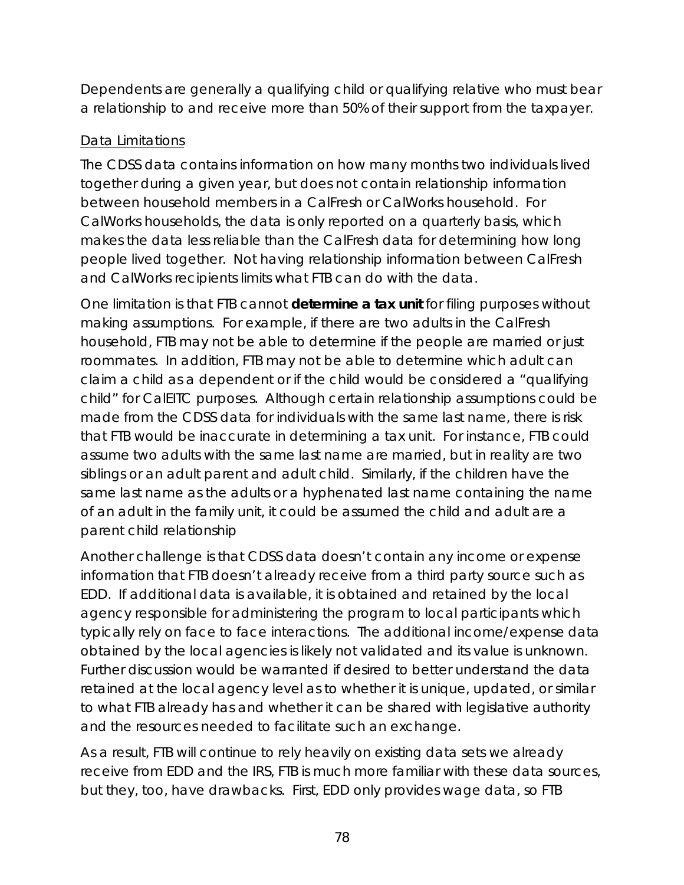Dependents are generally a qualifying child or qualifying relative who must bear a relationship to and receive more than 50% of their support from the taxpayer.

<u>Data Limitations</u>

The CDSS data contains information on how many months two individuals lived together during a given year, but does not contain relationship information between household members in a CalFresh or CalWorks household. For CalWorks households, the data is only reported on a quarterly basis, which makes the data less reliable than the CalFresh data for determining how long people lived together. Not having relationship information between CalFresh and CalWorks recipients limits what FTB can do with the data.

One limitation is that FTB cannot **determine a tax unit** for filing purposes without making assumptions. For example, if there are two adults in the CalFresh household, FTB may not be able to determine if the people are married or just roommates. In addition, FTB may not be able to determine which adult can claim a child as a dependent or if the child would be considered a "qualifying child" for CalEITC purposes. Although certain relationship assumptions could be made from the CDSS data for individuals with the same last name, there is risk that FTB would be inaccurate in determining a tax unit. For instance, FTB could assume two adults with the same last name are married, but in reality are two siblings or an adult parent and adult child. Similarly, if the children have the same last name as the adults or a hyphenated last name containing the name of an adult in the family unit, it could be assumed the child and adult are a parent child relationship

Another challenge is that CDSS data doesn't contain any income or expense information that FTB doesn't already receive from a third party source such as EDD. If additional data is available, it is obtained and retained by the local agency responsible for administering the program to local participants which typically rely on face to face interactions. The additional income/expense data obtained by the local agencies is likely not validated and its value is unknown. Further discussion would be warranted if desired to better understand the data retained at the local agency level as to whether it is unique, updated, or similar to what FTB already has and whether it can be shared with legislative authority and the resources needed to facilitate such an exchange.

As a result, FTB will continue to rely heavily on existing data sets we already receive from EDD and the IRS, FTB is much more familiar with these data sources, but they, too, have drawbacks. First, EDD only provides wage data, so FTB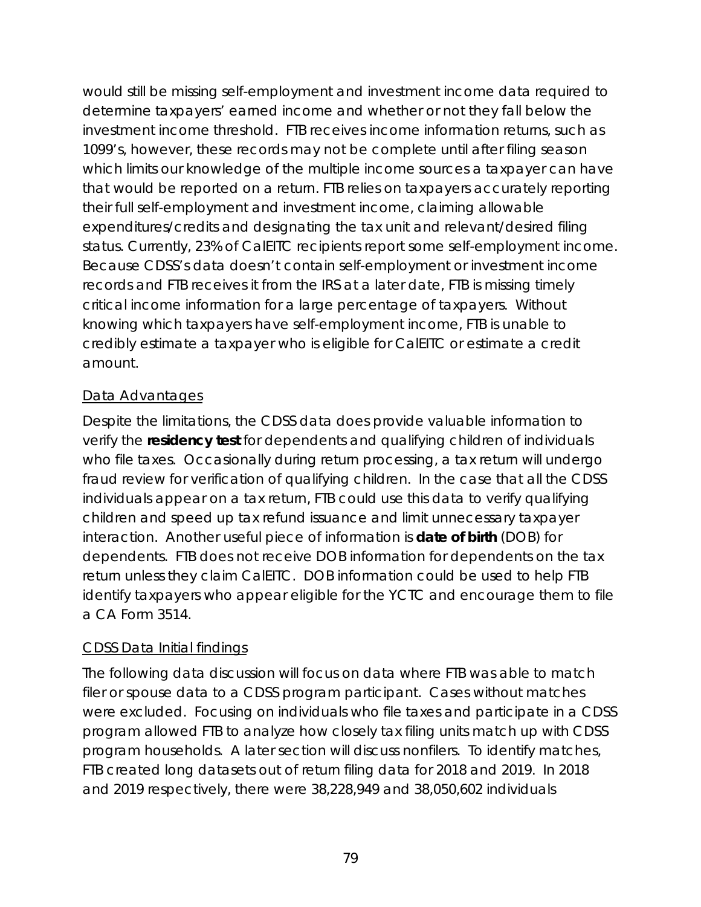would still be missing self-employment and investment income data required to determine taxpayers' earned income and whether or not they fall below the investment income threshold. FTB receives income information returns, such as 1099's, however, these records may not be complete until after filing season which limits our knowledge of the multiple income sources a taxpayer can have that would be reported on a return. FTB relies on taxpayers accurately reporting their full self-employment and investment income, claiming allowable expenditures/credits and designating the tax unit and relevant/desired filing status. Currently, 23% of CalEITC recipients report some self-employment income. Because CDSS's data doesn't contain self-employment or investment income records and FTB receives it from the IRS at a later date, FTB is missing timely critical income information for a large percentage of taxpayers. Without knowing which taxpayers have self-employment income, FTB is unable to credibly estimate a taxpayer who is eligible for CalEITC or estimate a credit amount.

## Data Advantages

Despite the limitations, the CDSS data does provide valuable information to verify the **residency test** for dependents and qualifying children of individuals who file taxes. Occasionally during return processing, a tax return will undergo fraud review for verification of qualifying children. In the case that all the CDSS individuals appear on a tax return, FTB could use this data to verify qualifying children and speed up tax refund issuance and limit unnecessary taxpayer interaction. Another useful piece of information is **date of birth** (DOB) for dependents. FTB does not receive DOB information for dependents on the tax return unless they claim CalEITC. DOB information could be used to help FTB identify taxpayers who appear eligible for the YCTC and encourage them to file a CA Form 3514.

## CDSS Data Initial findings

The following data discussion will focus on data where FTB was able to match filer or spouse data to a CDSS program participant. Cases without matches were excluded. Focusing on individuals who file taxes and participate in a CDSS program allowed FTB to analyze how closely tax filing units match up with CDSS program households. A later section will discuss nonfilers. To identify matches, FTB created long datasets out of return filing data for 2018 and 2019. In 2018 and 2019 respectively, there were 38,228,949 and 38,050,602 individuals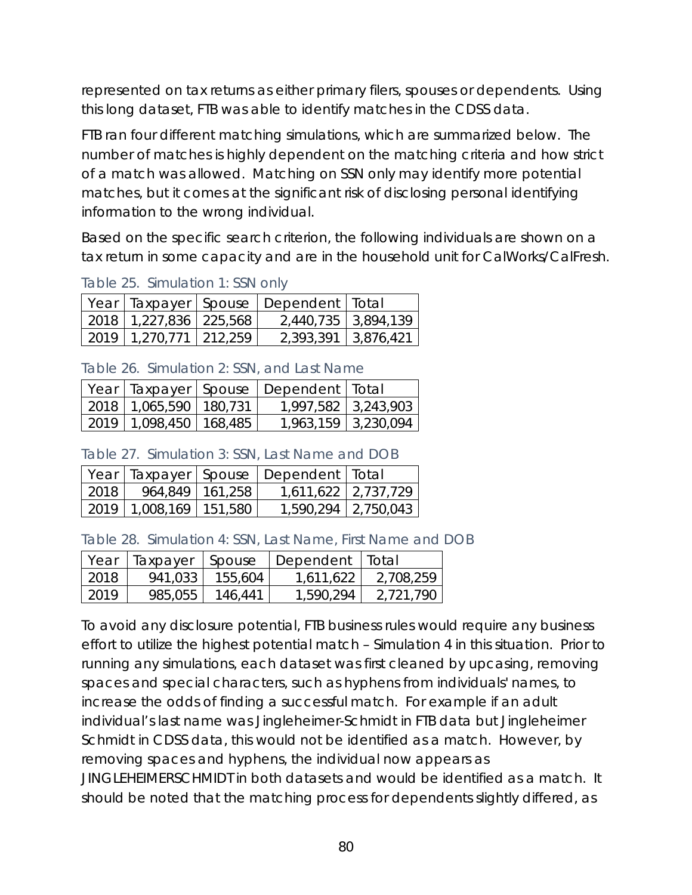represented on tax returns as either primary filers, spouses or dependents. Using this long dataset, FTB was able to identify matches in the CDSS data.

FTB ran four different matching simulations, which are summarized below. The number of matches is highly dependent on the matching criteria and how strict of a match was allowed. Matching on SSN only may identify more potential matches, but it comes at the significant risk of disclosing personal identifying information to the wrong individual.

Based on the specific search criterion, the following individuals are shown on a tax return in some capacity and are in the household unit for CalWorks/CalFresh.

Table 25. Simulation 1: SSN only

| Year | Taxpayer | Spouse | Dependent | Total |
|---|---|---|---|---|
| 2018 | 1,227,836 | 225,568 | 2,440,735 | 3,894,139 |
| 2019 | 1,270,771 | 212,259 | 2,393,391 | 3,876,421 |

Table 26. Simulation 2: SSN, and Last Name

| Year | Taxpayer | Spouse | Dependent | Total |
|---|---|---|---|---|
| 2018 | 1,065,590 | 180,731 | 1,997,582 | 3,243,903 |
| 2019 | 1,098,450 | 168,485 | 1,963,159 | 3,230,094 |

Table 27. Simulation 3: SSN, Last Name and DOB

| Year | Taxpayer | Spouse | Dependent | Total |
|---|---|---|---|---|
| 2018 | 964,849 | 161,258 | 1,611,622 | 2,737,729 |
| 2019 | 1,008,169 | 151,580 | 1,590,294 | 2,750,043 |

Table 28. Simulation 4: SSN, Last Name, First Name and DOB

| Year | Taxpayer | Spouse | Dependent | Total |
|---|---|---|---|---|
| 2018 | 941,033 | 155,604 | 1,611,622 | 2,708,259 |
| 2019 | 985,055 | 146,441 | 1,590,294 | 2,721,790 |

To avoid any disclosure potential, FTB business rules would require any business effort to utilize the highest potential match – Simulation 4 in this situation. Prior to running any simulations, each dataset was first cleaned by upcasing, removing spaces and special characters, such as hyphens from individuals' names, to increase the odds of finding a successful match. For example if an adult individual's last name was Jingleheimer-Schmidt in FTB data but Jingleheimer Schmidt in CDSS data, this would not be identified as a match. However, by removing spaces and hyphens, the individual now appears as JINGLEHEIMERSCHMIDT in both datasets and would be identified as a match. It should be noted that the matching process for dependents slightly differed, as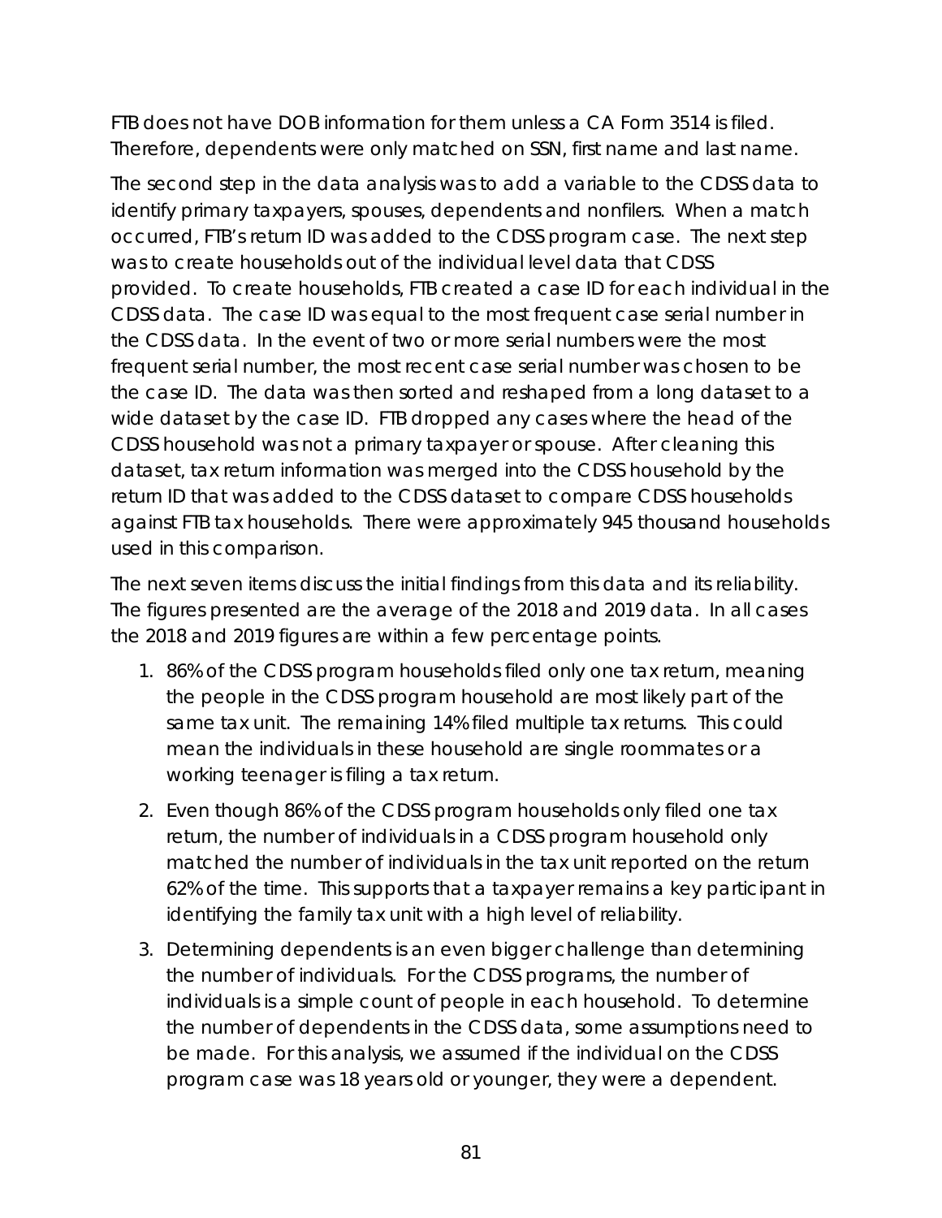FTB does not have DOB information for them unless a CA Form 3514 is filed. Therefore, dependents were only matched on SSN, first name and last name.

The second step in the data analysis was to add a variable to the CDSS data to identify primary taxpayers, spouses, dependents and nonfilers. When a match occurred, FTB's return ID was added to the CDSS program case. The next step was to create households out of the individual level data that CDSS provided. To create households, FTB created a case ID for each individual in the CDSS data. The case ID was equal to the most frequent case serial number in the CDSS data. In the event of two or more serial numbers were the most frequent serial number, the most recent case serial number was chosen to be the case ID. The data was then sorted and reshaped from a long dataset to a wide dataset by the case ID. FTB dropped any cases where the head of the CDSS household was not a primary taxpayer or spouse. After cleaning this dataset, tax return information was merged into the CDSS household by the return ID that was added to the CDSS dataset to compare CDSS households against FTB tax households. There were approximately 945 thousand households used in this comparison.

The next seven items discuss the initial findings from this data and its reliability. The figures presented are the average of the 2018 and 2019 data. In all cases the 2018 and 2019 figures are within a few percentage points.

1. 86% of the CDSS program households filed only one tax return, meaning the people in the CDSS program household are most likely part of the same tax unit. The remaining 14% filed multiple tax returns. This could mean the individuals in these household are single roommates or a working teenager is filing a tax return.
2. Even though 86% of the CDSS program households only filed one tax return, the number of individuals in a CDSS program household only matched the number of individuals in the tax unit reported on the return 62% of the time. This supports that a taxpayer remains a key participant in identifying the family tax unit with a high level of reliability.
3. Determining dependents is an even bigger challenge than determining the number of individuals. For the CDSS programs, the number of individuals is a simple count of people in each household. To determine the number of dependents in the CDSS data, some assumptions need to be made. For this analysis, we assumed if the individual on the CDSS program case was 18 years old or younger, they were a dependent.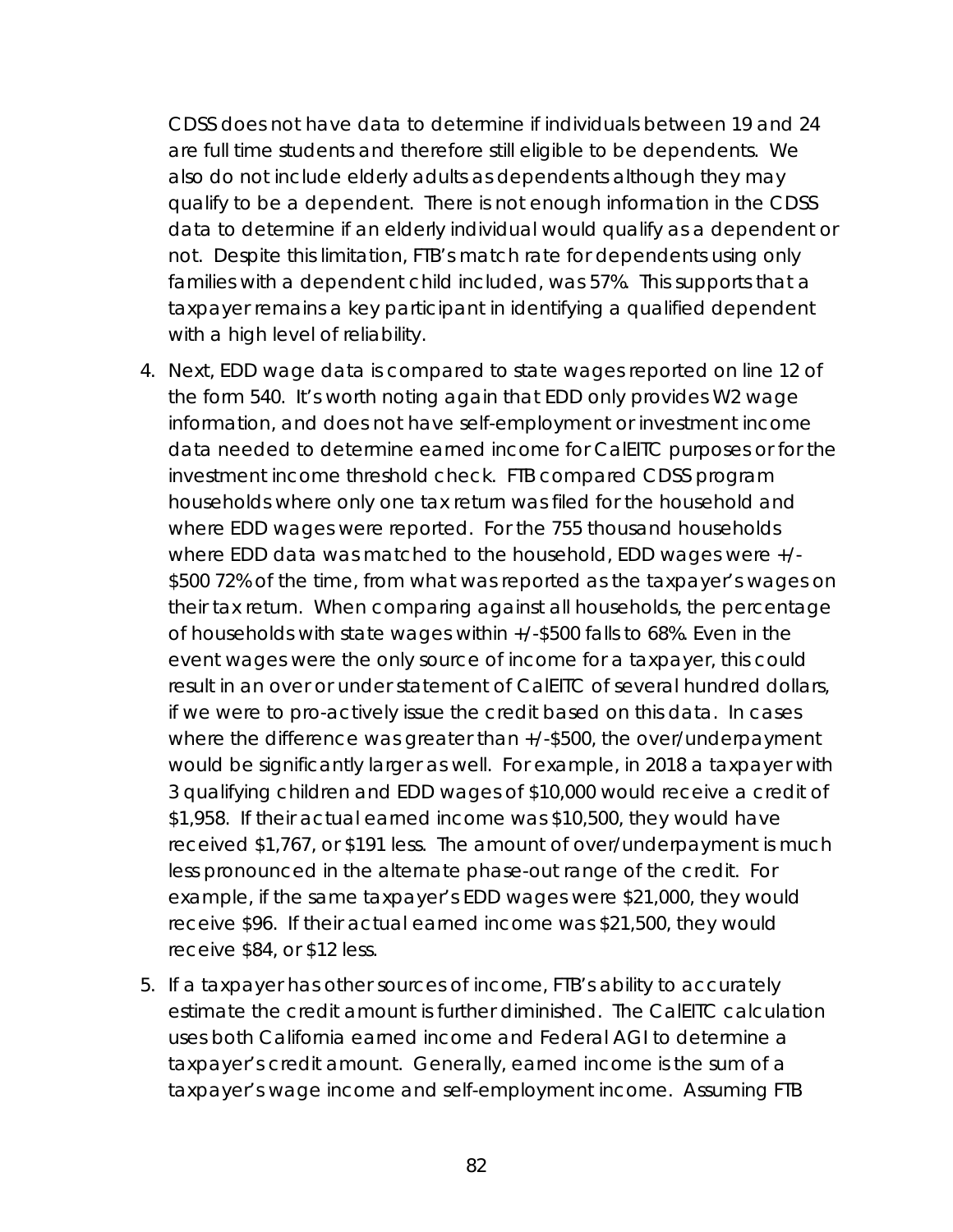CDSS does not have data to determine if individuals between 19 and 24 are full time students and therefore still eligible to be dependents. We also do not include elderly adults as dependents although they may qualify to be a dependent. There is not enough information in the CDSS data to determine if an elderly individual would qualify as a dependent or not. Despite this limitation, FTB's match rate for dependents using only families with a dependent child included, was 57%. This supports that a taxpayer remains a key participant in identifying a qualified dependent with a high level of reliability.

4. Next, EDD wage data is compared to state wages reported on line 12 of the form 540. It's worth noting again that EDD only provides W2 wage information, and does not have self-employment or investment income data needed to determine earned income for CalEITC purposes or for the investment income threshold check. FTB compared CDSS program households where only one tax return was filed for the household and where EDD wages were reported. For the 755 thousand households where EDD data was matched to the household, EDD wages were +/- $500 72% of the time, from what was reported as the taxpayer's wages on their tax return. When comparing against all households, the percentage of households with state wages within +/-$500 falls to 68%. Even in the event wages were the only source of income for a taxpayer, this could result in an over or under statement of CalEITC of several hundred dollars, if we were to pro-actively issue the credit based on this data. In cases where the difference was greater than +/-$500, the over/underpayment would be significantly larger as well. For example, in 2018 a taxpayer with 3 qualifying children and EDD wages of $10,000 would receive a credit of $1,958. If their actual earned income was $10,500, they would have received $1,767, or $191 less. The amount of over/underpayment is much less pronounced in the alternate phase-out range of the credit. For example, if the same taxpayer's EDD wages were $21,000, they would receive $96. If their actual earned income was $21,500, they would receive $84, or $12 less.

5. If a taxpayer has other sources of income, FTB's ability to accurately estimate the credit amount is further diminished. The CalEITC calculation uses both California earned income and Federal AGI to determine a taxpayer's credit amount. Generally, earned income is the sum of a taxpayer's wage income and self-employment income. Assuming FTB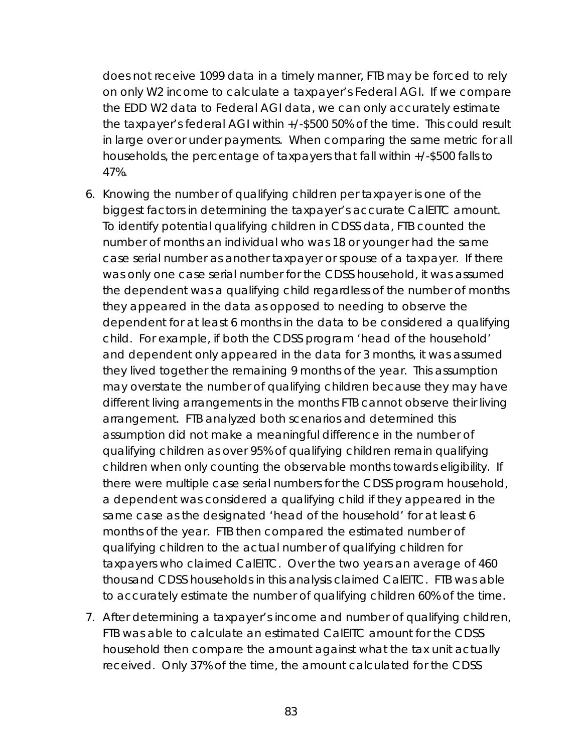does not receive 1099 data in a timely manner, FTB may be forced to rely on only W2 income to calculate a taxpayer's Federal AGI. If we compare the EDD W2 data to Federal AGI data, we can only accurately estimate the taxpayer's federal AGI within +/-$500 50% of the time. This could result in large over or under payments. When comparing the same metric for all households, the percentage of taxpayers that fall within +/-$500 falls to 47%.

6. Knowing the number of qualifying children per taxpayer is one of the biggest factors in determining the taxpayer's accurate CalEITC amount. To identify potential qualifying children in CDSS data, FTB counted the number of months an individual who was 18 or younger had the same case serial number as another taxpayer or spouse of a taxpayer. If there was only one case serial number for the CDSS household, it was assumed the dependent was a qualifying child regardless of the number of months they appeared in the data as opposed to needing to observe the dependent for at least 6 months in the data to be considered a qualifying child. For example, if both the CDSS program 'head of the household' and dependent only appeared in the data for 3 months, it was assumed they lived together the remaining 9 months of the year. This assumption may overstate the number of qualifying children because they may have different living arrangements in the months FTB cannot observe their living arrangement. FTB analyzed both scenarios and determined this assumption did not make a meaningful difference in the number of qualifying children as over 95% of qualifying children remain qualifying children when only counting the observable months towards eligibility. If there were multiple case serial numbers for the CDSS program household, a dependent was considered a qualifying child if they appeared in the same case as the designated 'head of the household' for at least 6 months of the year. FTB then compared the estimated number of qualifying children to the actual number of qualifying children for taxpayers who claimed CalEITC. Over the two years an average of 460 thousand CDSS households in this analysis claimed CalEITC. FTB was able to accurately estimate the number of qualifying children 60% of the time.

7. After determining a taxpayer's income and number of qualifying children, FTB was able to calculate an estimated CalEITC amount for the CDSS household then compare the amount against what the tax unit actually received. Only 37% of the time, the amount calculated for the CDSS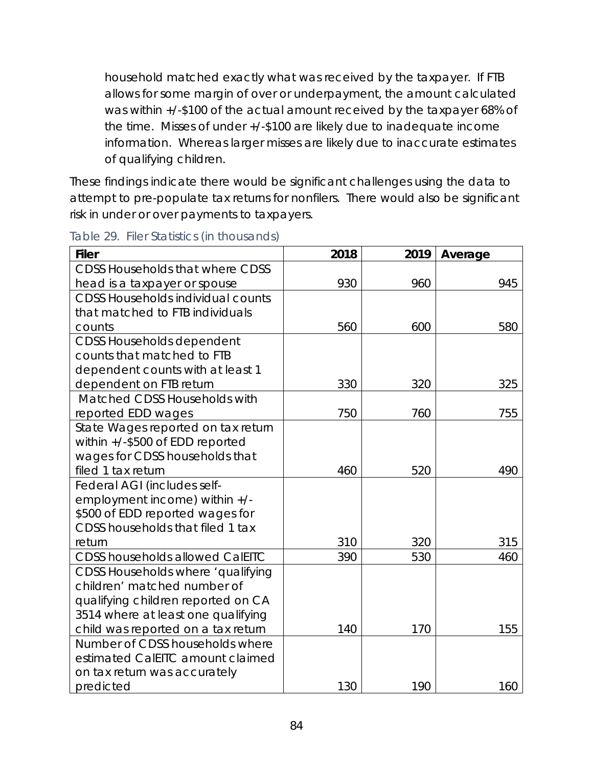household matched exactly what was received by the taxpayer. If FTB allows for some margin of over or underpayment, the amount calculated was within +/-$100 of the actual amount received by the taxpayer 68% of the time. Misses of under +/-$100 are likely due to inadequate income information. Whereas larger misses are likely due to inaccurate estimates of qualifying children.

These findings indicate there would be significant challenges using the data to attempt to pre-populate tax returns for nonfilers. There would also be significant risk in under or over payments to taxpayers.

Table 29. Filer Statistics (in thousands)

| Filer | 2018 | 2019 | Average |
|---|---|---|---|
| CDSS Households that where CDSS head is a taxpayer or spouse | 930 | 960 | 945 |
| CDSS Households individual counts that matched to FTB individuals counts | 560 | 600 | 580 |
| CDSS Households dependent counts that matched to FTB dependent counts with at least 1 dependent on FTB return | 330 | 320 | 325 |
| Matched CDSS Households with reported EDD wages | 750 | 760 | 755 |
| State Wages reported on tax return within +/-$500 of EDD reported wages for CDSS households that filed 1 tax return | 460 | 520 | 490 |
| Federal AGI (includes self-employment income) within +/- $500 of EDD reported wages for CDSS households that filed 1 tax return | 310 | 320 | 315 |
| CDSS households allowed CalEITC | 390 | 530 | 460 |
| CDSS Households where 'qualifying children' matched number of qualifying children reported on CA 3514 where at least one qualifying child was reported on a tax return | 140 | 170 | 155 |
| Number of CDSS households where estimated CalEITC amount claimed on tax return was accurately predicted | 130 | 190 | 160 |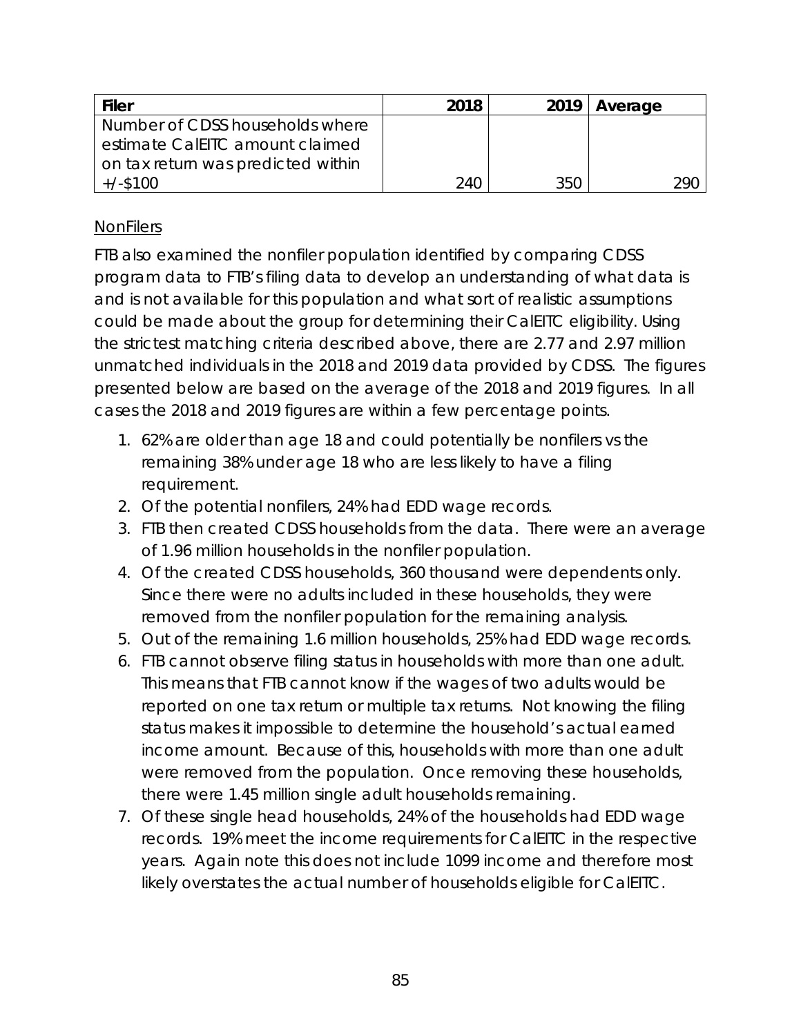| Filer | 2018 | 2019 | Average |
|---|---|---|---|
| Number of CDSS households where estimate CalEITC amount claimed on tax return was predicted within +/-$100 | 240 | 350 | 290 |

<u>NonFilers</u>

FTB also examined the nonfiler population identified by comparing CDSS program data to FTB's filing data to develop an understanding of what data is and is not available for this population and what sort of realistic assumptions could be made about the group for determining their CalEITC eligibility. Using the strictest matching criteria described above, there are 2.77 and 2.97 million unmatched individuals in the 2018 and 2019 data provided by CDSS. The figures presented below are based on the average of the 2018 and 2019 figures. In all cases the 2018 and 2019 figures are within a few percentage points.

1. 62% are older than age 18 and could potentially be nonfilers vs the remaining 38% under age 18 who are less likely to have a filing requirement.
2. Of the potential nonfilers, 24% had EDD wage records.
3. FTB then created CDSS households from the data. There were an average of 1.96 million households in the nonfiler population.
4. Of the created CDSS households, 360 thousand were dependents only. Since there were no adults included in these households, they were removed from the nonfiler population for the remaining analysis.
5. Out of the remaining 1.6 million households, 25% had EDD wage records.
6. FTB cannot observe filing status in households with more than one adult. This means that FTB cannot know if the wages of two adults would be reported on one tax return or multiple tax returns. Not knowing the filing status makes it impossible to determine the household's actual earned income amount. Because of this, households with more than one adult were removed from the population. Once removing these households, there were 1.45 million single adult households remaining.
7. Of these single head households, 24% of the households had EDD wage records. 19% meet the income requirements for CalEITC in the respective years. Again note this does not include 1099 income and therefore most likely overstates the actual number of households eligible for CalEITC.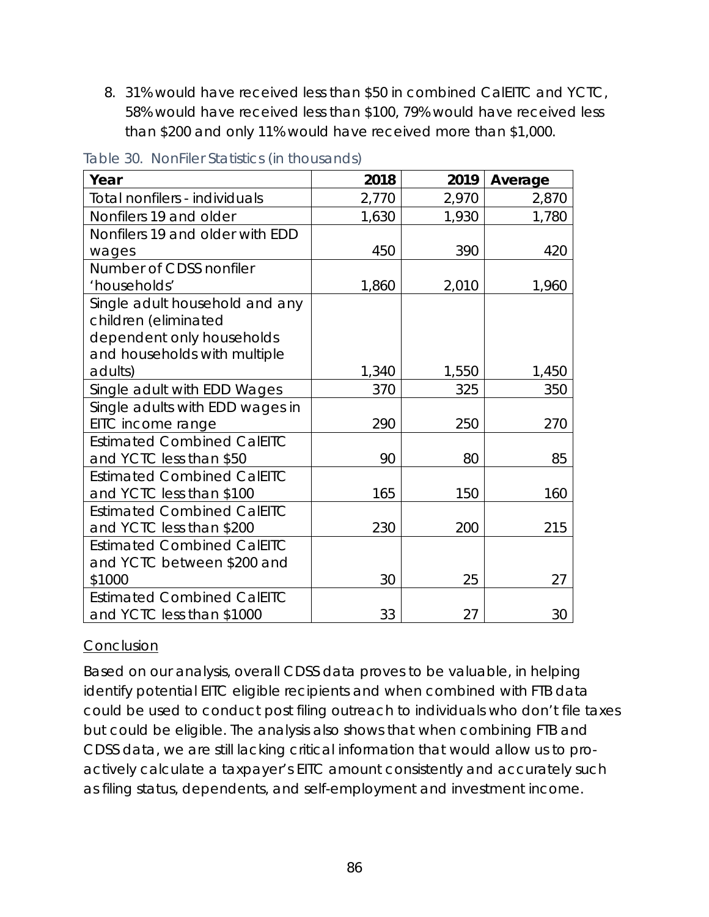8. 31% would have received less than $50 in combined CalEITC and YCTC, 58% would have received less than $100, 79% would have received less than $200 and only 11% would have received more than $1,000.

Table 30. NonFiler Statistics (in thousands)

| Year | 2018 | 2019 | Average |
|---|---|---|---|
| Total nonfilers - individuals | 2,770 | 2,970 | 2,870 |
| Nonfilers 19 and older | 1,630 | 1,930 | 1,780 |
| Nonfilers 19 and older with EDD wages | 450 | 390 | 420 |
| Number of CDSS nonfiler 'households' | 1,860 | 2,010 | 1,960 |
| Single adult household and any children (eliminated dependent only households and households with multiple adults) | 1,340 | 1,550 | 1,450 |
| Single adult with EDD Wages | 370 | 325 | 350 |
| Single adults with EDD wages in EITC income range | 290 | 250 | 270 |
| Estimated Combined CalEITC and YCTC less than $50 | 90 | 80 | 85 |
| Estimated Combined CalEITC and YCTC less than $100 | 165 | 150 | 160 |
| Estimated Combined CalEITC and YCTC less than $200 | 230 | 200 | 215 |
| Estimated Combined CalEITC and YCTC between $200 and $1000 | 30 | 25 | 27 |
| Estimated Combined CalEITC and YCTC less than $1000 | 33 | 27 | 30 |

## Conclusion

Based on our analysis, overall CDSS data proves to be valuable, in helping identify potential EITC eligible recipients and when combined with FTB data could be used to conduct post filing outreach to individuals who don't file taxes but could be eligible. The analysis also shows that when combining FTB and CDSS data, we are still lacking critical information that would allow us to pro-actively calculate a taxpayer's EITC amount consistently and accurately such as filing status, dependents, and self-employment and investment income.